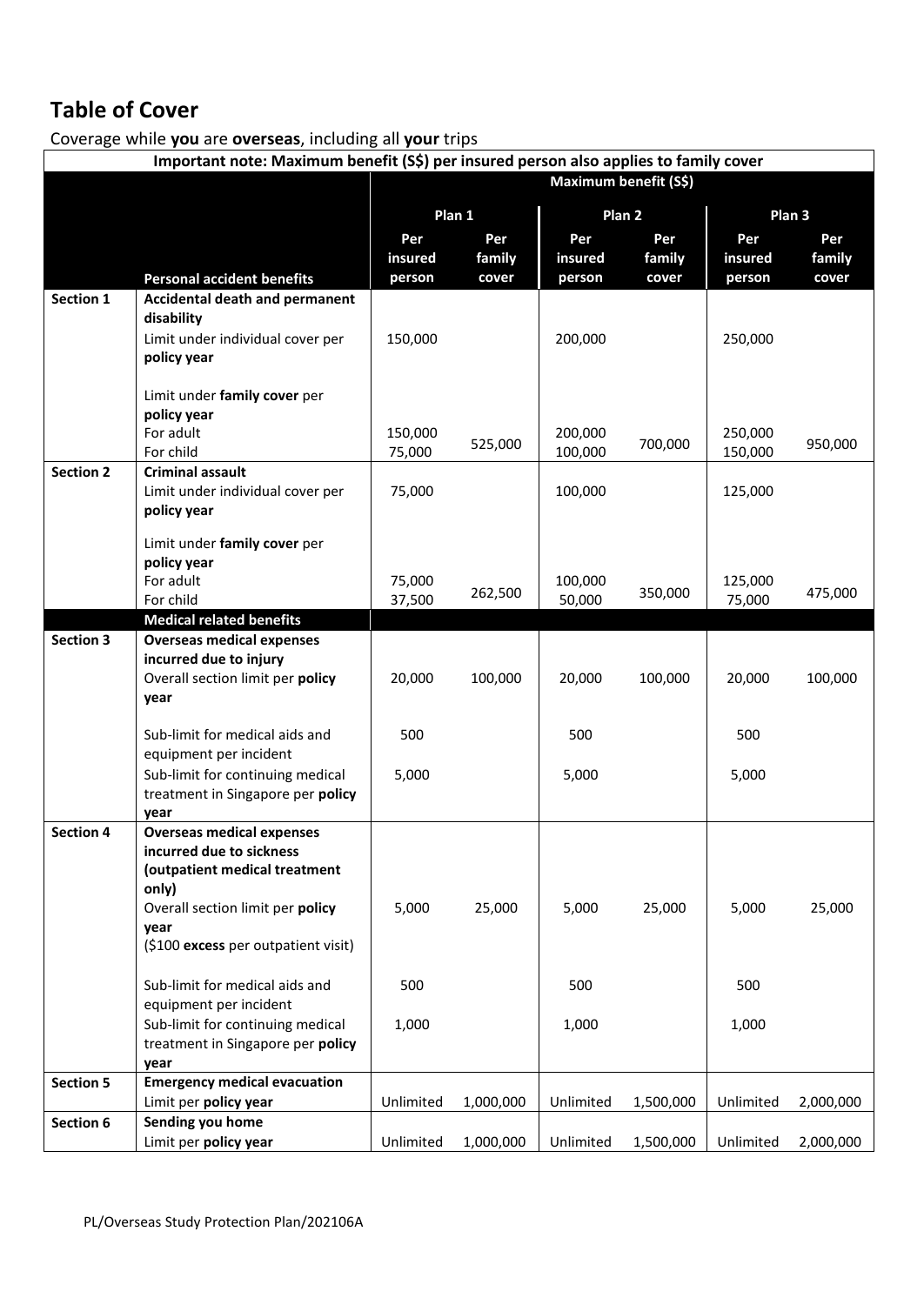# Table of Cover

Coverage while **you** are **overseas**, including all **your** trips

| Important note: Maximum benefit (S$) per insured person also applies to family cover | | | | | | | |
|---|---|---|---|---|---|---|---|
| | | Maximum benefit (S$) | | | | | |
| | | Plan 1 | | Plan 2 | | Plan 3 | |
| | **Personal accident benefits** | Per insured person | Per family cover | Per insured person | Per family cover | Per insured person | Per family cover |
| **Section 1** | **Accidental death and permanent disability** | | | | | | |
| | Limit under individual cover per **policy year** | 150,000 | | 200,000 | | 250,000 | |
| | Limit under **family cover** per **policy year** | | | | | | |
| | For adult | 150,000 | 525,000 | 200,000 | 700,000 | 250,000 | 950,000 |
| | For child | 75,000 | | 100,000 | | 150,000 | |
| **Section 2** | **Criminal assault** | | | | | | |
| | Limit under individual cover per **policy year** | 75,000 | | 100,000 | | 125,000 | |
| | Limit under **family cover** per **policy year** | | | | | | |
| | For adult | 75,000 | 262,500 | 100,000 | 350,000 | 125,000 | 475,000 |
| | For child | 37,500 | | 50,000 | | 75,000 | |
| | **Medical related benefits** | | | | | | |
| **Section 3** | **Overseas medical expenses incurred due to injury** | | | | | | |
| | Overall section limit per **policy year** | 20,000 | 100,000 | 20,000 | 100,000 | 20,000 | 100,000 |
| | Sub-limit for medical aids and equipment per incident | 500 | | 500 | | 500 | |
| | Sub-limit for continuing medical treatment in Singapore per **policy year** | 5,000 | | 5,000 | | 5,000 | |
| **Section 4** | **Overseas medical expenses incurred due to sickness (outpatient medical treatment only)** | | | | | | |
| | Overall section limit per **policy year** ($100 **excess** per outpatient visit) | 5,000 | 25,000 | 5,000 | 25,000 | 5,000 | 25,000 |
| | Sub-limit for medical aids and equipment per incident | 500 | | 500 | | 500 | |
| | Sub-limit for continuing medical treatment in Singapore per **policy year** | 1,000 | | 1,000 | | 1,000 | |
| **Section 5** | **Emergency medical evacuation** | | | | | | |
| | Limit per **policy year** | Unlimited | 1,000,000 | Unlimited | 1,500,000 | Unlimited | 2,000,000 |
| **Section 6** | **Sending you home** | | | | | | |
| | Limit per **policy year** | Unlimited | 1,000,000 | Unlimited | 1,500,000 | Unlimited | 2,000,000 |

PL/Overseas Study Protection Plan/202106A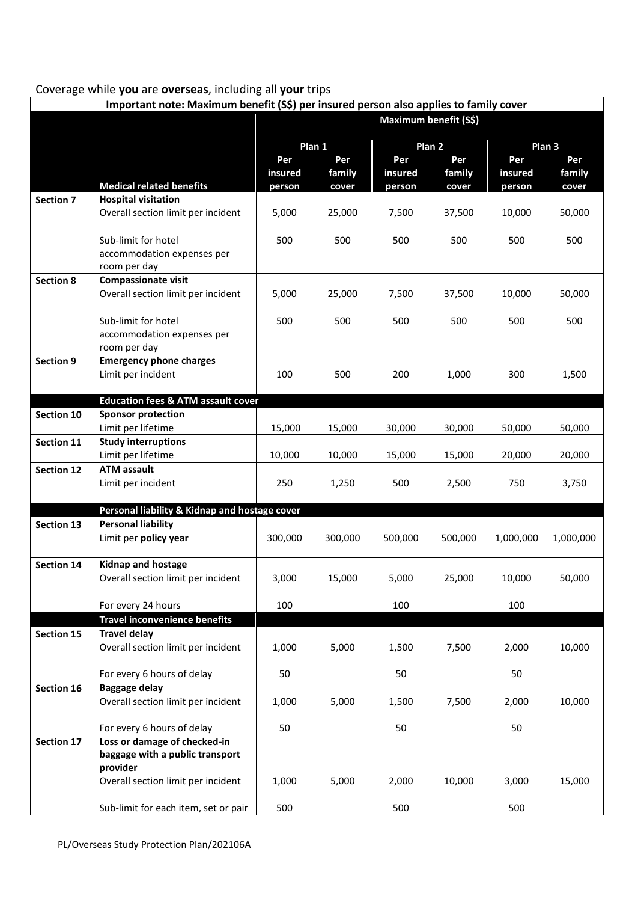Coverage while **you** are **overseas**, including all **your** trips

| **Important note: Maximum benefit (S$) per insured person also applies to family cover** | | | | | | | |
|---|---|---|---|---|---|---|---|
| | | **Maximum benefit (S$)** | | | | | |
| | | **Plan 1** | | **Plan 2** | | **Plan 3** | |
| | **Medical related benefits** | **Per insured person** | **Per family cover** | **Per insured person** | **Per family cover** | **Per insured person** | **Per family cover** |
| **Section 7** | **Hospital visitation** Overall section limit per incident | 5,000 | 25,000 | 7,500 | 37,500 | 10,000 | 50,000 |
| | Sub-limit for hotel accommodation expenses per room per day | 500 | 500 | 500 | 500 | 500 | 500 |
| **Section 8** | **Compassionate visit** Overall section limit per incident | 5,000 | 25,000 | 7,500 | 37,500 | 10,000 | 50,000 |
| | Sub-limit for hotel accommodation expenses per room per day | 500 | 500 | 500 | 500 | 500 | 500 |
| **Section 9** | **Emergency phone charges** Limit per incident | 100 | 500 | 200 | 1,000 | 300 | 1,500 |
| | **Education fees & ATM assault cover** | | | | | | |
| **Section 10** | **Sponsor protection** Limit per lifetime | 15,000 | 15,000 | 30,000 | 30,000 | 50,000 | 50,000 |
| **Section 11** | **Study interruptions** Limit per lifetime | 10,000 | 10,000 | 15,000 | 15,000 | 20,000 | 20,000 |
| **Section 12** | **ATM assault** Limit per incident | 250 | 1,250 | 500 | 2,500 | 750 | 3,750 |
| | **Personal liability & Kidnap and hostage cover** | | | | | | |
| **Section 13** | **Personal liability** Limit per **policy year** | 300,000 | 300,000 | 500,000 | 500,000 | 1,000,000 | 1,000,000 |
| **Section 14** | **Kidnap and hostage** Overall section limit per incident | 3,000 | 15,000 | 5,000 | 25,000 | 10,000 | 50,000 |
| | For every 24 hours | 100 | | 100 | | 100 | |
| | **Travel inconvenience benefits** | | | | | | |
| **Section 15** | **Travel delay** Overall section limit per incident | 1,000 | 5,000 | 1,500 | 7,500 | 2,000 | 10,000 |
| | For every 6 hours of delay | 50 | | 50 | | 50 | |
| **Section 16** | **Baggage delay** Overall section limit per incident | 1,000 | 5,000 | 1,500 | 7,500 | 2,000 | 10,000 |
| | For every 6 hours of delay | 50 | | 50 | | 50 | |
| **Section 17** | **Loss or damage of checked-in baggage with a public transport provider** Overall section limit per incident | 1,000 | 5,000 | 2,000 | 10,000 | 3,000 | 15,000 |
| | Sub-limit for each item, set or pair | 500 | | 500 | | 500 | |

PL/Overseas Study Protection Plan/202106A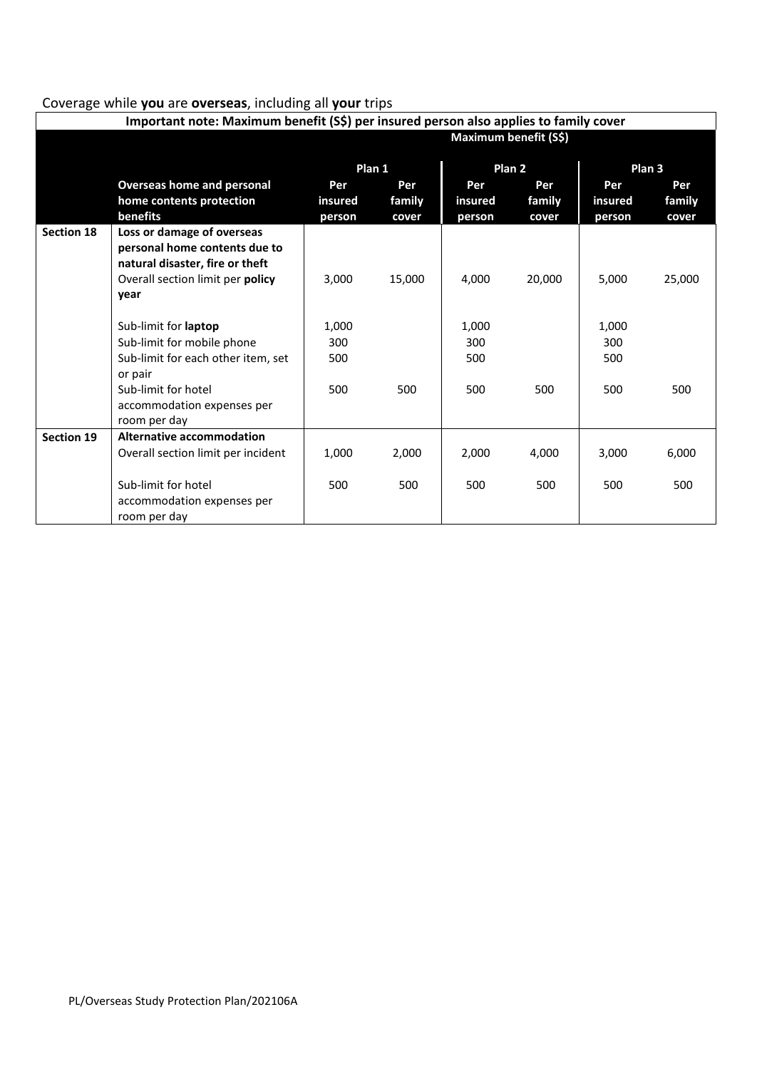Coverage while **you** are **overseas**, including all **your** trips

| **Important note: Maximum benefit (S$) per insured person also applies to family cover** | | | | | | | |
|---|---|---|---|---|---|---|---|
| | | **Maximum benefit (S$)** | | | | | |
| | | **Plan 1** | | **Plan 2** | | **Plan 3** | |
| | **Overseas home and personal home contents protection benefits** | **Per insured person** | **Per family cover** | **Per insured person** | **Per family cover** | **Per insured person** | **Per family cover** |
| **Section 18** | **Loss or damage of overseas personal home contents due to natural disaster, fire or theft** | | | | | | |
| | Overall section limit per **policy year** | 3,000 | 15,000 | 4,000 | 20,000 | 5,000 | 25,000 |
| | Sub-limit for **laptop** | 1,000 | | 1,000 | | 1,000 | |
| | Sub-limit for mobile phone | 300 | | 300 | | 300 | |
| | Sub-limit for each other item, set or pair | 500 | | 500 | | 500 | |
| | Sub-limit for hotel accommodation expenses per room per day | 500 | 500 | 500 | 500 | 500 | 500 |
| **Section 19** | **Alternative accommodation** | | | | | | |
| | Overall section limit per incident | 1,000 | 2,000 | 2,000 | 4,000 | 3,000 | 6,000 |
| | Sub-limit for hotel accommodation expenses per room per day | 500 | 500 | 500 | 500 | 500 | 500 |

PL/Overseas Study Protection Plan/202106A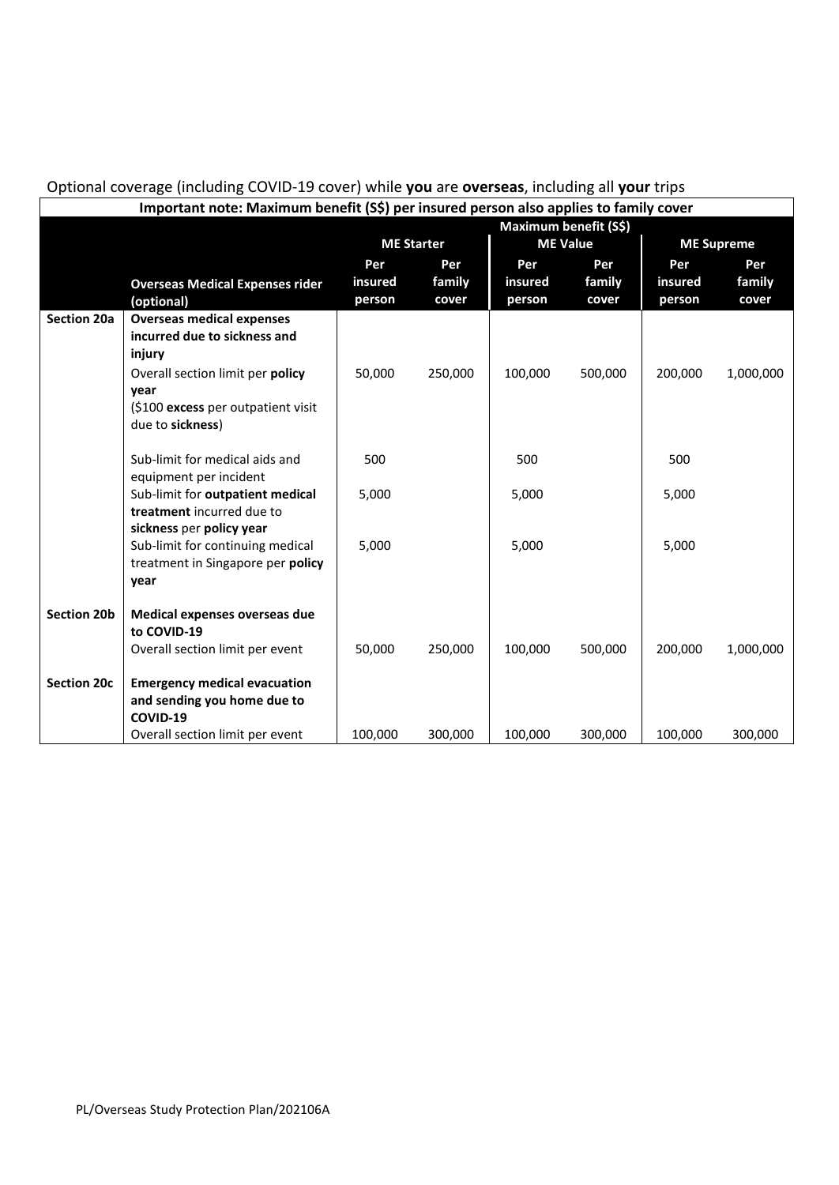Optional coverage (including COVID-19 cover) while **you** are **overseas**, including all **your** trips

| Important note: Maximum benefit (S$) per insured person also applies to family cover | | | | | | | |
|---|---|---|---|---|---|---|---|
| | | Maximum benefit (S$) | | | | | |
| | | ME Starter | | ME Value | | ME Supreme | |
| | **Overseas Medical Expenses rider (optional)** | Per insured person | Per family cover | Per insured person | Per family cover | Per insured person | Per family cover |
| **Section 20a** | **Overseas medical expenses incurred due to sickness and injury** | | | | | | |
| | Overall section limit per **policy year** (\$100 **excess** per outpatient visit due to **sickness**) | 50,000 | 250,000 | 100,000 | 500,000 | 200,000 | 1,000,000 |
| | Sub-limit for medical aids and equipment per incident | 500 | | 500 | | 500 | |
| | Sub-limit for **outpatient medical treatment** incurred due to **sickness** per **policy year** | 5,000 | | 5,000 | | 5,000 | |
| | Sub-limit for continuing medical treatment in Singapore per **policy year** | 5,000 | | 5,000 | | 5,000 | |
| **Section 20b** | **Medical expenses overseas due to COVID-19** | | | | | | |
| | Overall section limit per event | 50,000 | 250,000 | 100,000 | 500,000 | 200,000 | 1,000,000 |
| **Section 20c** | **Emergency medical evacuation and sending you home due to COVID-19** | | | | | | |
| | Overall section limit per event | 100,000 | 300,000 | 100,000 | 300,000 | 100,000 | 300,000 |

PL/Overseas Study Protection Plan/202106A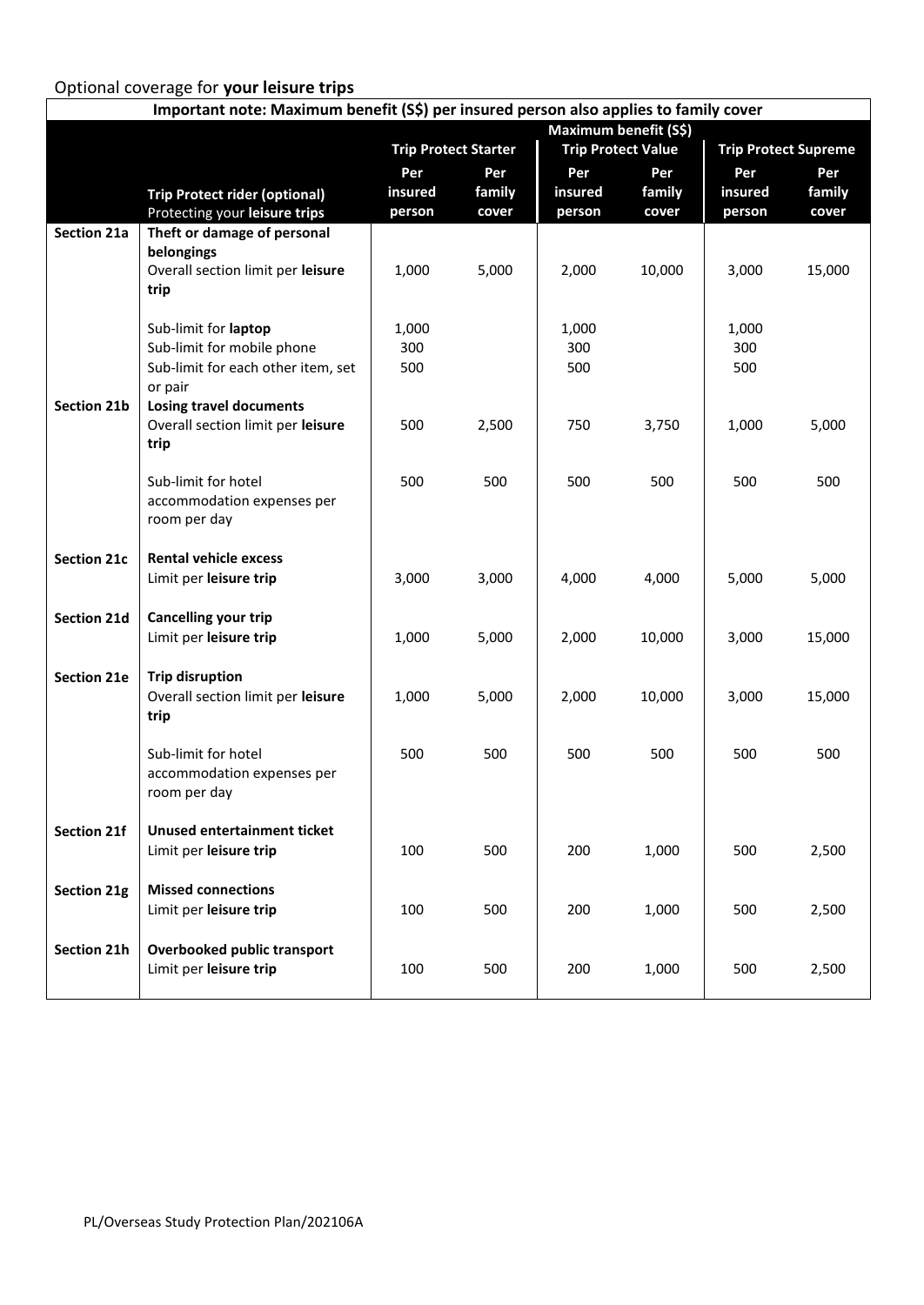Optional coverage for **your leisure trips**

| Important note: Maximum benefit (S$) per insured person also applies to family cover | | | | | | | |
|---|---|---|---|---|---|---|---|
| | | **Maximum benefit (S$)** | | | | | |
| | | **Trip Protect Starter** | | **Trip Protect Value** | | **Trip Protect Supreme** | |
| | **Trip Protect rider (optional)**<br>Protecting your **leisure trips** | **Per insured person** | **Per family cover** | **Per insured person** | **Per family cover** | **Per insured person** | **Per family cover** |
| **Section 21a** | **Theft or damage of personal belongings**<br>Overall section limit per **leisure trip** | 1,000 | 5,000 | 2,000 | 10,000 | 3,000 | 15,000 |
| | Sub-limit for **laptop**<br>Sub-limit for mobile phone<br>Sub-limit for each other item, set or pair | 1,000<br>300<br>500 | | 1,000<br>300<br>500 | | 1,000<br>300<br>500 | |
| **Section 21b** | **Losing travel documents**<br>Overall section limit per **leisure trip** | 500 | 2,500 | 750 | 3,750 | 1,000 | 5,000 |
| | Sub-limit for hotel accommodation expenses per room per day | 500 | 500 | 500 | 500 | 500 | 500 |
| **Section 21c** | **Rental vehicle excess**<br>Limit per **leisure trip** | 3,000 | 3,000 | 4,000 | 4,000 | 5,000 | 5,000 |
| **Section 21d** | **Cancelling your trip**<br>Limit per **leisure trip** | 1,000 | 5,000 | 2,000 | 10,000 | 3,000 | 15,000 |
| **Section 21e** | **Trip disruption**<br>Overall section limit per **leisure trip** | 1,000 | 5,000 | 2,000 | 10,000 | 3,000 | 15,000 |
| | Sub-limit for hotel accommodation expenses per room per day | 500 | 500 | 500 | 500 | 500 | 500 |
| **Section 21f** | **Unused entertainment ticket**<br>Limit per **leisure trip** | 100 | 500 | 200 | 1,000 | 500 | 2,500 |
| **Section 21g** | **Missed connections**<br>Limit per **leisure trip** | 100 | 500 | 200 | 1,000 | 500 | 2,500 |
| **Section 21h** | **Overbooked public transport**<br>Limit per **leisure trip** | 100 | 500 | 200 | 1,000 | 500 | 2,500 |

PL/Overseas Study Protection Plan/202106A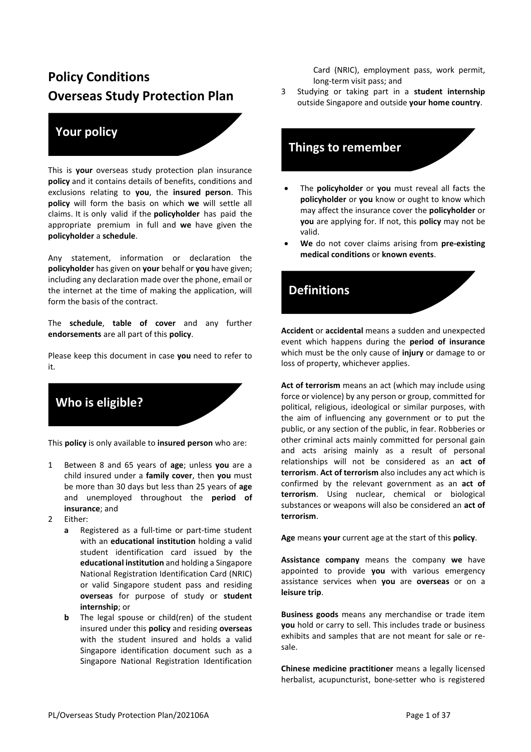# Policy Conditions
# Overseas Study Protection Plan

## Your policy

This is **your** overseas study protection plan insurance **policy** and it contains details of benefits, conditions and exclusions relating to **you**, the **insured person**. This **policy** will form the basis on which **we** will settle all claims. It is only valid if the **policyholder** has paid the appropriate premium in full and **we** have given the **policyholder** a **schedule**.

Any statement, information or declaration the **policyholder** has given on **your** behalf or **you** have given; including any declaration made over the phone, email or the internet at the time of making the application, will form the basis of the contract.

The **schedule**, **table of cover** and any further **endorsements** are all part of this **policy**.

Please keep this document in case **you** need to refer to it.

## Who is eligible?

This **policy** is only available to **insured person** who are:

1. Between 8 and 65 years of **age**; unless **you** are a child insured under a **family cover**, then **you** must be more than 30 days but less than 25 years of **age** and unemployed throughout the **period of insurance**; and
2. Either:
   - **a** Registered as a full-time or part-time student with an **educational institution** holding a valid student identification card issued by the **educational institution** and holding a Singapore National Registration Identification Card (NRIC) or valid Singapore student pass and residing **overseas** for purpose of study or **student internship**; or
   - **b** The legal spouse or child(ren) of the student insured under this **policy** and residing **overseas** with the student insured and holds a valid Singapore identification document such as a Singapore National Registration Identification Card (NRIC), employment pass, work permit, long-term visit pass; and
3. Studying or taking part in a **student internship** outside Singapore and outside **your home country**.

## Things to remember

- The **policyholder** or **you** must reveal all facts the **policyholder** or **you** know or ought to know which may affect the insurance cover the **policyholder** or **you** are applying for. If not, this **policy** may not be valid.
- **We** do not cover claims arising from **pre-existing medical conditions** or **known events**.

## Definitions

**Accident** or **accidental** means a sudden and unexpected event which happens during the **period of insurance** which must be the only cause of **injury** or damage to or loss of property, whichever applies.

**Act of terrorism** means an act (which may include using force or violence) by any person or group, committed for political, religious, ideological or similar purposes, with the aim of influencing any government or to put the public, or any section of the public, in fear. Robberies or other criminal acts mainly committed for personal gain and acts arising mainly as a result of personal relationships will not be considered as an **act of terrorism**. **Act of terrorism** also includes any act which is confirmed by the relevant government as an **act of terrorism**. Using nuclear, chemical or biological substances or weapons will also be considered an **act of terrorism**.

**Age** means **your** current age at the start of this **policy**.

**Assistance company** means the company **we** have appointed to provide **you** with various emergency assistance services when **you** are **overseas** or on a **leisure trip**.

**Business goods** means any merchandise or trade item **you** hold or carry to sell. This includes trade or business exhibits and samples that are not meant for sale or re-sale.

**Chinese medicine practitioner** means a legally licensed herbalist, acupuncturist, bone-setter who is registered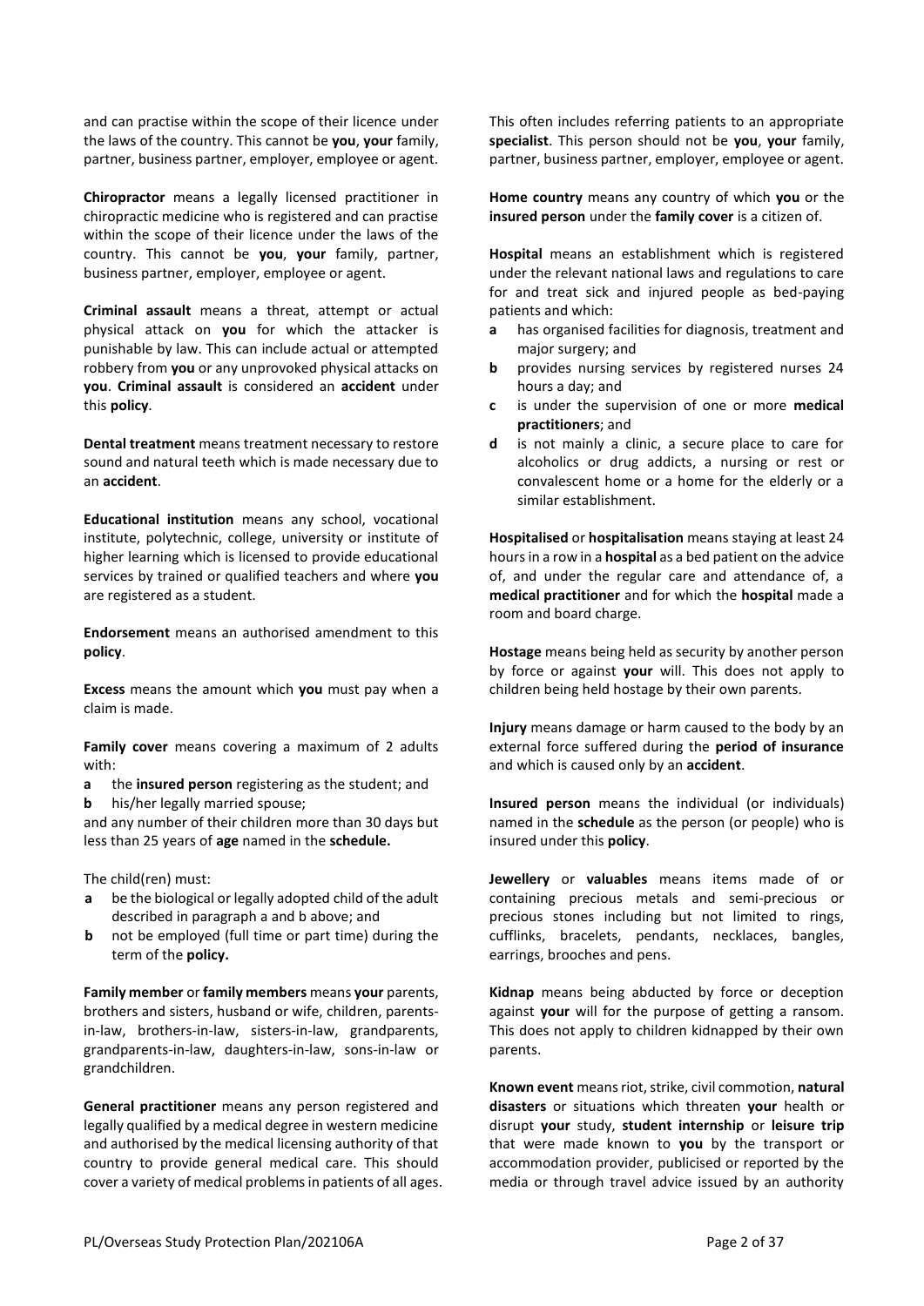and can practise within the scope of their licence under the laws of the country. This cannot be **you**, **your** family, partner, business partner, employer, employee or agent.

**Chiropractor** means a legally licensed practitioner in chiropractic medicine who is registered and can practise within the scope of their licence under the laws of the country. This cannot be **you**, **your** family, partner, business partner, employer, employee or agent.

**Criminal assault** means a threat, attempt or actual physical attack on **you** for which the attacker is punishable by law. This can include actual or attempted robbery from **you** or any unprovoked physical attacks on **you**. **Criminal assault** is considered an **accident** under this **policy**.

**Dental treatment** means treatment necessary to restore sound and natural teeth which is made necessary due to an **accident**.

**Educational institution** means any school, vocational institute, polytechnic, college, university or institute of higher learning which is licensed to provide educational services by trained or qualified teachers and where **you** are registered as a student.

**Endorsement** means an authorised amendment to this **policy**.

**Excess** means the amount which **you** must pay when a claim is made.

**Family cover** means covering a maximum of 2 adults with:

- **a** the **insured person** registering as the student; and
- **b** his/her legally married spouse;

and any number of their children more than 30 days but less than 25 years of **age** named in the **schedule.**

The child(ren) must:

- **a** be the biological or legally adopted child of the adult described in paragraph a and b above; and
- **b** not be employed (full time or part time) during the term of the **policy.**

**Family member** or **family members** means **your** parents, brothers and sisters, husband or wife, children, parents-in-law, brothers-in-law, sisters-in-law, grandparents, grandparents-in-law, daughters-in-law, sons-in-law or grandchildren.

**General practitioner** means any person registered and legally qualified by a medical degree in western medicine and authorised by the medical licensing authority of that country to provide general medical care. This should cover a variety of medical problems in patients of all ages. This often includes referring patients to an appropriate **specialist**. This person should not be **you**, **your** family, partner, business partner, employer, employee or agent.

**Home country** means any country of which **you** or the **insured person** under the **family cover** is a citizen of.

**Hospital** means an establishment which is registered under the relevant national laws and regulations to care for and treat sick and injured people as bed-paying patients and which:

- **a** has organised facilities for diagnosis, treatment and major surgery; and
- **b** provides nursing services by registered nurses 24 hours a day; and
- **c** is under the supervision of one or more **medical practitioners**; and
- **d** is not mainly a clinic, a secure place to care for alcoholics or drug addicts, a nursing or rest or convalescent home or a home for the elderly or a similar establishment.

**Hospitalised** or **hospitalisation** means staying at least 24 hours in a row in a **hospital** as a bed patient on the advice of, and under the regular care and attendance of, a **medical practitioner** and for which the **hospital** made a room and board charge.

**Hostage** means being held as security by another person by force or against **your** will. This does not apply to children being held hostage by their own parents.

**Injury** means damage or harm caused to the body by an external force suffered during the **period of insurance** and which is caused only by an **accident**.

**Insured person** means the individual (or individuals) named in the **schedule** as the person (or people) who is insured under this **policy**.

**Jewellery** or **valuables** means items made of or containing precious metals and semi-precious or precious stones including but not limited to rings, cufflinks, bracelets, pendants, necklaces, bangles, earrings, brooches and pens.

**Kidnap** means being abducted by force or deception against **your** will for the purpose of getting a ransom. This does not apply to children kidnapped by their own parents.

**Known event** means riot, strike, civil commotion, **natural disasters** or situations which threaten **your** health or disrupt **your** study, **student internship** or **leisure trip** that were made known to **you** by the transport or accommodation provider, publicised or reported by the media or through travel advice issued by an authority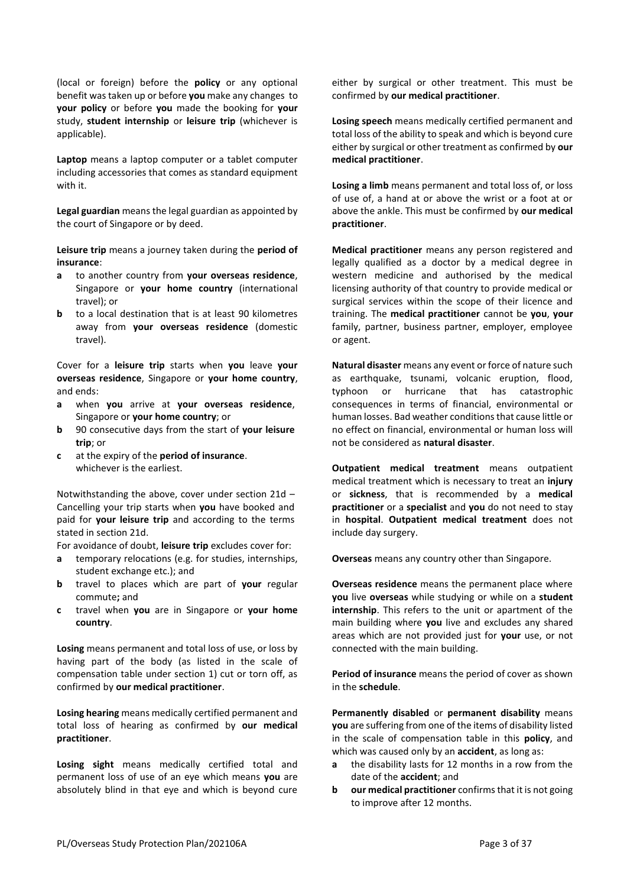(local or foreign) before the **policy** or any optional benefit was taken up or before **you** make any changes to **your policy** or before **you** made the booking for **your** study, **student internship** or **leisure trip** (whichever is applicable).

**Laptop** means a laptop computer or a tablet computer including accessories that comes as standard equipment with it.

**Legal guardian** means the legal guardian as appointed by the court of Singapore or by deed.

**Leisure trip** means a journey taken during the **period of insurance**:

- **a** to another country from **your overseas residence**, Singapore or **your home country** (international travel); or
- **b** to a local destination that is at least 90 kilometres away from **your overseas residence** (domestic travel).

Cover for a **leisure trip** starts when **you** leave **your overseas residence**, Singapore or **your home country**, and ends:

- **a** when **you** arrive at **your overseas residence**, Singapore or **your home country**; or
- **b** 90 consecutive days from the start of **your leisure trip**; or
- **c** at the expiry of the **period of insurance**.

whichever is the earliest.

Notwithstanding the above, cover under section 21d – Cancelling your trip starts when **you** have booked and paid for **your leisure trip** and according to the terms stated in section 21d.

For avoidance of doubt, **leisure trip** excludes cover for:

- **a** temporary relocations (e.g. for studies, internships, student exchange etc.); and
- **b** travel to places which are part of **your** regular commute**;** and
- **c** travel when **you** are in Singapore or **your home country**.

**Losing** means permanent and total loss of use, or loss by having part of the body (as listed in the scale of compensation table under section 1) cut or torn off, as confirmed by **our medical practitioner**.

**Losing hearing** means medically certified permanent and total loss of hearing as confirmed by **our medical practitioner**.

**Losing sight** means medically certified total and permanent loss of use of an eye which means **you** are absolutely blind in that eye and which is beyond cure either by surgical or other treatment. This must be confirmed by **our medical practitioner**.

**Losing speech** means medically certified permanent and total loss of the ability to speak and which is beyond cure either by surgical or other treatment as confirmed by **our medical practitioner**.

**Losing a limb** means permanent and total loss of, or loss of use of, a hand at or above the wrist or a foot at or above the ankle. This must be confirmed by **our medical practitioner**.

**Medical practitioner** means any person registered and legally qualified as a doctor by a medical degree in western medicine and authorised by the medical licensing authority of that country to provide medical or surgical services within the scope of their licence and training. The **medical practitioner** cannot be **you**, **your** family, partner, business partner, employer, employee or agent.

**Natural disaster** means any event or force of nature such as earthquake, tsunami, volcanic eruption, flood, typhoon or hurricane that has catastrophic consequences in terms of financial, environmental or human losses. Bad weather conditions that cause little or no effect on financial, environmental or human loss will not be considered as **natural disaster**.

**Outpatient medical treatment** means outpatient medical treatment which is necessary to treat an **injury** or **sickness**, that is recommended by a **medical practitioner** or a **specialist** and **you** do not need to stay in **hospital**. **Outpatient medical treatment** does not include day surgery.

**Overseas** means any country other than Singapore.

**Overseas residence** means the permanent place where **you** live **overseas** while studying or while on a **student internship**. This refers to the unit or apartment of the main building where **you** live and excludes any shared areas which are not provided just for **your** use, or not connected with the main building.

**Period of insurance** means the period of cover as shown in the **schedule**.

**Permanently disabled** or **permanent disability** means **you** are suffering from one of the items of disability listed in the scale of compensation table in this **policy**, and which was caused only by an **accident**, as long as:

- **a** the disability lasts for 12 months in a row from the date of the **accident**; and
- **b** **our medical practitioner** confirms that it is not going to improve after 12 months.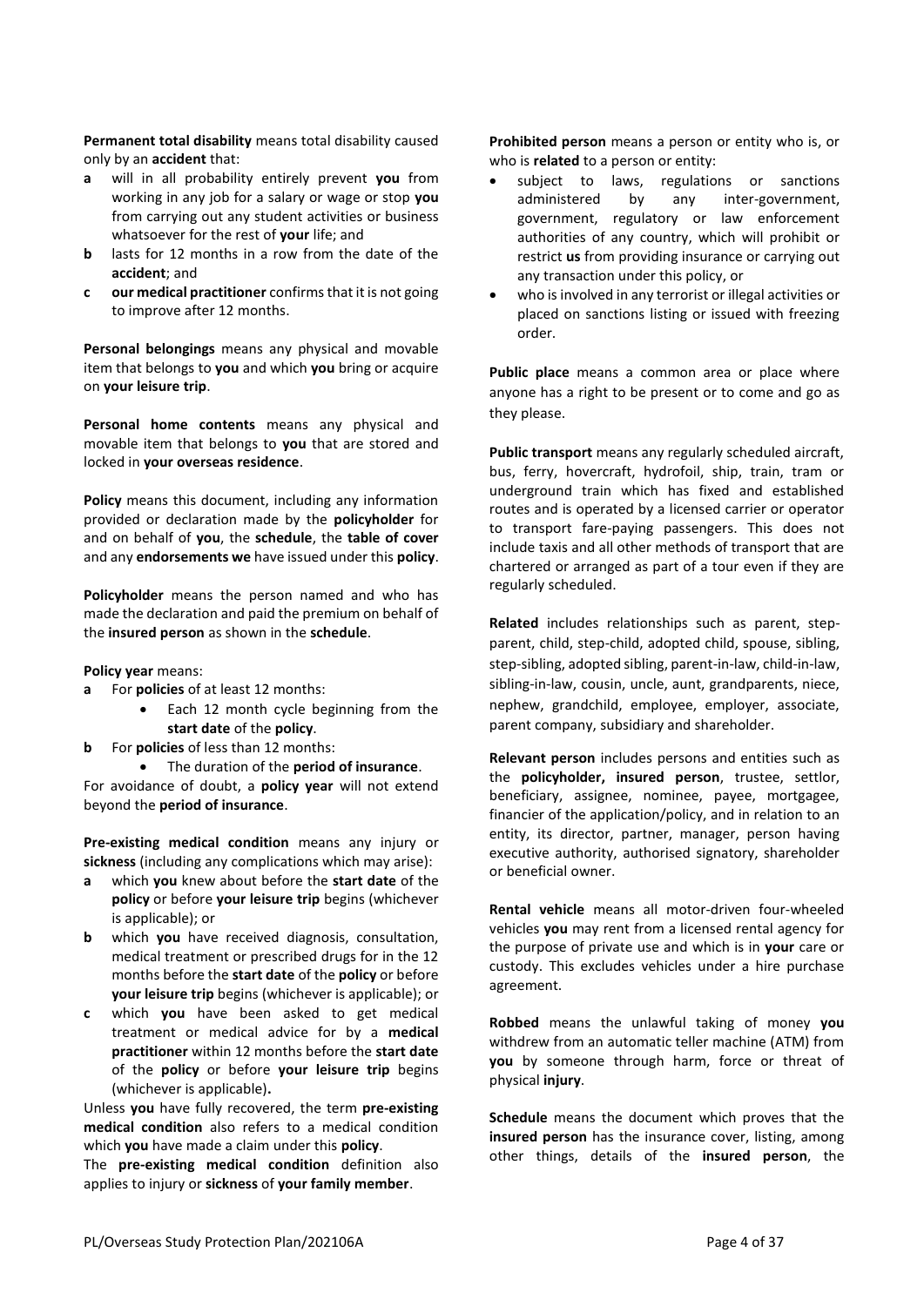**Permanent total disability** means total disability caused only by an **accident** that:

- **a** will in all probability entirely prevent **you** from working in any job for a salary or wage or stop **you** from carrying out any student activities or business whatsoever for the rest of **your** life; and
- **b** lasts for 12 months in a row from the date of the **accident**; and
- **c** **our medical practitioner** confirms that it is not going to improve after 12 months.

**Personal belongings** means any physical and movable item that belongs to **you** and which **you** bring or acquire on **your leisure trip**.

**Personal home contents** means any physical and movable item that belongs to **you** that are stored and locked in **your overseas residence**.

**Policy** means this document, including any information provided or declaration made by the **policyholder** for and on behalf of **you**, the **schedule**, the **table of cover** and any **endorsements we** have issued under this **policy**.

**Policyholder** means the person named and who has made the declaration and paid the premium on behalf of the **insured person** as shown in the **schedule**.

**Policy year** means:

- **a** For **policies** of at least 12 months:
  - Each 12 month cycle beginning from the **start date** of the **policy**.
- **b** For **policies** of less than 12 months:
  - The duration of the **period of insurance**.

For avoidance of doubt, a **policy year** will not extend beyond the **period of insurance**.

**Pre-existing medical condition** means any injury or **sickness** (including any complications which may arise):

- **a** which **you** knew about before the **start date** of the **policy** or before **your leisure trip** begins (whichever is applicable); or
- **b** which **you** have received diagnosis, consultation, medical treatment or prescribed drugs for in the 12 months before the **start date** of the **policy** or before **your leisure trip** begins (whichever is applicable); or
- **c** which **you** have been asked to get medical treatment or medical advice for by a **medical practitioner** within 12 months before the **start date** of the **policy** or before **your leisure trip** begins (whichever is applicable)**.**

Unless **you** have fully recovered, the term **pre-existing medical condition** also refers to a medical condition which **you** have made a claim under this **policy**.

The **pre-existing medical condition** definition also applies to injury or **sickness** of **your family member**.

**Prohibited person** means a person or entity who is, or who is **related** to a person or entity:

- subject to laws, regulations or sanctions administered by any inter-government, government, regulatory or law enforcement authorities of any country, which will prohibit or restrict **us** from providing insurance or carrying out any transaction under this policy, or
- who is involved in any terrorist or illegal activities or placed on sanctions listing or issued with freezing order.

**Public place** means a common area or place where anyone has a right to be present or to come and go as they please.

**Public transport** means any regularly scheduled aircraft, bus, ferry, hovercraft, hydrofoil, ship, train, tram or underground train which has fixed and established routes and is operated by a licensed carrier or operator to transport fare-paying passengers. This does not include taxis and all other methods of transport that are chartered or arranged as part of a tour even if they are regularly scheduled.

**Related** includes relationships such as parent, step-parent, child, step-child, adopted child, spouse, sibling, step-sibling, adopted sibling, parent-in-law, child-in-law, sibling-in-law, cousin, uncle, aunt, grandparents, niece, nephew, grandchild, employee, employer, associate, parent company, subsidiary and shareholder.

**Relevant person** includes persons and entities such as the **policyholder, insured person**, trustee, settlor, beneficiary, assignee, nominee, payee, mortgagee, financier of the application/policy, and in relation to an entity, its director, partner, manager, person having executive authority, authorised signatory, shareholder or beneficial owner.

**Rental vehicle** means all motor-driven four-wheeled vehicles **you** may rent from a licensed rental agency for the purpose of private use and which is in **your** care or custody. This excludes vehicles under a hire purchase agreement.

**Robbed** means the unlawful taking of money **you** withdrew from an automatic teller machine (ATM) from **you** by someone through harm, force or threat of physical **injury**.

**Schedule** means the document which proves that the **insured person** has the insurance cover, listing, among other things, details of the **insured person**, the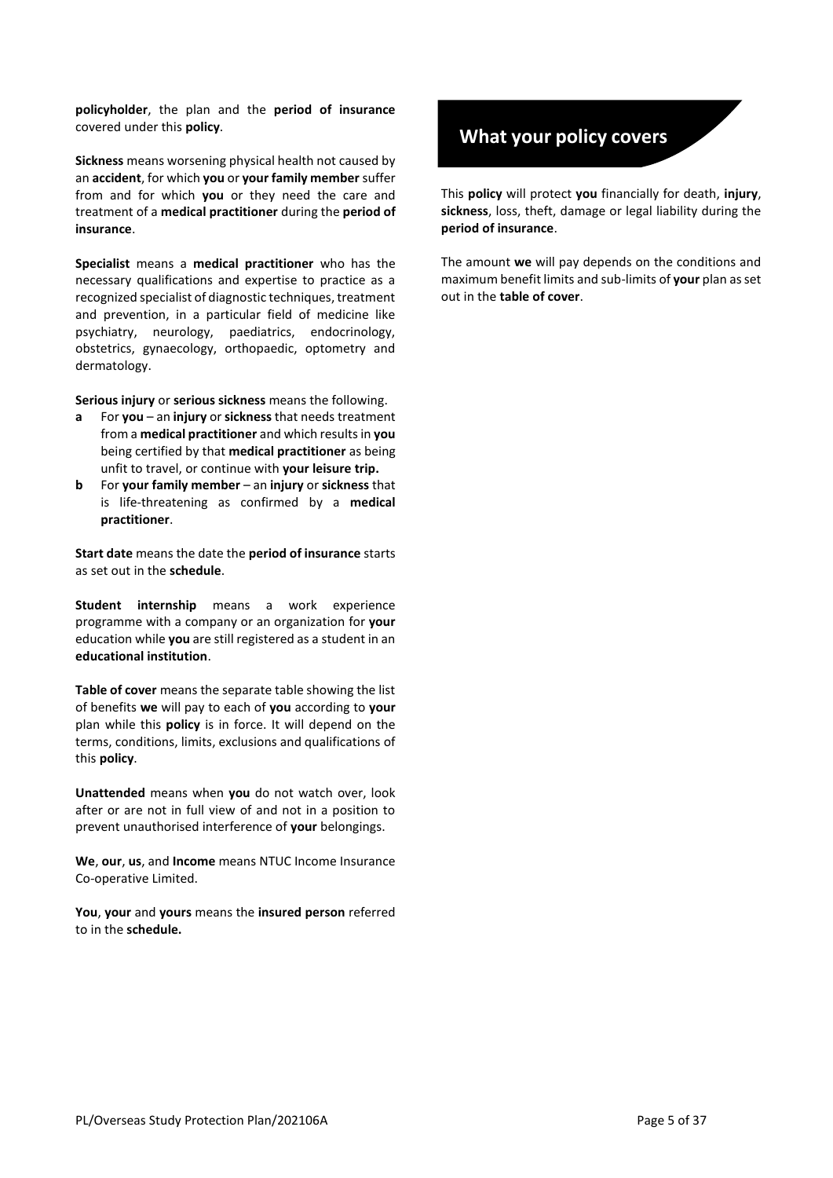**policyholder**, the plan and the **period of insurance** covered under this **policy**.

**Sickness** means worsening physical health not caused by an **accident**, for which **you** or **your family member** suffer from and for which **you** or they need the care and treatment of a **medical practitioner** during the **period of insurance**.

**Specialist** means a **medical practitioner** who has the necessary qualifications and expertise to practice as a recognized specialist of diagnostic techniques, treatment and prevention, in a particular field of medicine like psychiatry, neurology, paediatrics, endocrinology, obstetrics, gynaecology, orthopaedic, optometry and dermatology.

**Serious injury** or **serious sickness** means the following.

- **a** For **you** – an **injury** or **sickness** that needs treatment from a **medical practitioner** and which results in **you** being certified by that **medical practitioner** as being unfit to travel, or continue with **your leisure trip.**
- **b** For **your family member** – an **injury** or **sickness** that is life-threatening as confirmed by a **medical practitioner**.

**Start date** means the date the **period of insurance** starts as set out in the **schedule**.

**Student internship** means a work experience programme with a company or an organization for **your** education while **you** are still registered as a student in an **educational institution**.

**Table of cover** means the separate table showing the list of benefits **we** will pay to each of **you** according to **your** plan while this **policy** is in force. It will depend on the terms, conditions, limits, exclusions and qualifications of this **policy**.

**Unattended** means when **you** do not watch over, look after or are not in full view of and not in a position to prevent unauthorised interference of **your** belongings.

**We**, **our**, **us**, and **Income** means NTUC Income Insurance Co-operative Limited.

**You**, **your** and **yours** means the **insured person** referred to in the **schedule.**

## What your policy covers

This **policy** will protect **you** financially for death, **injury**, **sickness**, loss, theft, damage or legal liability during the **period of insurance**.

The amount **we** will pay depends on the conditions and maximum benefit limits and sub-limits of **your** plan as set out in the **table of cover**.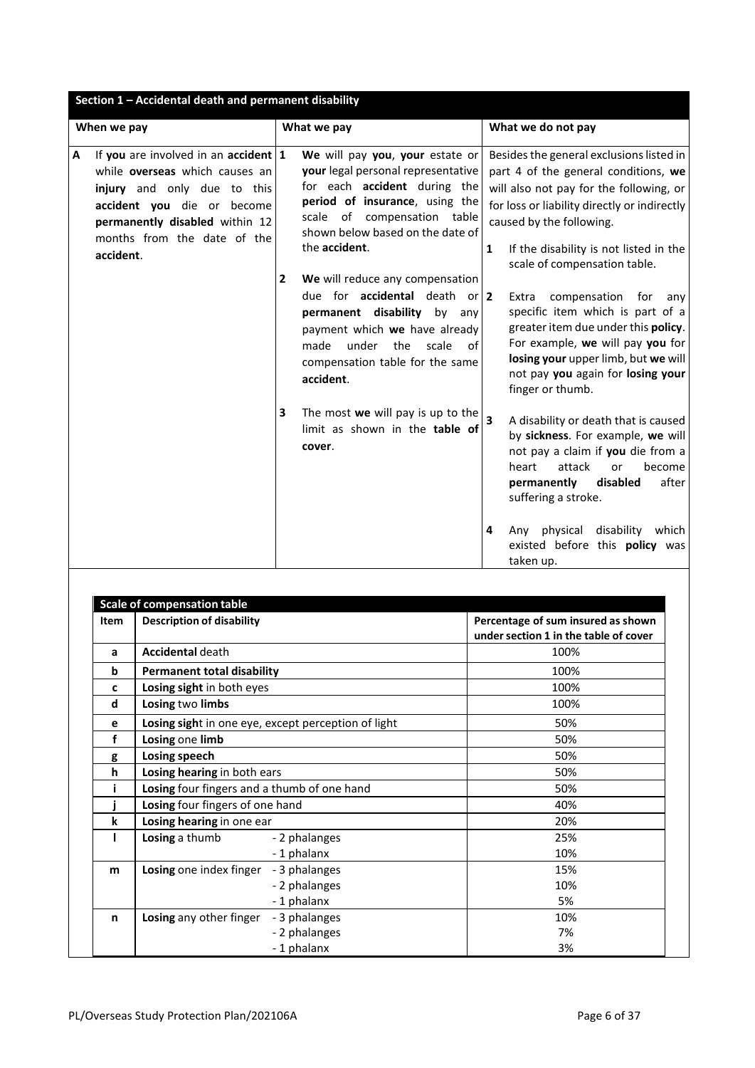## Section 1 – Accidental death and permanent disability

| When we pay | What we pay | What we do not pay |
|---|---|---|
| **A** If **you** are involved in an **accident** while **overseas** which causes an **injury** and only due to this **accident you** die or become **permanently disabled** within 12 months from the date of the **accident**. | **1** **We** will pay **you**, **your** estate or **your** legal personal representative for each **accident** during the **period of insurance**, using the scale of compensation table shown below based on the date of the **accident**.<br><br>**2** **We** will reduce any compensation due for **accidental** death or **permanent disability** by any payment which **we** have already made under the scale of compensation table for the same **accident**.<br><br>**3** The most **we** will pay is up to the limit as shown in the **table of cover**. | Besides the general exclusions listed in part 4 of the general conditions, **we** will also not pay for the following, or for loss or liability directly or indirectly caused by the following.<br><br>**1** If the disability is not listed in the scale of compensation table.<br><br>**2** Extra compensation for any specific item which is part of a greater item due under this **policy**. For example, **we** will pay **you** for **losing your** upper limb, but **we** will not pay **you** again for **losing your** finger or thumb.<br><br>**3** A disability or death that is caused by **sickness**. For example, **we** will not pay a claim if **you** die from a heart attack or become **permanently disabled** after suffering a stroke.<br><br>**4** Any physical disability which existed before this **policy** was taken up. |

### Scale of compensation table

| Item | Description of disability | | Percentage of sum insured as shown under section 1 in the table of cover |
|---|---|---|---|
| a | **Accidental** death | | 100% |
| b | **Permanent total disability** | | 100% |
| c | **Losing sight** in both eyes | | 100% |
| d | **Losing** two **limbs** | | 100% |
| e | **Losing sight** in one eye, except perception of light | | 50% |
| f | **Losing** one **limb** | | 50% |
| g | **Losing speech** | | 50% |
| h | **Losing hearing** in both ears | | 50% |
| i | **Losing** four fingers and a thumb of one hand | | 50% |
| j | **Losing** four fingers of one hand | | 40% |
| k | **Losing hearing** in one ear | | 20% |
| l | **Losing** a thumb | - 2 phalanges | 25% |
| | | - 1 phalanx | 10% |
| m | **Losing** one index finger | - 3 phalanges | 15% |
| | | - 2 phalanges | 10% |
| | | - 1 phalanx | 5% |
| n | **Losing** any other finger | - 3 phalanges | 10% |
| | | - 2 phalanges | 7% |
| | | - 1 phalanx | 3% |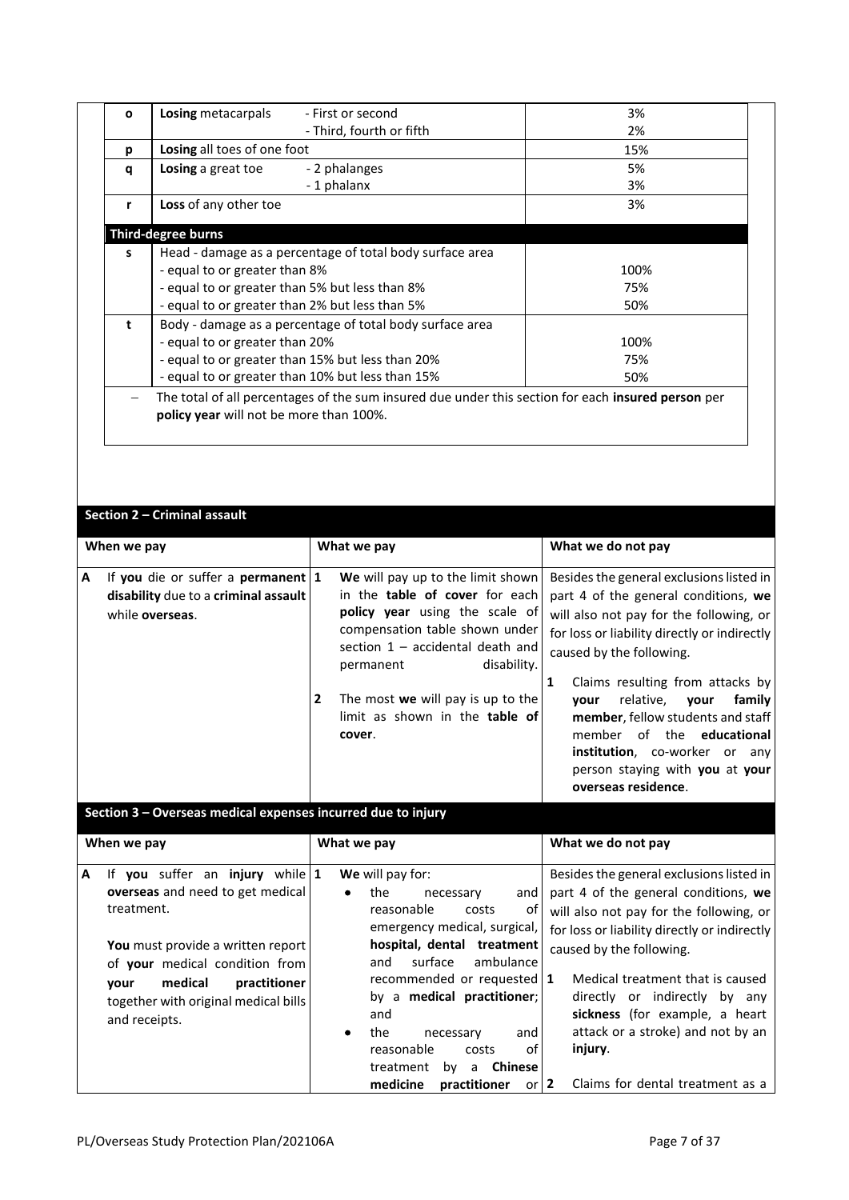| | | |
|---|---|---|
| **o** | **Losing** metacarpals - First or second<br>- Third, fourth or fifth | 3%<br>2% |
| **p** | **Losing** all toes of one foot | 15% |
| **q** | **Losing** a great toe - 2 phalanges<br>- 1 phalanx | 5%<br>3% |
| **r** | **Loss** of any other toe | 3% |
| | **Third-degree burns** | |
| **s** | Head - damage as a percentage of total body surface area<br>- equal to or greater than 8%<br>- equal to or greater than 5% but less than 8%<br>- equal to or greater than 2% but less than 5% | <br>100%<br>75%<br>50% |
| **t** | Body - damage as a percentage of total body surface area<br>- equal to or greater than 20%<br>- equal to or greater than 15% but less than 20%<br>- equal to or greater than 10% but less than 15% | <br>100%<br>75%<br>50% |

– The total of all percentages of the sum insured due under this section for each **insured person** per **policy year** will not be more than 100%.

## Section 2 – Criminal assault

| When we pay | What we pay | What we do not pay |
|---|---|---|
| **A** If **you** die or suffer a **permanent disability** due to a **criminal assault** while **overseas**. | **1** **We** will pay up to the limit shown in the **table of cover** for each **policy year** using the scale of compensation table shown under section 1 – accidental death and permanent disability.<br><br>**2** The most **we** will pay is up to the limit as shown in the **table of cover**. | Besides the general exclusions listed in part 4 of the general conditions, **we** will also not pay for the following, or for loss or liability directly or indirectly caused by the following.<br><br>**1** Claims resulting from attacks by **your** relative, **your family member**, fellow students and staff member of the **educational institution**, co-worker or any person staying with **you** at **your overseas residence**. |

## Section 3 – Overseas medical expenses incurred due to injury

| When we pay | What we pay | What we do not pay |
|---|---|---|
| **A** If **you** suffer an **injury** while **overseas** and need to get medical treatment.<br><br>**You** must provide a written report of **your** medical condition from **your medical practitioner** together with original medical bills and receipts. | **1** **We** will pay for:<br>• the necessary and reasonable costs of emergency medical, surgical, **hospital, dental treatment** and surface ambulance recommended or requested by a **medical practitioner**; and<br>• the necessary and reasonable costs of treatment by a **Chinese medicine practitioner** or | Besides the general exclusions listed in part 4 of the general conditions, **we** will also not pay for the following, or for loss or liability directly or indirectly caused by the following.<br><br>**1** Medical treatment that is caused directly or indirectly by any **sickness** (for example, a heart attack or a stroke) and not by an **injury**.<br><br>**2** Claims for dental treatment as a |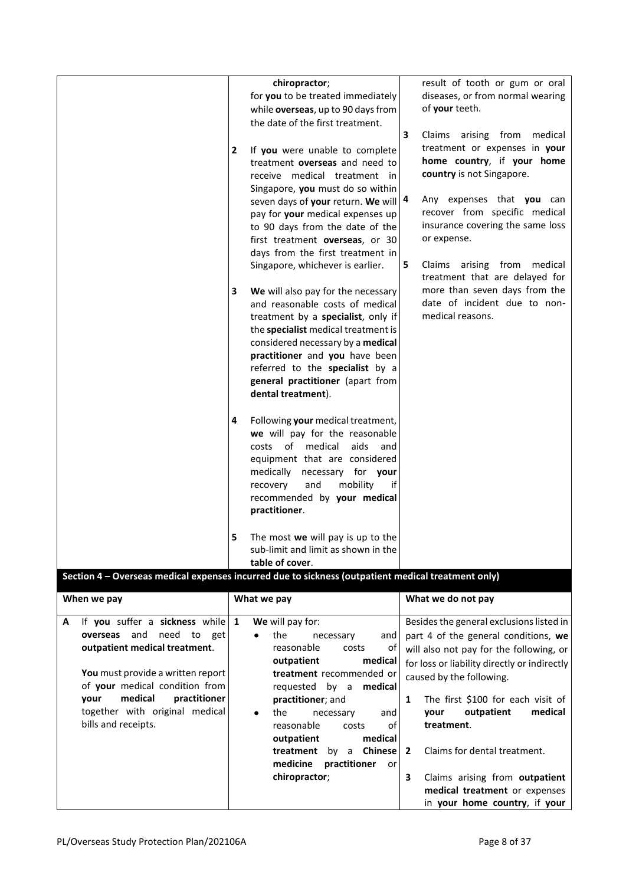| When we pay | What we pay | What we do not pay |
|---|---|---|
| | **chiropractor**; for **you** to be treated immediately while **overseas**, up to 90 days from the date of the first treatment.<br><br>**2** If **you** were unable to complete treatment **overseas** and need to receive medical treatment in Singapore, **you** must do so within seven days of **your** return. **We** will pay for **your** medical expenses up to 90 days from the date of the first treatment **overseas**, or 30 days from the first treatment in Singapore, whichever is earlier.<br><br>**3** **We** will also pay for the necessary and reasonable costs of medical treatment by a **specialist**, only if the **specialist** medical treatment is considered necessary by a **medical practitioner** and **you** have been referred to the **specialist** by a **general practitioner** (apart from **dental treatment**).<br><br>**4** Following **your** medical treatment, **we** will pay for the reasonable costs of medical aids and equipment that are considered medically necessary for **your** recovery and mobility if recommended by **your medical practitioner**.<br><br>**5** The most **we** will pay is up to the sub-limit and limit as shown in the **table of cover**. | result of tooth or gum or oral diseases, or from normal wearing of **your** teeth.<br><br>**3** Claims arising from medical treatment or expenses in **your home country**, if **your home country** is not Singapore.<br><br>**4** Any expenses that **you** can recover from specific medical insurance covering the same loss or expense.<br><br>**5** Claims arising from medical treatment that are delayed for more than seven days from the date of incident due to non-medical reasons. |

## Section 4 – Overseas medical expenses incurred due to sickness (outpatient medical treatment only)

| When we pay | What we pay | What we do not pay |
|---|---|---|
| **A** If **you** suffer a **sickness** while **overseas** and need to get **outpatient medical treatment**.<br><br>**You** must provide a written report of **your** medical condition from **your medical practitioner** together with original medical bills and receipts. | **1** **We** will pay for:<br>• the necessary and reasonable costs of **outpatient medical treatment** recommended or requested by a **medical practitioner**; and<br>• the necessary and reasonable costs of **outpatient medical treatment** by a **Chinese medicine practitioner** or **chiropractor**; | Besides the general exclusions listed in part 4 of the general conditions, **we** will also not pay for the following, or for loss or liability directly or indirectly caused by the following.<br><br>**1** The first $100 for each visit of **your outpatient medical treatment**.<br><br>**2** Claims for dental treatment.<br><br>**3** Claims arising from **outpatient medical treatment** or expenses in **your home country**, if **your** |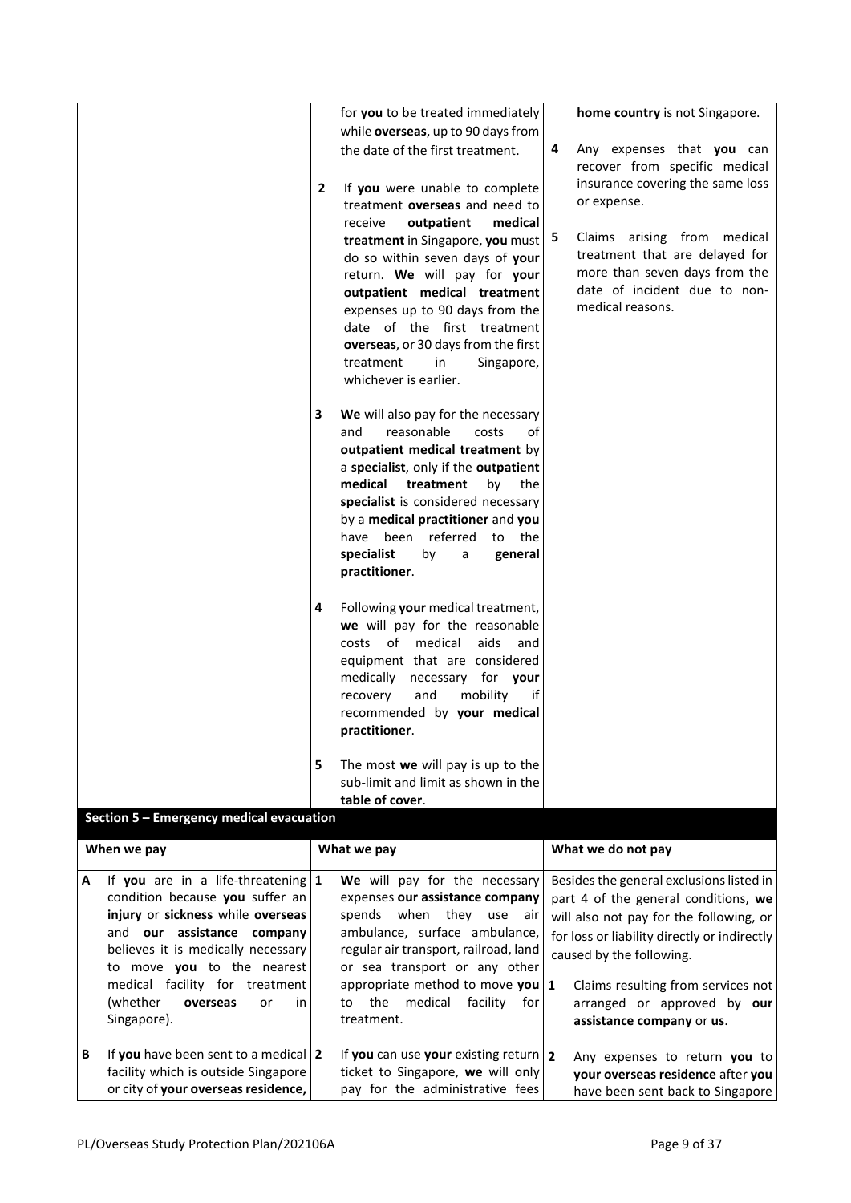| When we pay | What we pay | What we do not pay |
|---|---|---|
| | for **you** to be treated immediately while **overseas**, up to 90 days from the date of the first treatment.<br><br>**2** If **you** were unable to complete treatment **overseas** and need to receive **outpatient medical treatment** in Singapore, **you** must do so within seven days of **your** return. **We** will pay for **your outpatient medical treatment** expenses up to 90 days from the date of the first treatment **overseas**, or 30 days from the first treatment in Singapore, whichever is earlier.<br><br>**3** **We** will also pay for the necessary and reasonable costs of **outpatient medical treatment** by a **specialist**, only if the **outpatient medical treatment** by the **specialist** is considered necessary by a **medical practitioner** and **you** have been referred to the **specialist** by a **general practitioner**.<br><br>**4** Following **your** medical treatment, **we** will pay for the reasonable costs of medical aids and equipment that are considered medically necessary for **your** recovery and mobility if recommended by **your medical practitioner**.<br><br>**5** The most **we** will pay is up to the sub-limit and limit as shown in the **table of cover**. | **home country** is not Singapore.<br><br>**4** Any expenses that **you** can recover from specific medical insurance covering the same loss or expense.<br><br>**5** Claims arising from medical treatment that are delayed for more than seven days from the date of incident due to non-medical reasons. |

## Section 5 – Emergency medical evacuation

| When we pay | What we pay | What we do not pay |
|---|---|---|
| **A** If **you** are in a life-threatening condition because **you** suffer an **injury** or **sickness** while **overseas** and **our assistance company** believes it is medically necessary to move **you** to the nearest medical facility for treatment (whether **overseas** or in Singapore).<br><br>**B** If **you** have been sent to a medical facility which is outside Singapore or city of **your overseas residence,** | **1** **We** will pay for the necessary expenses **our assistance company** spends when they use air ambulance, surface ambulance, regular air transport, railroad, land or sea transport or any other appropriate method to move **you** to the medical facility for treatment.<br><br>**2** If **you** can use **your** existing return ticket to Singapore, **we** will only pay for the administrative fees | Besides the general exclusions listed in part 4 of the general conditions, **we** will also not pay for the following, or for loss or liability directly or indirectly caused by the following.<br><br>**1** Claims resulting from services not arranged or approved by **our assistance company** or **us**.<br><br>**2** Any expenses to return **you** to **your overseas residence** after **you** have been sent back to Singapore |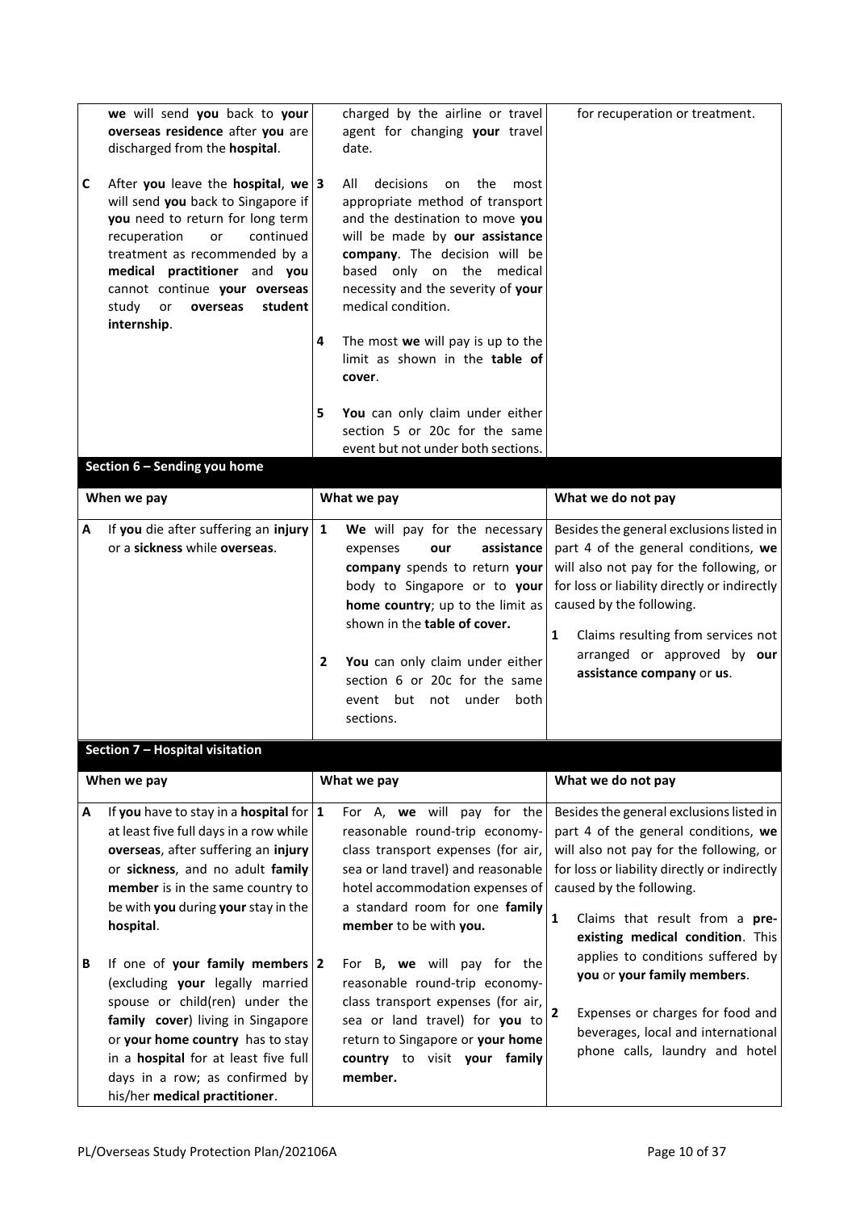| When we pay | What we pay | What we do not pay |
|---|---|---|
| **we** will send **you** back to **your overseas residence** after **you** are discharged from the **hospital**.<br><br>**C** After **you** leave the **hospital**, **we** will send **you** back to Singapore if **you** need to return for long term recuperation or continued treatment as recommended by a **medical practitioner** and **you** cannot continue **your overseas** study or **overseas student internship**. | charged by the airline or travel agent for changing **your** travel date.<br><br>**3** All decisions on the most appropriate method of transport and the destination to move **you** will be made by **our assistance company**. The decision will be based only on the medical necessity and the severity of **your** medical condition.<br><br>**4** The most **we** will pay is up to the limit as shown in the **table of cover**.<br><br>**5** **You** can only claim under either section 5 or 20c for the same event but not under both sections. | for recuperation or treatment. |

## Section 6 – Sending you home

| When we pay | What we pay | What we do not pay |
|---|---|---|
| **A** If **you** die after suffering an **injury** or a **sickness** while **overseas**. | **1** **We** will pay for the necessary expenses **our assistance company** spends to return **your** body to Singapore or to **your home country**; up to the limit as shown in the **table of cover.**<br><br>**2** **You** can only claim under either section 6 or 20c for the same event but not under both sections. | Besides the general exclusions listed in part 4 of the general conditions, **we** will also not pay for the following, or for loss or liability directly or indirectly caused by the following.<br><br>**1** Claims resulting from services not arranged or approved by **our assistance company** or **us**. |

## Section 7 – Hospital visitation

| When we pay | What we pay | What we do not pay |
|---|---|---|
| **A** If **you** have to stay in a **hospital** for at least five full days in a row while **overseas**, after suffering an **injury** or **sickness**, and no adult **family member** is in the same country to be with **you** during **your** stay in the **hospital**.<br><br>**B** If one of **your family members** (excluding **your** legally married spouse or child(ren) under the **family cover**) living in Singapore or **your home country** has to stay in a **hospital** for at least five full days in a row; as confirmed by his/her **medical practitioner**. | **1** For A, **we** will pay for the reasonable round-trip economy-class transport expenses (for air, sea or land travel) and reasonable hotel accommodation expenses of a standard room for one **family member** to be with **you.**<br><br>**2** For B**, we** will pay for the reasonable round-trip economy-class transport expenses (for air, sea or land travel) for **you** to return to Singapore or **your home country** to visit **your family member.** | Besides the general exclusions listed in part 4 of the general conditions, **we** will also not pay for the following, or for loss or liability directly or indirectly caused by the following.<br><br>**1** Claims that result from a **pre-existing medical condition**. This applies to conditions suffered by **you** or **your family members**.<br><br>**2** Expenses or charges for food and beverages, local and international phone calls, laundry and hotel |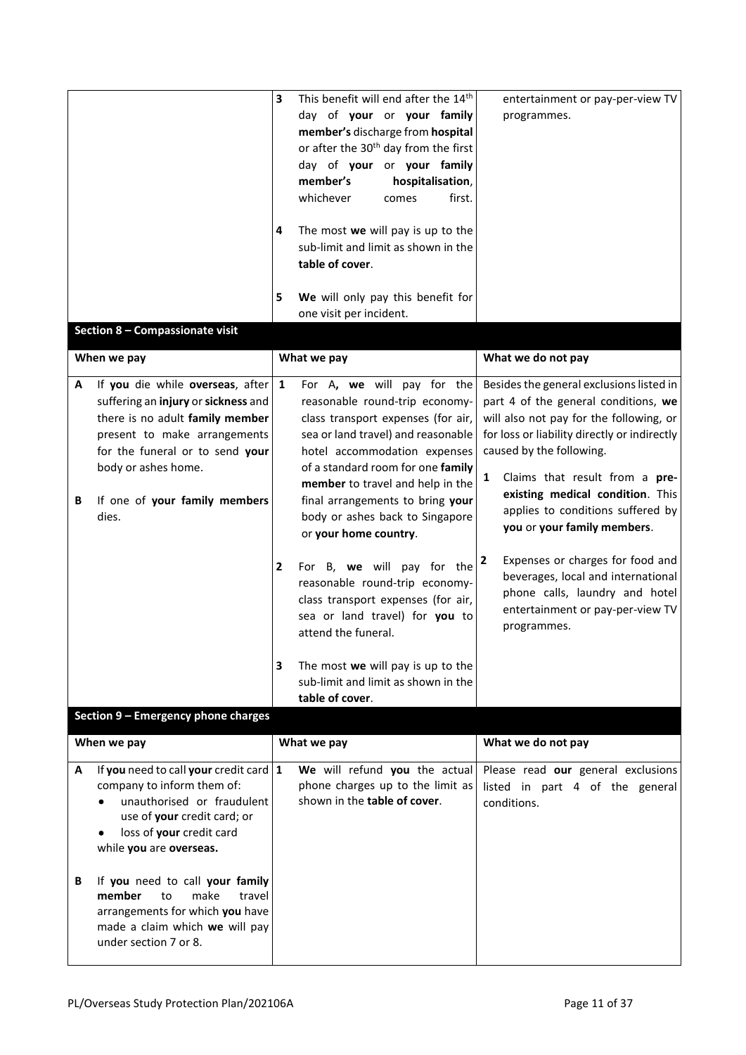| When we pay | What we pay | What we do not pay |
|---|---|---|
| | **3** This benefit will end after the 14th day of **your** or **your family member's** discharge from **hospital** or after the 30th day from the first day of **your** or **your family member's** hospitalisation, whichever comes first.<br><br>**4** The most **we** will pay is up to the sub-limit and limit as shown in the **table of cover**.<br><br>**5** **We** will only pay this benefit for one visit per incident. | entertainment or pay-per-view TV programmes. |

## Section 8 – Compassionate visit

| When we pay | What we pay | What we do not pay |
|---|---|---|
| **A** If **you** die while **overseas**, after suffering an **injury** or **sickness** and there is no adult **family member** present to make arrangements for the funeral or to send **your** body or ashes home.<br><br>**B** If one of **your family members** dies. | **1** For A, **we** will pay for the reasonable round-trip economy-class transport expenses (for air, sea or land travel) and reasonable hotel accommodation expenses of a standard room for one **family member** to travel and help in the final arrangements to bring **your** body or ashes back to Singapore or **your home country**.<br><br>**2** For B, **we** will pay for the reasonable round-trip economy-class transport expenses (for air, sea or land travel) for **you** to attend the funeral.<br><br>**3** The most **we** will pay is up to the sub-limit and limit as shown in the **table of cover**. | Besides the general exclusions listed in part 4 of the general conditions, **we** will also not pay for the following, or for loss or liability directly or indirectly caused by the following.<br><br>**1** Claims that result from a **pre-existing medical condition**. This applies to conditions suffered by **you** or **your family members**.<br><br>**2** Expenses or charges for food and beverages, local and international phone calls, laundry and hotel entertainment or pay-per-view TV programmes. |

## Section 9 – Emergency phone charges

| When we pay | What we pay | What we do not pay |
|---|---|---|
| **A** If **you** need to call **your** credit card company to inform them of:<br>• unauthorised or fraudulent use of **your** credit card; or<br>• loss of **your** credit card<br>while **you** are **overseas.**<br><br>**B** If **you** need to call **your family member** to make travel arrangements for which **you** have made a claim which **we** will pay under section 7 or 8. | **1** **We** will refund **you** the actual phone charges up to the limit as shown in the **table of cover**. | Please read **our** general exclusions listed in part 4 of the general conditions. |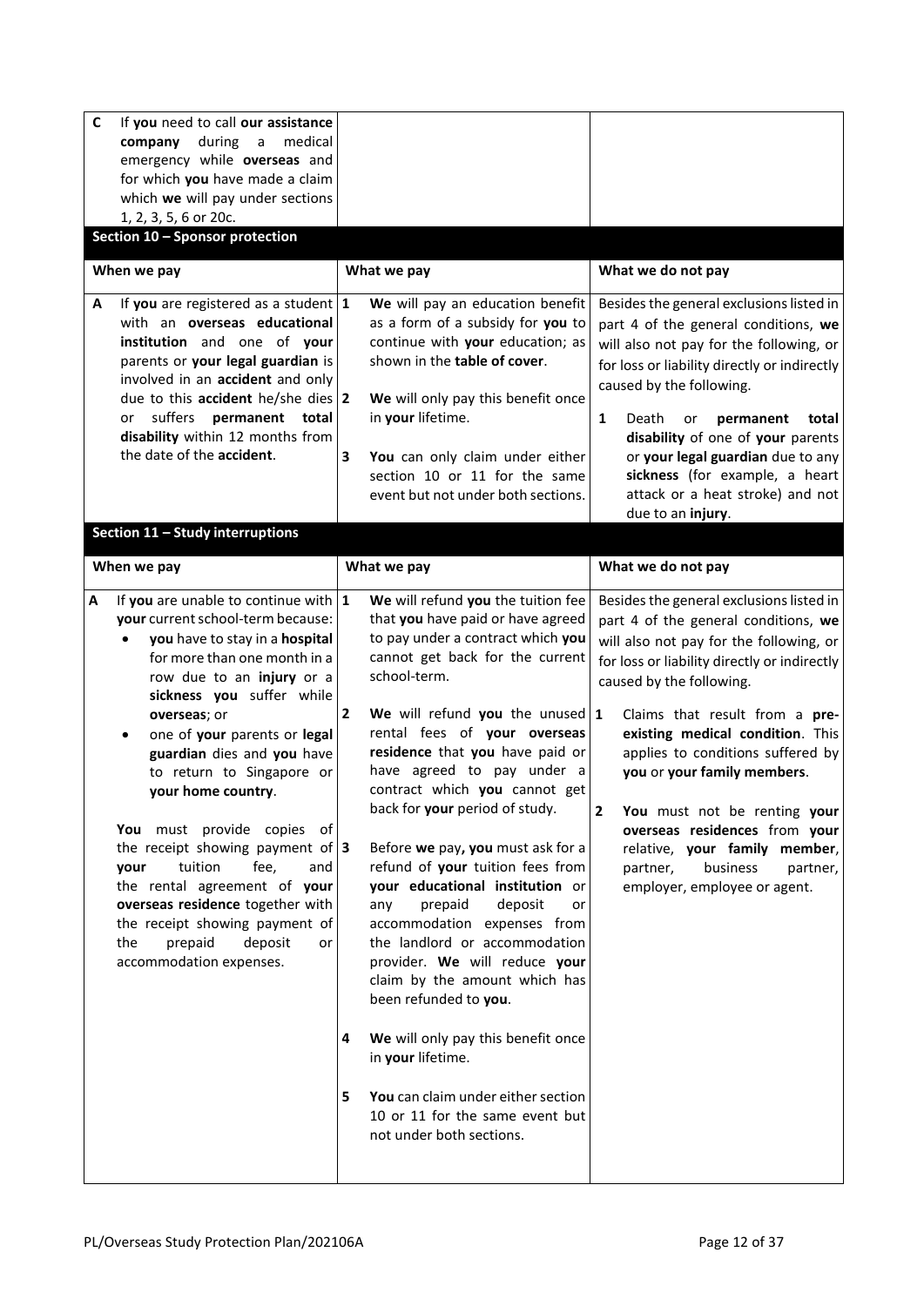| | | |
|---|---|---|
| **C** If **you** need to call **our assistance company** during a medical emergency while **overseas** and for which **you** have made a claim which **we** will pay under sections 1, 2, 3, 5, 6 or 20c. | | |

## Section 10 – Sponsor protection

| When we pay | What we pay | What we do not pay |
|---|---|---|
| **A** If **you** are registered as a student with an **overseas educational institution** and one of **your** parents or **your legal guardian** is involved in an **accident** and only due to this **accident** he/she dies or suffers **permanent total disability** within 12 months from the date of the **accident**. | **1** **We** will pay an education benefit as a form of a subsidy for **you** to continue with **your** education; as shown in the **table of cover**.<br><br>**2** **We** will only pay this benefit once in **your** lifetime.<br><br>**3** **You** can only claim under either section 10 or 11 for the same event but not under both sections. | Besides the general exclusions listed in part 4 of the general conditions, **we** will also not pay for the following, or for loss or liability directly or indirectly caused by the following.<br><br>**1** Death or **permanent total disability** of one of **your** parents or **your legal guardian** due to any **sickness** (for example, a heart attack or a heat stroke) and not due to an **injury**. |

## Section 11 – Study interruptions

| When we pay | What we pay | What we do not pay |
|---|---|---|
| **A** If **you** are unable to continue with **your** current school-term because:<br>• **you** have to stay in a **hospital** for more than one month in a row due to an **injury** or a **sickness you** suffer while **overseas**; or<br>• one of **your** parents or **legal guardian** dies and **you** have to return to Singapore or **your home country**.<br><br>**You** must provide copies of the receipt showing payment of **your** tuition fee, and the rental agreement of **your overseas residence** together with the receipt showing payment of the prepaid deposit or accommodation expenses. | **1** **We** will refund **you** the tuition fee that **you** have paid or have agreed to pay under a contract which **you** cannot get back for the current school-term.<br><br>**2** **We** will refund **you** the unused rental fees of **your overseas residence** that **you** have paid or have agreed to pay under a contract which **you** cannot get back for **your** period of study.<br><br>**3** Before **we** pay**, you** must ask for a refund of **your** tuition fees from **your educational institution** or any prepaid deposit or accommodation expenses from the landlord or accommodation provider. **We** will reduce **your** claim by the amount which has been refunded to **you**.<br><br>**4** **We** will only pay this benefit once in **your** lifetime.<br><br>**5** **You** can claim under either section 10 or 11 for the same event but not under both sections. | Besides the general exclusions listed in part 4 of the general conditions, **we** will also not pay for the following, or for loss or liability directly or indirectly caused by the following.<br><br>**1** Claims that result from a **pre-existing medical condition**. This applies to conditions suffered by **you** or **your family members**.<br><br>**2** **You** must not be renting **your overseas residences** from **your** relative, **your family member**, partner, business partner, employer, employee or agent. |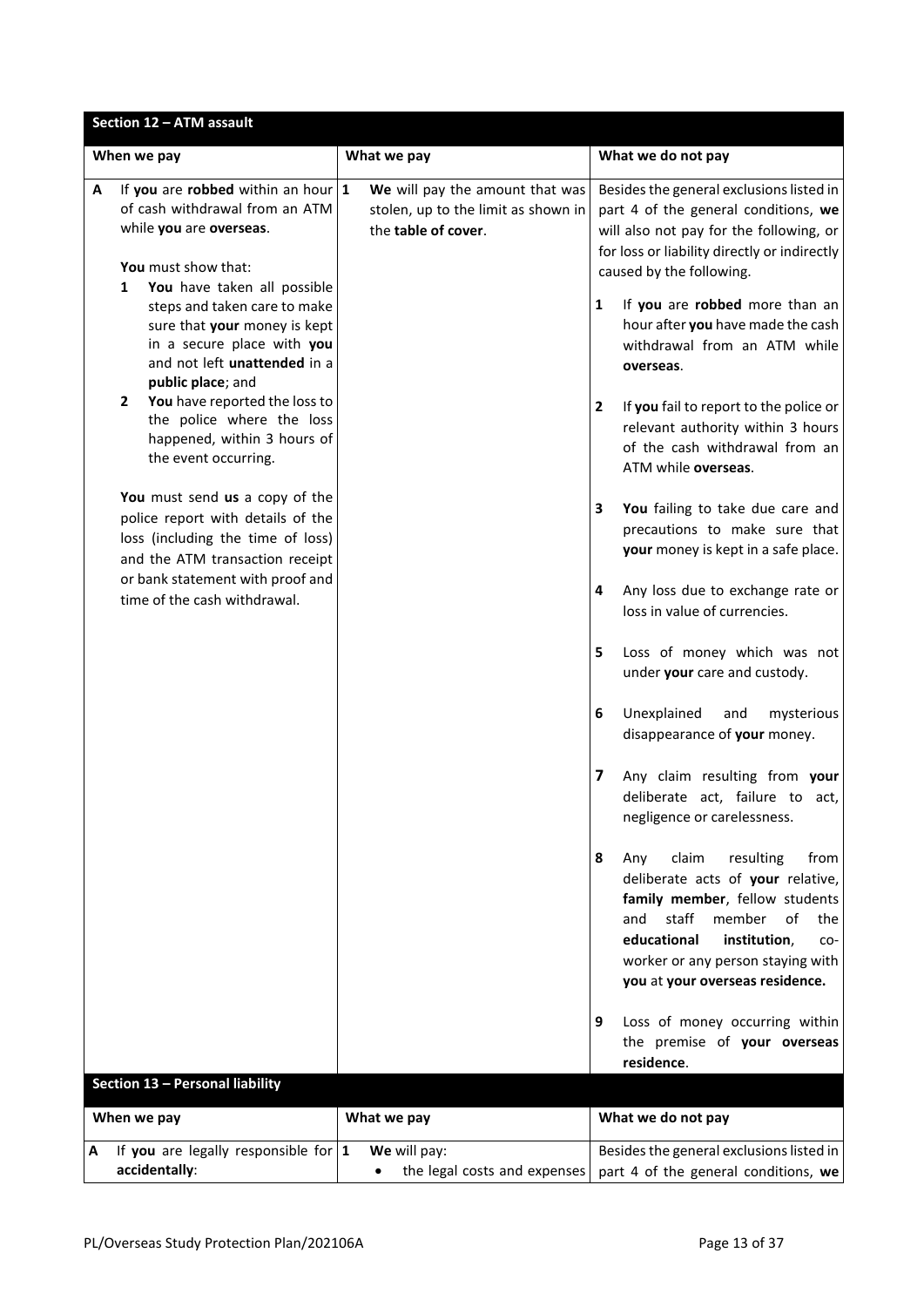## Section 12 – ATM assault

| When we pay | What we pay | What we do not pay |
|---|---|---|
| **A** If **you** are **robbed** within an hour of cash withdrawal from an ATM while **you** are **overseas**.<br><br>**You** must show that:<br>**1** **You** have taken all possible steps and taken care to make sure that **your** money is kept in a secure place with **you** and not left **unattended** in a **public place**; and<br>**2** **You** have reported the loss to the police where the loss happened, within 3 hours of the event occurring.<br><br>**You** must send **us** a copy of the police report with details of the loss (including the time of loss) and the ATM transaction receipt or bank statement with proof and time of the cash withdrawal. | **1** **We** will pay the amount that was stolen, up to the limit as shown in the **table of cover**. | Besides the general exclusions listed in part 4 of the general conditions, **we** will also not pay for the following, or for loss or liability directly or indirectly caused by the following.<br><br>**1** If **you** are **robbed** more than an hour after **you** have made the cash withdrawal from an ATM while **overseas**.<br><br>**2** If **you** fail to report to the police or relevant authority within 3 hours of the cash withdrawal from an ATM while **overseas**.<br><br>**3** **You** failing to take due care and precautions to make sure that **your** money is kept in a safe place.<br><br>**4** Any loss due to exchange rate or loss in value of currencies.<br><br>**5** Loss of money which was not under **your** care and custody.<br><br>**6** Unexplained and mysterious disappearance of **your** money.<br><br>**7** Any claim resulting from **your** deliberate act, failure to act, negligence or carelessness.<br><br>**8** Any claim resulting from deliberate acts of **your** relative, **family member**, fellow students and staff member of the **educational institution**, co-worker or any person staying with **you** at **your overseas residence.**<br><br>**9** Loss of money occurring within the premise of **your overseas residence**. |

## Section 13 – Personal liability

| When we pay | What we pay | What we do not pay |
|---|---|---|
| **A** If **you** are legally responsible for **accidentally**: | **1** **We** will pay:<br>• the legal costs and expenses | Besides the general exclusions listed in part 4 of the general conditions, **we** |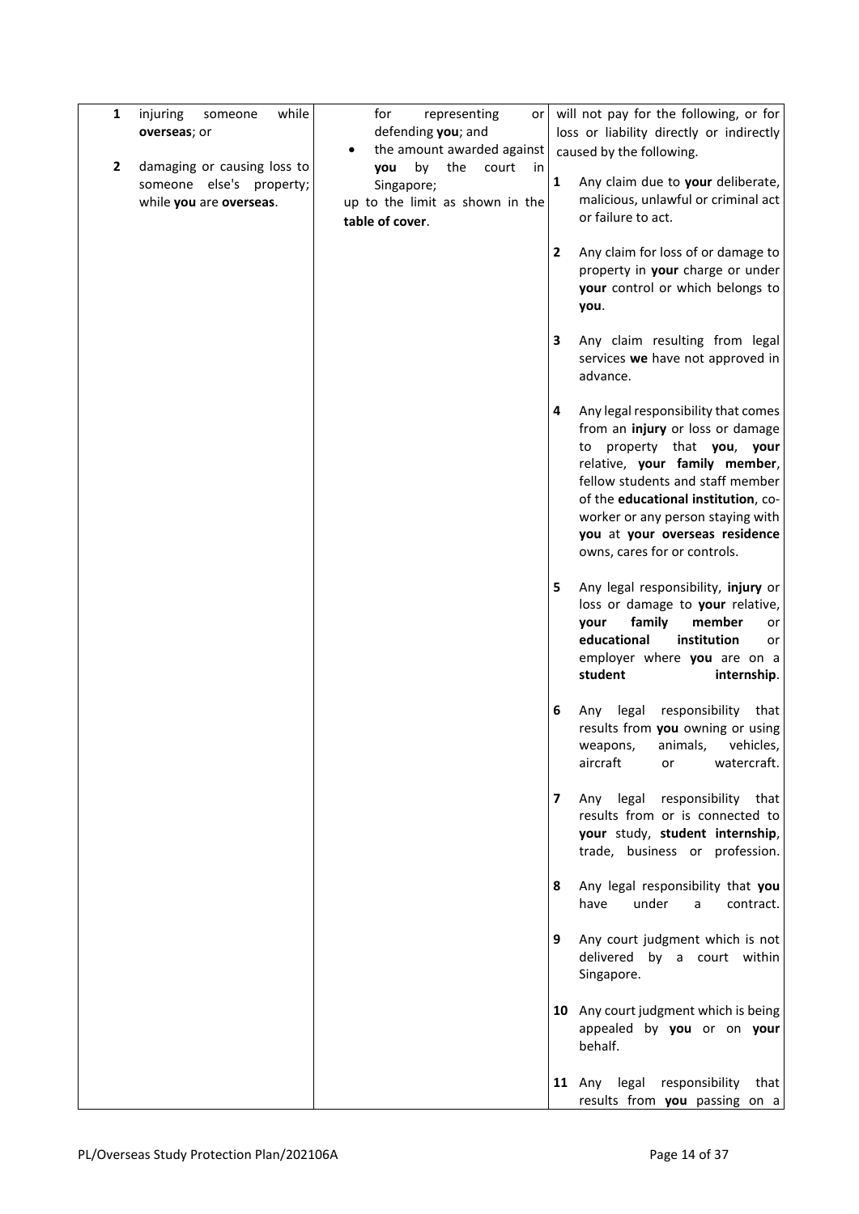| | | |
|---|---|---|
| **1** injuring someone while **overseas**; or<br><br>**2** damaging or causing loss to someone else's property; while **you** are **overseas**. | for representing or defending **you**; and<br>• the amount awarded against **you** by the court in Singapore;<br>up to the limit as shown in the **table of cover**. | will not pay for the following, or for loss or liability directly or indirectly caused by the following.<br><br>**1** Any claim due to **your** deliberate, malicious, unlawful or criminal act or failure to act.<br><br>**2** Any claim for loss of or damage to property in **your** charge or under **your** control or which belongs to **you**.<br><br>**3** Any claim resulting from legal services **we** have not approved in advance.<br><br>**4** Any legal responsibility that comes from an **injury** or loss or damage to property that **you**, **your** relative, **your family member**, fellow students and staff member of the **educational institution**, co-worker or any person staying with **you** at **your overseas residence** owns, cares for or controls.<br><br>**5** Any legal responsibility, **injury** or loss or damage to **your** relative, **your family member** or **educational institution** or employer where **you** are on a **student internship**.<br><br>**6** Any legal responsibility that results from **you** owning or using weapons, animals, vehicles, aircraft or watercraft.<br><br>**7** Any legal responsibility that results from or is connected to **your** study, **student internship**, trade, business or profession.<br><br>**8** Any legal responsibility that **you** have under a contract.<br><br>**9** Any court judgment which is not delivered by a court within Singapore.<br><br>**10** Any court judgment which is being appealed by **you** or on **your** behalf.<br><br>**11** Any legal responsibility that results from **you** passing on a |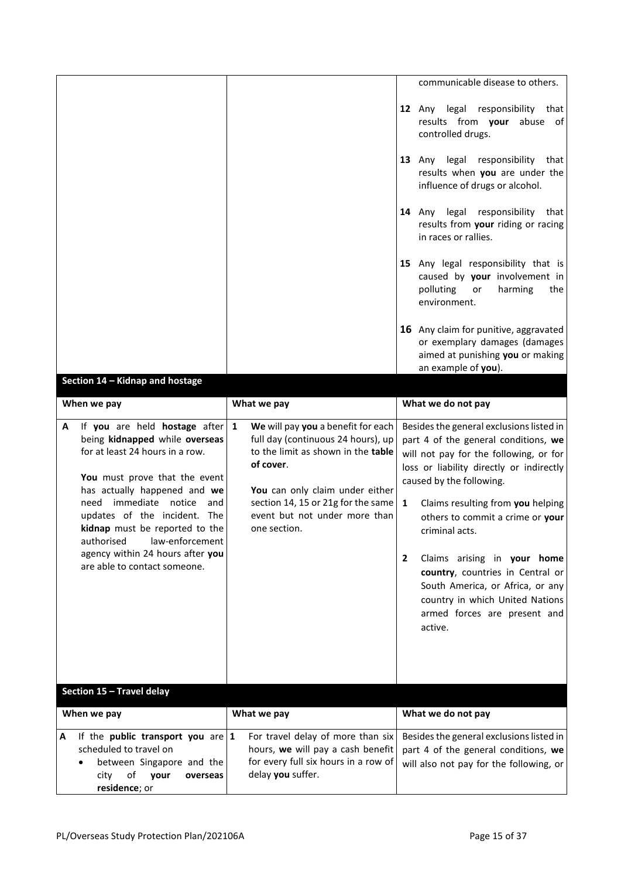| | | communicable disease to others. |
|---|---|---|
| | | **12** Any legal responsibility that results from **your** abuse of controlled drugs. |
| | | **13** Any legal responsibility that results when **you** are under the influence of drugs or alcohol. |
| | | **14** Any legal responsibility that results from **your** riding or racing in races or rallies. |
| | | **15** Any legal responsibility that is caused by **your** involvement in polluting or harming the environment. |
| | | **16** Any claim for punitive, aggravated or exemplary damages (damages aimed at punishing **you** or making an example of **you**). |

## Section 14 – Kidnap and hostage

| When we pay | What we pay | What we do not pay |
|---|---|---|
| **A** If **you** are held **hostage** after being **kidnapped** while **overseas** for at least 24 hours in a row.<br><br>**You** must prove that the event has actually happened and **we** need immediate notice and updates of the incident. The **kidnap** must be reported to the authorised law-enforcement agency within 24 hours after **you** are able to contact someone. | **1** **We** will pay **you** a benefit for each full day (continuous 24 hours), up to the limit as shown in the **table of cover**.<br><br>**You** can only claim under either section 14, 15 or 21g for the same event but not under more than one section. | Besides the general exclusions listed in part 4 of the general conditions, **we** will not pay for the following, or for loss or liability directly or indirectly caused by the following.<br><br>**1** Claims resulting from **you** helping others to commit a crime or **your** criminal acts.<br><br>**2** Claims arising in **your home country**, countries in Central or South America, or Africa, or any country in which United Nations armed forces are present and active. |

## Section 15 – Travel delay

| When we pay | What we pay | What we do not pay |
|---|---|---|
| **A** If the **public transport you** are scheduled to travel on<br>• between Singapore and the city of **your overseas residence**; or | **1** For travel delay of more than six hours, **we** will pay a cash benefit for every full six hours in a row of delay **you** suffer. | Besides the general exclusions listed in part 4 of the general conditions, **we** will also not pay for the following, or |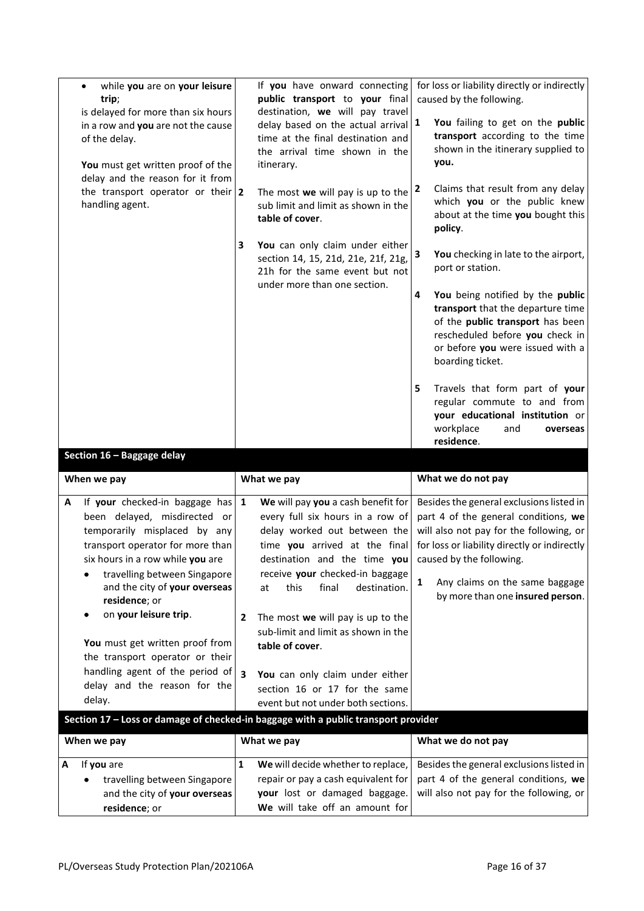| When we pay | What we pay | What we do not pay |
|---|---|---|
| • while **you** are on **your leisure trip**;<br><br>is delayed for more than six hours in a row and **you** are not the cause of the delay.<br><br>**You** must get written proof of the delay and the reason for it from the transport operator or their handling agent. | If **you** have onward connecting **public transport** to **your** final destination, **we** will pay travel delay based on the actual arrival time at the final destination and the arrival time shown in the itinerary.<br><br>2 The most **we** will pay is up to the sub limit and limit as shown in the **table of cover**.<br><br>3 **You** can only claim under either section 14, 15, 21d, 21e, 21f, 21g, 21h for the same event but not under more than one section. | for loss or liability directly or indirectly caused by the following.<br><br>1 **You** failing to get on the **public transport** according to the time shown in the itinerary supplied to **you.**<br><br>2 Claims that result from any delay which **you** or the public knew about at the time **you** bought this **policy**.<br><br>3 **You** checking in late to the airport, port or station.<br><br>4 **You** being notified by the **public transport** that the departure time of the **public transport** has been rescheduled before **you** check in or before **you** were issued with a boarding ticket.<br><br>5 Travels that form part of **your** regular commute to and from **your educational institution** or workplace and **overseas residence**. |

## Section 16 – Baggage delay

| When we pay | What we pay | What we do not pay |
|---|---|---|
| **A** If **your** checked-in baggage has been delayed, misdirected or temporarily misplaced by any transport operator for more than six hours in a row while **you** are<br>• travelling between Singapore and the city of **your overseas residence**; or<br>• on **your leisure trip**.<br><br>**You** must get written proof from the transport operator or their handling agent of the period of delay and the reason for the delay. | 1 **We** will pay **you** a cash benefit for every full six hours in a row of delay worked out between the time **you** arrived at the final destination and the time **you** receive **your** checked-in baggage at this final destination.<br><br>2 The most **we** will pay is up to the sub-limit and limit as shown in the **table of cover**.<br><br>3 **You** can only claim under either section 16 or 17 for the same event but not under both sections. | Besides the general exclusions listed in part 4 of the general conditions, **we** will also not pay for the following, or for loss or liability directly or indirectly caused by the following.<br><br>1 Any claims on the same baggage by more than one **insured person**. |

## Section 17 – Loss or damage of checked-in baggage with a public transport provider

| When we pay | What we pay | What we do not pay |
|---|---|---|
| **A** If **you** are<br>• travelling between Singapore and the city of **your overseas residence**; or | 1 **We** will decide whether to replace, repair or pay a cash equivalent for **your** lost or damaged baggage. **We** will take off an amount for | Besides the general exclusions listed in part 4 of the general conditions, **we** will also not pay for the following, or |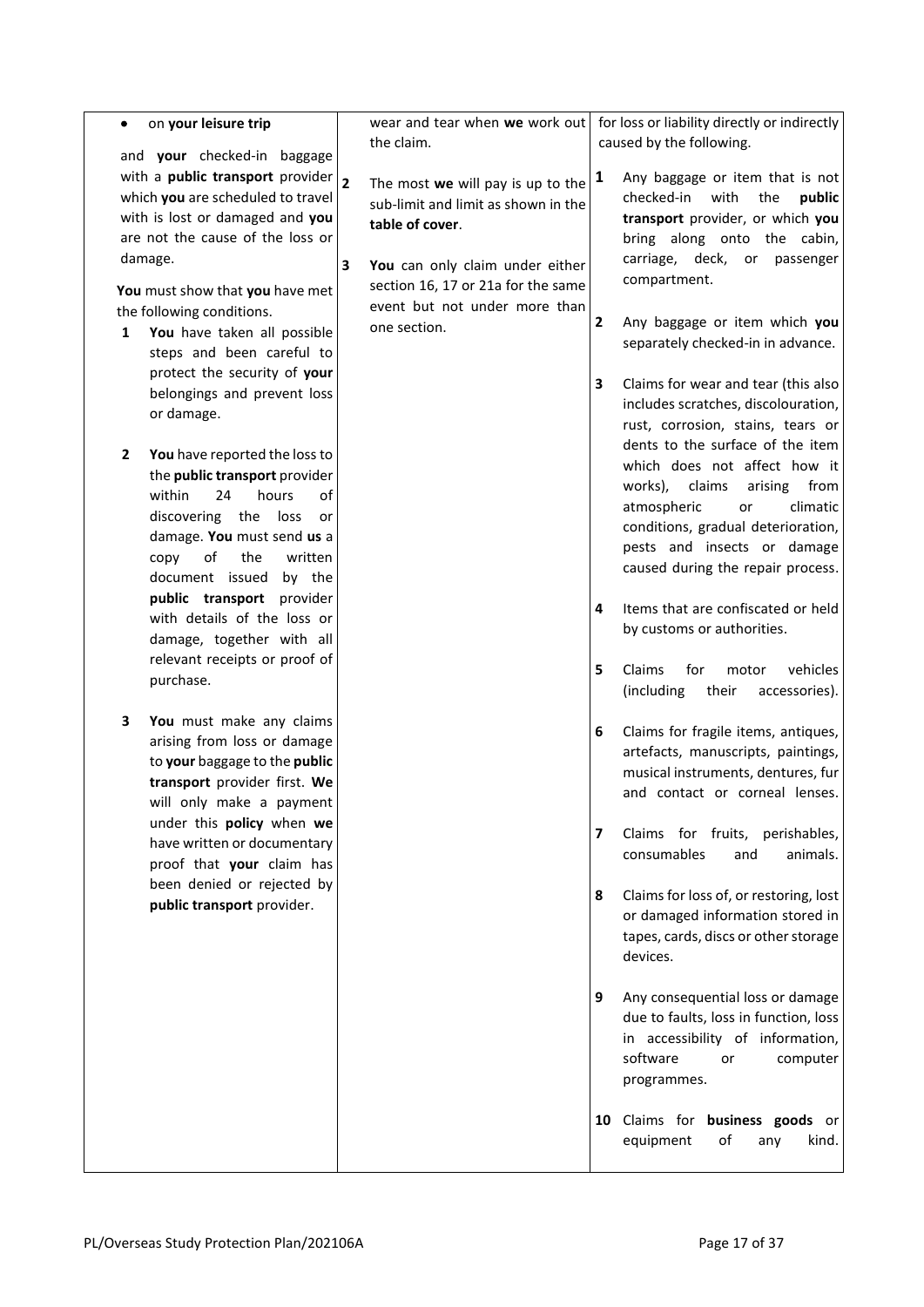- on **your leisure trip**

and **your** checked-in baggage with a **public transport** provider which **you** are scheduled to travel with is lost or damaged and **you** are not the cause of the loss or damage.

**You** must show that **you** have met the following conditions.

1. **You** have taken all possible steps and been careful to protect the security of **your** belongings and prevent loss or damage.
2. **You** have reported the loss to the **public transport** provider within 24 hours of discovering the loss or damage. **You** must send **us** a copy of the written document issued by the **public transport** provider with details of the loss or damage, together with all relevant receipts or proof of purchase.
3. **You** must make any claims arising from loss or damage to **your** baggage to the **public transport** provider first. **We** will only make a payment under this **policy** when **we** have written or documentary proof that **your** claim has been denied or rejected by **public transport** provider.

wear and tear when **we** work out the claim.

2. The most **we** will pay is up to the sub-limit and limit as shown in the **table of cover**.
3. **You** can only claim under either section 16, 17 or 21a for the same event but not under more than one section.

for loss or liability directly or indirectly caused by the following.

1. Any baggage or item that is not checked-in with the **public transport** provider, or which **you** bring along onto the cabin, carriage, deck, or passenger compartment.
2. Any baggage or item which **you** separately checked-in in advance.
3. Claims for wear and tear (this also includes scratches, discolouration, rust, corrosion, stains, tears or dents to the surface of the item which does not affect how it works), claims arising from atmospheric or climatic conditions, gradual deterioration, pests and insects or damage caused during the repair process.
4. Items that are confiscated or held by customs or authorities.
5. Claims for motor vehicles (including their accessories).
6. Claims for fragile items, antiques, artefacts, manuscripts, paintings, musical instruments, dentures, fur and contact or corneal lenses.
7. Claims for fruits, perishables, consumables and animals.
8. Claims for loss of, or restoring, lost or damaged information stored in tapes, cards, discs or other storage devices.
9. Any consequential loss or damage due to faults, loss in function, loss in accessibility of information, software or computer programmes.
10. Claims for **business goods** or equipment of any kind.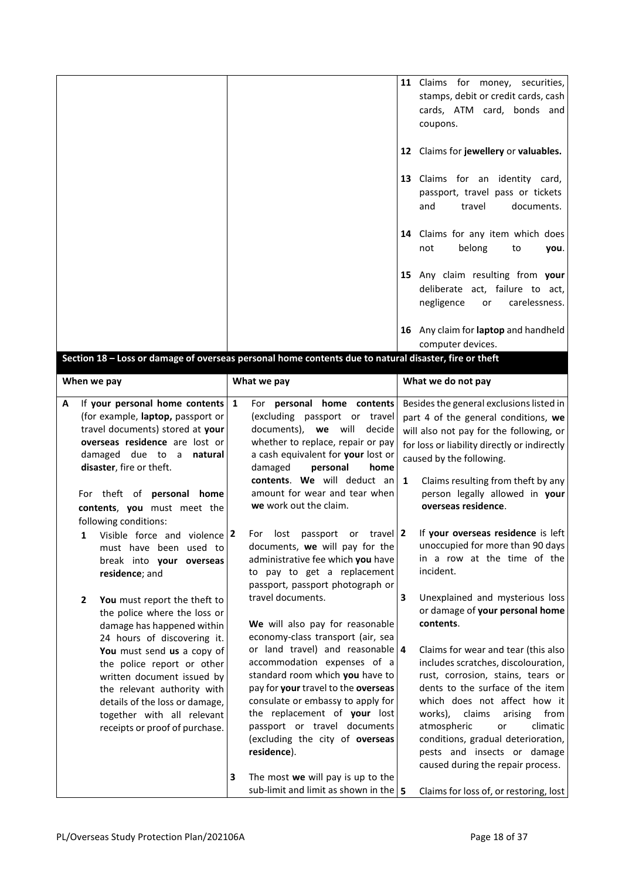| | | |
|---|---|---|
| | | **11** Claims for money, securities, stamps, debit or credit cards, cash cards, ATM card, bonds and coupons.<br><br>**12** Claims for **jewellery** or **valuables.**<br><br>**13** Claims for an identity card, passport, travel pass or tickets and travel documents.<br><br>**14** Claims for any item which does not belong to **you**.<br><br>**15** Any claim resulting from **your** deliberate act, failure to act, negligence or carelessness.<br><br>**16** Any claim for **laptop** and handheld computer devices. |

**Section 18 – Loss or damage of overseas personal home contents due to natural disaster, fire or theft**

| When we pay | What we pay | What we do not pay |
|---|---|---|
| **A** If **your personal home contents** (for example, **laptop,** passport or travel documents) stored at **your overseas residence** are lost or damaged due to a **natural disaster**, fire or theft.<br><br>For theft of **personal home contents**, **you** must meet the following conditions:<br><br>**1** Visible force and violence must have been used to break into **your overseas residence**; and<br><br>**2** **You** must report the theft to the police where the loss or damage has happened within 24 hours of discovering it. **You** must send **us** a copy of the police report or other written document issued by the relevant authority with details of the loss or damage, together with all relevant receipts or proof of purchase. | **1** For **personal home contents** (excluding passport or travel documents), **we** will decide whether to replace, repair or pay a cash equivalent for **your** lost or damaged **personal home contents**. **We** will deduct an amount for wear and tear when **we** work out the claim.<br><br>**2** For lost passport or travel documents, **we** will pay for the administrative fee which **you** have to pay to get a replacement passport, passport photograph or travel documents.<br><br>**We** will also pay for reasonable economy-class transport (air, sea or land travel) and reasonable accommodation expenses of a standard room which **you** have to pay for **your** travel to the **overseas** consulate or embassy to apply for the replacement of **your** lost passport or travel documents (excluding the city of **overseas residence**).<br><br>**3** The most **we** will pay is up to the sub-limit and limit as shown in the | Besides the general exclusions listed in part 4 of the general conditions, **we** will also not pay for the following, or for loss or liability directly or indirectly caused by the following.<br><br>**1** Claims resulting from theft by any person legally allowed in **your overseas residence**.<br><br>**2** If **your overseas residence** is left unoccupied for more than 90 days in a row at the time of the incident.<br><br>**3** Unexplained and mysterious loss or damage of **your personal home contents**.<br><br>**4** Claims for wear and tear (this also includes scratches, discolouration, rust, corrosion, stains, tears or dents to the surface of the item which does not affect how it works), claims arising from atmospheric or climatic conditions, gradual deterioration, pests and insects or damage caused during the repair process.<br><br>**5** Claims for loss of, or restoring, lost |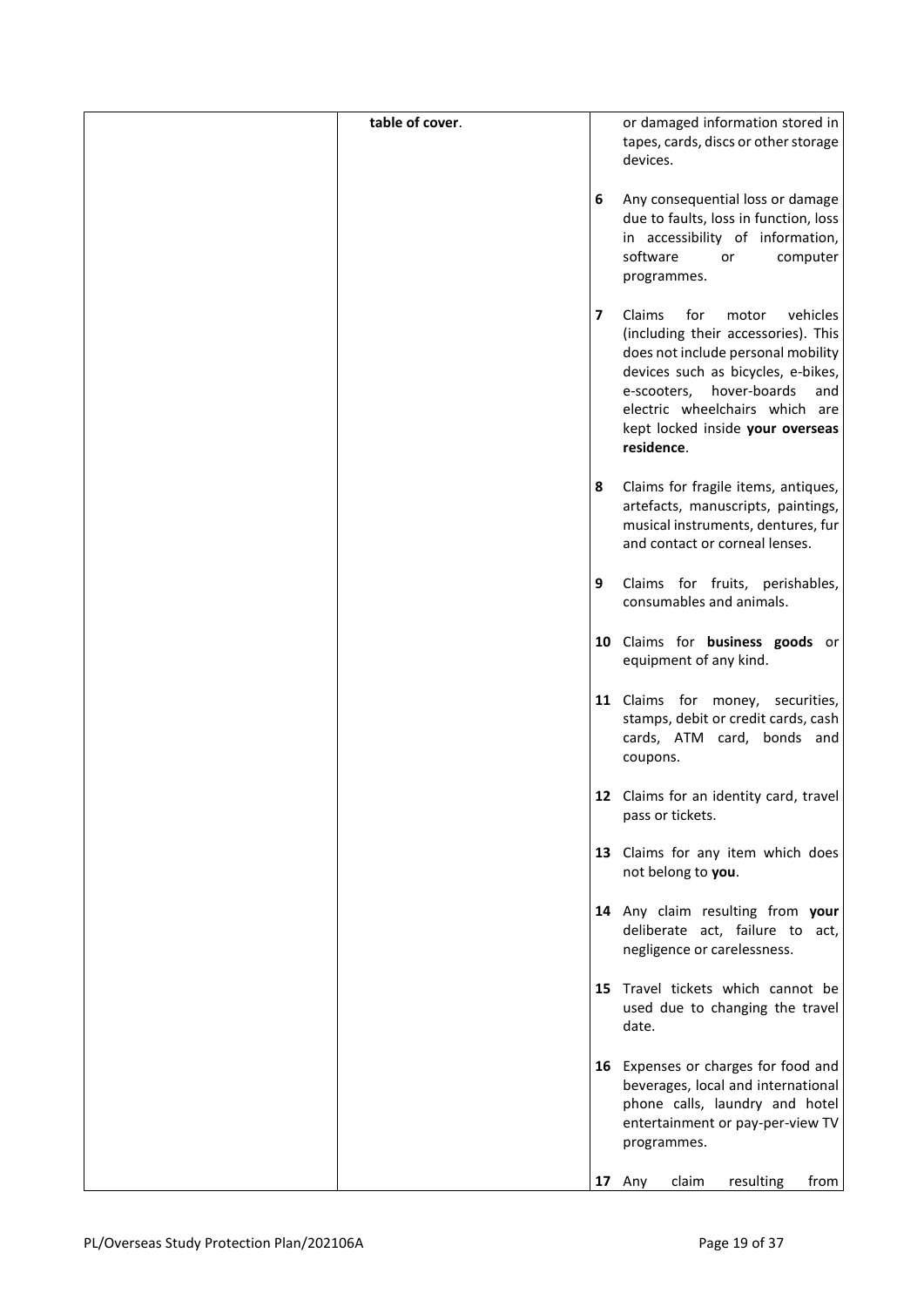| | | |
|---|---|---|
| | **table of cover**. | or damaged information stored in tapes, cards, discs or other storage devices.<br><br>**6** Any consequential loss or damage due to faults, loss in function, loss in accessibility of information, software or computer programmes.<br><br>**7** Claims for motor vehicles (including their accessories). This does not include personal mobility devices such as bicycles, e-bikes, e-scooters, hover-boards and electric wheelchairs which are kept locked inside **your overseas residence**.<br><br>**8** Claims for fragile items, antiques, artefacts, manuscripts, paintings, musical instruments, dentures, fur and contact or corneal lenses.<br><br>**9** Claims for fruits, perishables, consumables and animals.<br><br>**10** Claims for **business goods** or equipment of any kind.<br><br>**11** Claims for money, securities, stamps, debit or credit cards, cash cards, ATM card, bonds and coupons.<br><br>**12** Claims for an identity card, travel pass or tickets.<br><br>**13** Claims for any item which does not belong to **you**.<br><br>**14** Any claim resulting from **your** deliberate act, failure to act, negligence or carelessness.<br><br>**15** Travel tickets which cannot be used due to changing the travel date.<br><br>**16** Expenses or charges for food and beverages, local and international phone calls, laundry and hotel entertainment or pay-per-view TV programmes.<br><br>**17** Any claim resulting from |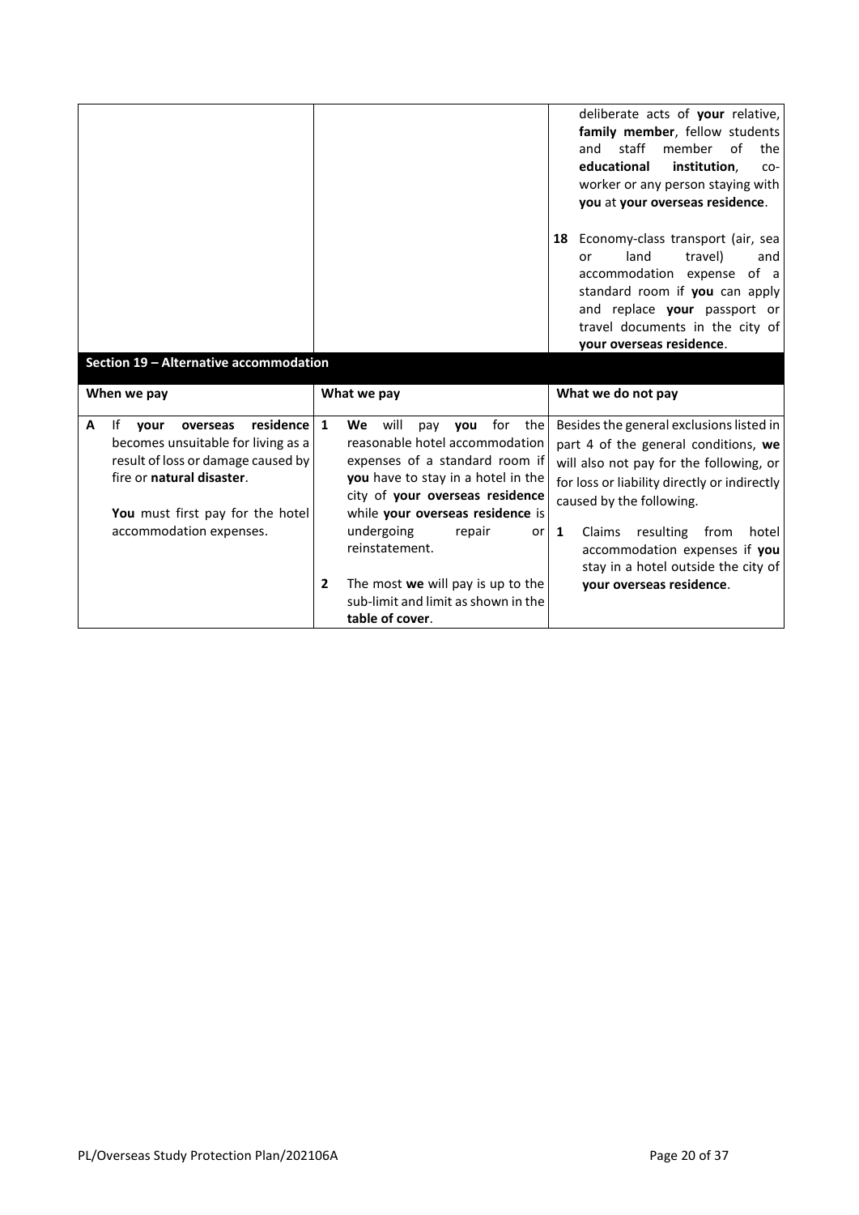| | | |
|---|---|---|
| | | deliberate acts of **your** relative, **family member**, fellow students and staff member of the **educational institution**, co-worker or any person staying with **you** at **your overseas residence**.<br><br>**18** Economy-class transport (air, sea or land travel) and accommodation expense of a standard room if **you** can apply and replace **your** passport or travel documents in the city of **your overseas residence**. |

## Section 19 – Alternative accommodation

| When we pay | What we pay | What we do not pay |
|---|---|---|
| **A** If **your overseas residence** becomes unsuitable for living as a result of loss or damage caused by fire or **natural disaster**.<br><br>**You** must first pay for the hotel accommodation expenses. | **1** **We** will pay **you** for the reasonable hotel accommodation expenses of a standard room if **you** have to stay in a hotel in the city of **your overseas residence** while **your overseas residence** is undergoing repair or reinstatement.<br><br>**2** The most **we** will pay is up to the sub-limit and limit as shown in the **table of cover**. | Besides the general exclusions listed in part 4 of the general conditions, **we** will also not pay for the following, or for loss or liability directly or indirectly caused by the following.<br><br>**1** Claims resulting from hotel accommodation expenses if **you** stay in a hotel outside the city of **your overseas residence**. |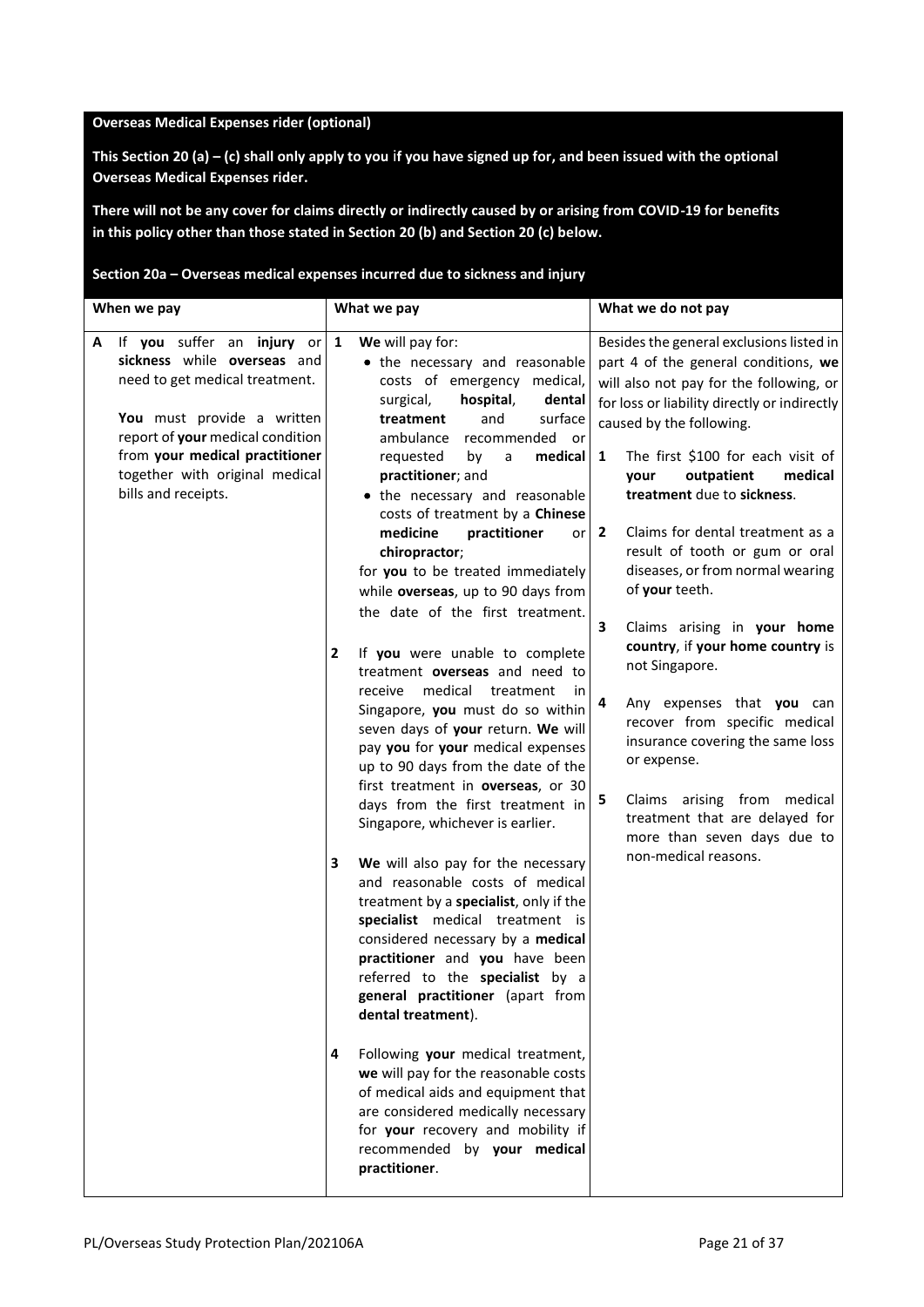**Overseas Medical Expenses rider (optional)**

**This Section 20 (a) – (c) shall only apply to you if you have signed up for, and been issued with the optional Overseas Medical Expenses rider.**

**There will not be any cover for claims directly or indirectly caused by or arising from COVID-19 for benefits in this policy other than those stated in Section 20 (b) and Section 20 (c) below.**

**Section 20a – Overseas medical expenses incurred due to sickness and injury**

| When we pay | What we pay | What we do not pay |
|---|---|---|
| **A** If **you** suffer an **injury** or **sickness** while **overseas** and need to get medical treatment.<br><br>**You** must provide a written report of **your** medical condition from **your medical practitioner** together with original medical bills and receipts. | **1** **We** will pay for:<br>• the necessary and reasonable costs of emergency medical, surgical, **hospital**, **dental treatment** and surface ambulance recommended or requested by a **medical practitioner**; and<br>• the necessary and reasonable costs of treatment by a **Chinese medicine practitioner** or **chiropractor**;<br>for **you** to be treated immediately while **overseas**, up to 90 days from the date of the first treatment.<br><br>**2** If **you** were unable to complete treatment **overseas** and need to receive medical treatment in Singapore, **you** must do so within seven days of **your** return. **We** will pay **you** for **your** medical expenses up to 90 days from the date of the first treatment in **overseas**, or 30 days from the first treatment in Singapore, whichever is earlier.<br><br>**3** **We** will also pay for the necessary and reasonable costs of medical treatment by a **specialist**, only if the **specialist** medical treatment is considered necessary by a **medical practitioner** and **you** have been referred to the **specialist** by a **general practitioner** (apart from **dental treatment**).<br><br>**4** Following **your** medical treatment, **we** will pay for the reasonable costs of medical aids and equipment that are considered medically necessary for **your** recovery and mobility if recommended by **your medical practitioner**. | Besides the general exclusions listed in part 4 of the general conditions, **we** will also not pay for the following, or for loss or liability directly or indirectly caused by the following.<br><br>**1** The first $100 for each visit of **your outpatient medical treatment** due to **sickness**.<br><br>**2** Claims for dental treatment as a result of tooth or gum or oral diseases, or from normal wearing of **your** teeth.<br><br>**3** Claims arising in **your home country**, if **your home country** is not Singapore.<br><br>**4** Any expenses that **you** can recover from specific medical insurance covering the same loss or expense.<br><br>**5** Claims arising from medical treatment that are delayed for more than seven days due to non-medical reasons. |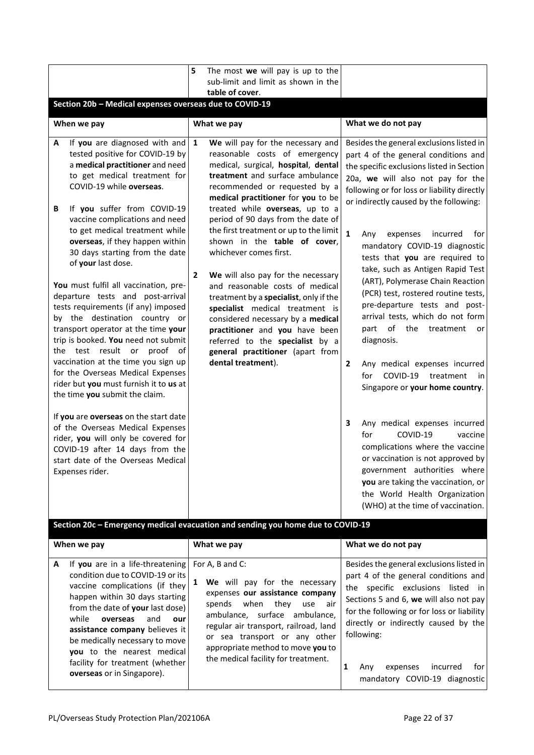| | | |
|---|---|---|
| | 5 The most **we** will pay is up to the sub-limit and limit as shown in the **table of cover**. | |

## Section 20b – Medical expenses overseas due to COVID-19

| When we pay | What we pay | What we do not pay |
|---|---|---|
| **A** If **you** are diagnosed with and tested positive for COVID-19 by a **medical practitioner** and need to get medical treatment for COVID-19 while **overseas**.<br><br>**B** If **you** suffer from COVID-19 vaccine complications and need to get medical treatment while **overseas**, if they happen within 30 days starting from the date of **your** last dose.<br><br>**You** must fulfil all vaccination, pre-departure tests and post-arrival tests requirements (if any) imposed by the destination country or transport operator at the time **your** trip is booked. **You** need not submit the test result or proof of vaccination at the time you sign up for the Overseas Medical Expenses rider but **you** must furnish it to **us** at the time **you** submit the claim.<br><br>If **you** are **overseas** on the start date of the Overseas Medical Expenses rider, **you** will only be covered for COVID-19 after 14 days from the start date of the Overseas Medical Expenses rider. | **1** **We** will pay for the necessary and reasonable costs of emergency medical, surgical, **hospital**, **dental treatment** and surface ambulance recommended or requested by a **medical practitioner** for **you** to be treated while **overseas**, up to a period of 90 days from the date of the first treatment or up to the limit shown in the **table of cover**, whichever comes first.<br><br>**2** **We** will also pay for the necessary and reasonable costs of medical treatment by a **specialist**, only if the **specialist** medical treatment is considered necessary by a **medical practitioner** and **you** have been referred to the **specialist** by a **general practitioner** (apart from **dental treatment**). | Besides the general exclusions listed in part 4 of the general conditions and the specific exclusions listed in Section 20a, **we** will also not pay for the following or for loss or liability directly or indirectly caused by the following:<br><br>**1** Any expenses incurred for mandatory COVID-19 diagnostic tests that **you** are required to take, such as Antigen Rapid Test (ART), Polymerase Chain Reaction (PCR) test, rostered routine tests, pre-departure tests and post-arrival tests, which do not form part of the treatment or diagnosis.<br><br>**2** Any medical expenses incurred for COVID-19 treatment in Singapore or **your home country**.<br><br>**3** Any medical expenses incurred for COVID-19 vaccine complications where the vaccine or vaccination is not approved by government authorities where **you** are taking the vaccination, or the World Health Organization (WHO) at the time of vaccination. |

## Section 20c – Emergency medical evacuation and sending you home due to COVID-19

| When we pay | What we pay | What we do not pay |
|---|---|---|
| **A** If **you** are in a life-threatening condition due to COVID-19 or its vaccine complications (if they happen within 30 days starting from the date of **your** last dose) while **overseas** and **our assistance company** believes it be medically necessary to move **you** to the nearest medical facility for treatment (whether **overseas** or in Singapore). | For A, B and C:<br><br>**1** **We** will pay for the necessary expenses **our assistance company** spends when they use air ambulance, surface ambulance, regular air transport, railroad, land or sea transport or any other appropriate method to move **you** to the medical facility for treatment. | Besides the general exclusions listed in part 4 of the general conditions and the specific exclusions listed in Sections 5 and 6, **we** will also not pay for the following or for loss or liability directly or indirectly caused by the following:<br><br>**1** Any expenses incurred for mandatory COVID-19 diagnostic |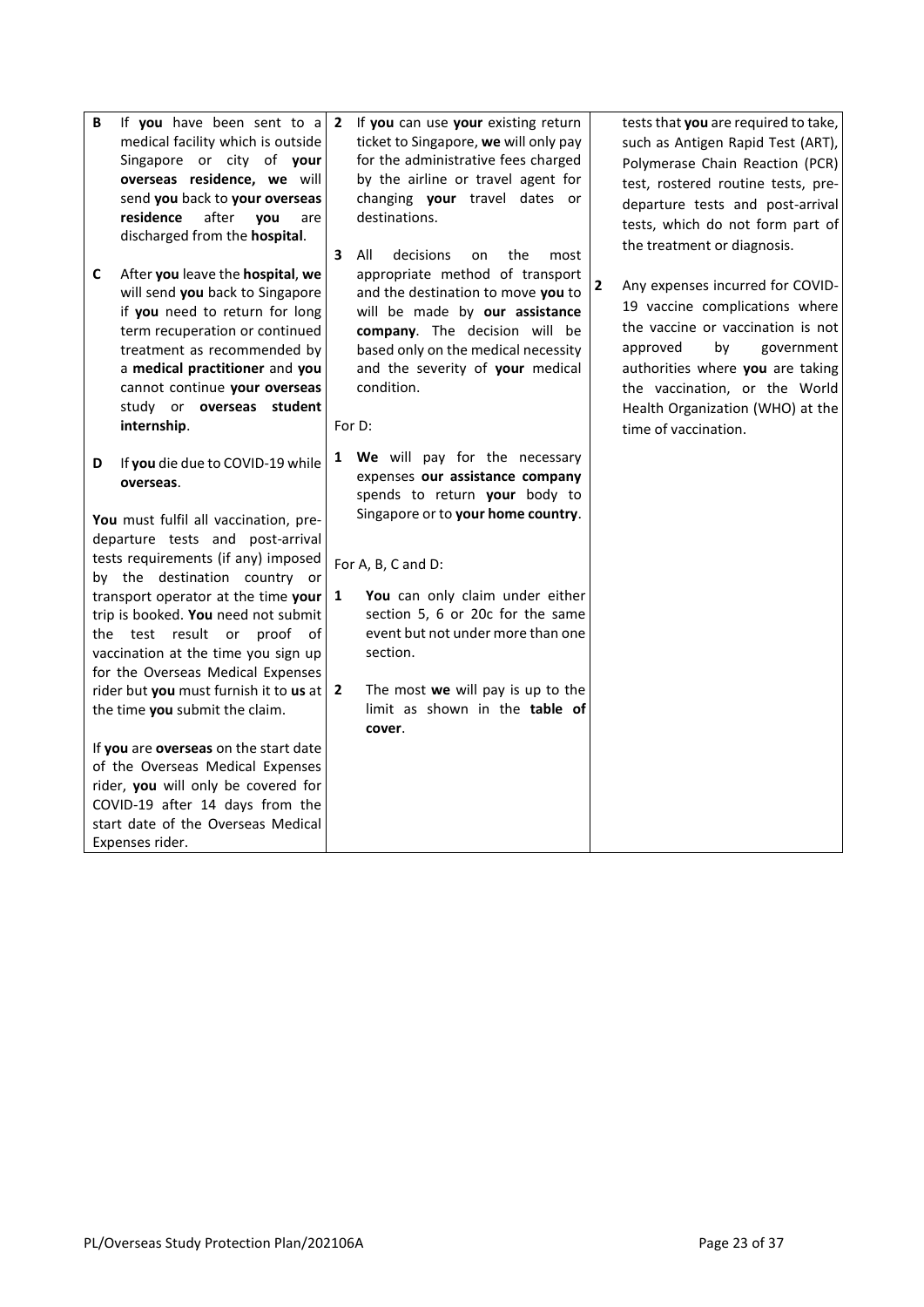**B** If **you** have been sent to a medical facility which is outside Singapore or city of **your overseas residence, we** will send **you** back to **your overseas residence** after **you** are discharged from the **hospital**.

**C** After **you** leave the **hospital**, **we** will send **you** back to Singapore if **you** need to return for long term recuperation or continued treatment as recommended by a **medical practitioner** and **you** cannot continue **your overseas** study or **overseas student internship**.

**D** If **you** die due to COVID-19 while **overseas**.

**You** must fulfil all vaccination, pre-departure tests and post-arrival tests requirements (if any) imposed by the destination country or transport operator at the time **your** trip is booked. **You** need not submit the test result or proof of vaccination at the time you sign up for the Overseas Medical Expenses rider but **you** must furnish it to **us** at the time **you** submit the claim.

If **you** are **overseas** on the start date of the Overseas Medical Expenses rider, **you** will only be covered for COVID-19 after 14 days from the start date of the Overseas Medical Expenses rider.

**2** If **you** can use **your** existing return ticket to Singapore, **we** will only pay for the administrative fees charged by the airline or travel agent for changing **your** travel dates or destinations.

**3** All decisions on the most appropriate method of transport and the destination to move **you** to will be made by **our assistance company**. The decision will be based only on the medical necessity and the severity of **your** medical condition.

For D:

**1** **We** will pay for the necessary expenses **our assistance company** spends to return **your** body to Singapore or to **your home country**.

For A, B, C and D:

**1** **You** can only claim under either section 5, 6 or 20c for the same event but not under more than one section.

**2** The most **we** will pay is up to the limit as shown in the **table of cover**.

tests that **you** are required to take, such as Antigen Rapid Test (ART), Polymerase Chain Reaction (PCR) test, rostered routine tests, pre-departure tests and post-arrival tests, which do not form part of the treatment or diagnosis.

**2** Any expenses incurred for COVID-19 vaccine complications where the vaccine or vaccination is not approved by government authorities where **you** are taking the vaccination, or the World Health Organization (WHO) at the time of vaccination.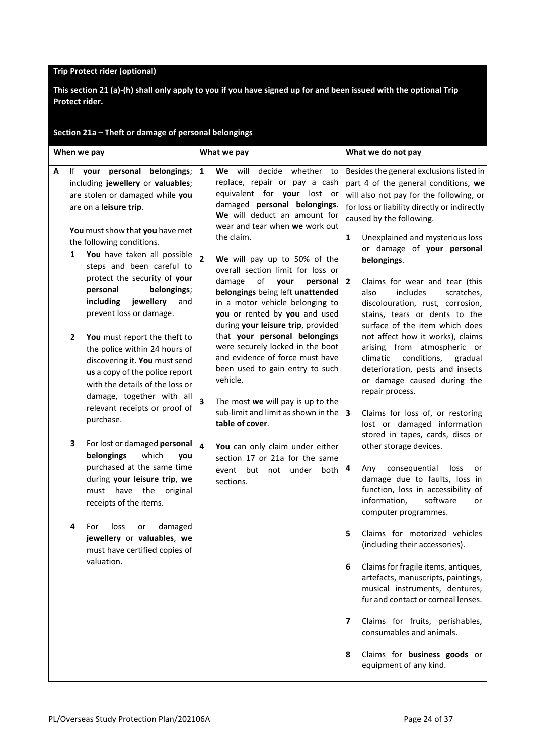## Trip Protect rider (optional)

**This section 21 (a)-(h) shall only apply to you if you have signed up for and been issued with the optional Trip Protect rider.**

### Section 21a – Theft or damage of personal belongings

| When we pay | What we pay | What we do not pay |
|---|---|---|
| **A** If **your personal belongings**; including **jewellery** or **valuables**; are stolen or damaged while **you** are on a **leisure trip**.<br><br>**You** must show that **you** have met the following conditions.<br>**1** **You** have taken all possible steps and been careful to protect the security of **your personal belongings**; **including jewellery** and prevent loss or damage.<br><br>**2** **You** must report the theft to the police within 24 hours of discovering it. **You** must send **us** a copy of the police report with the details of the loss or damage, together with all relevant receipts or proof of purchase.<br><br>**3** For lost or damaged **personal belongings** which **you** purchased at the same time during **your leisure trip**, **we** must have the original receipts of the items.<br><br>**4** For loss or damaged **jewellery** or **valuables**, **we** must have certified copies of valuation. | **1** **We** will decide whether to replace, repair or pay a cash equivalent for **your** lost or damaged **personal belongings**. **We** will deduct an amount for wear and tear when **we** work out the claim.<br><br>**2** **We** will pay up to 50% of the overall section limit for loss or damage of **your personal belongings** being left **unattended** in a motor vehicle belonging to **you** or rented by **you** and used during **your leisure trip**, provided that **your personal belongings** were securely locked in the boot and evidence of force must have been used to gain entry to such vehicle.<br><br>**3** The most **we** will pay is up to the sub-limit and limit as shown in the **table of cover**.<br><br>**4** **You** can only claim under either section 17 or 21a for the same event but not under both sections. | Besides the general exclusions listed in part 4 of the general conditions, **we** will also not pay for the following, or for loss or liability directly or indirectly caused by the following.<br><br>**1** Unexplained and mysterious loss or damage of **your personal belongings**.<br><br>**2** Claims for wear and tear (this also includes scratches, discolouration, rust, corrosion, stains, tears or dents to the surface of the item which does not affect how it works), claims arising from atmospheric or climatic conditions, gradual deterioration, pests and insects or damage caused during the repair process.<br><br>**3** Claims for loss of, or restoring lost or damaged information stored in tapes, cards, discs or other storage devices.<br><br>**4** Any consequential loss or damage due to faults, loss in function, loss in accessibility of information, software or computer programmes.<br><br>**5** Claims for motorized vehicles (including their accessories).<br><br>**6** Claims for fragile items, antiques, artefacts, manuscripts, paintings, musical instruments, dentures, fur and contact or corneal lenses.<br><br>**7** Claims for fruits, perishables, consumables and animals.<br><br>**8** Claims for **business goods** or equipment of any kind. |

PL/Overseas Study Protection Plan/202106A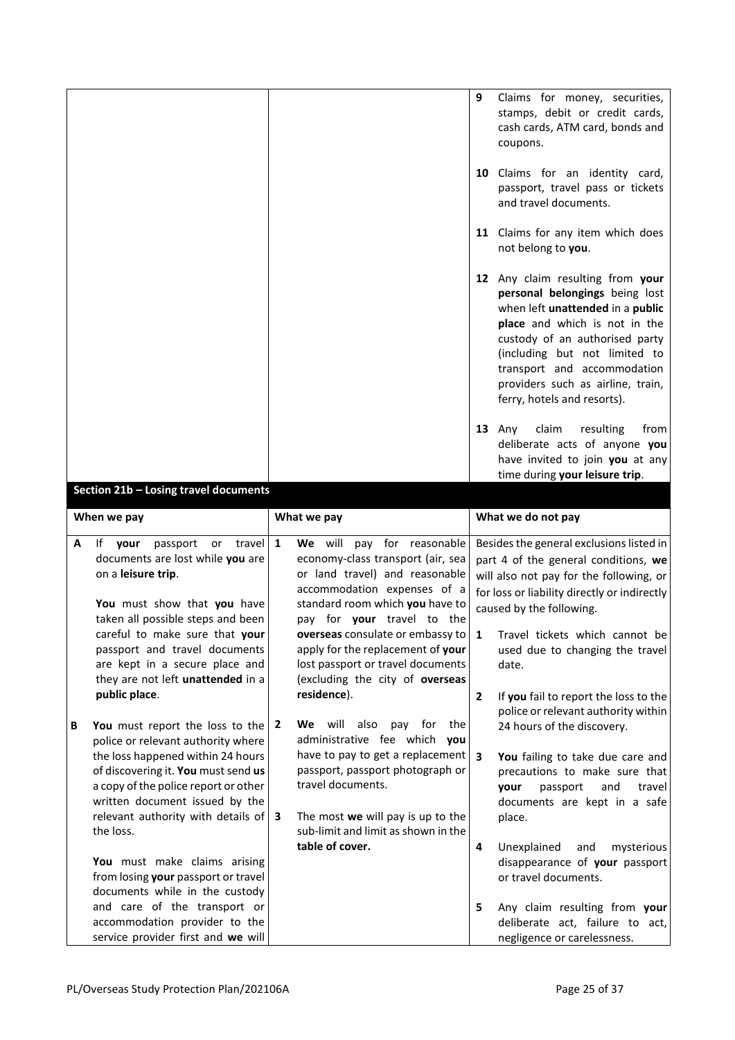| | | |
|---|---|---|
| | | **9** Claims for money, securities, stamps, debit or credit cards, cash cards, ATM card, bonds and coupons.<br><br>**10** Claims for an identity card, passport, travel pass or tickets and travel documents.<br><br>**11** Claims for any item which does not belong to **you**.<br><br>**12** Any claim resulting from **your personal belongings** being lost when left **unattended** in a **public place** and which is not in the custody of an authorised party (including but not limited to transport and accommodation providers such as airline, train, ferry, hotels and resorts).<br><br>**13** Any claim resulting from deliberate acts of anyone **you** have invited to join **you** at any time during **your leisure trip**. |

## Section 21b – Losing travel documents

| When we pay | What we pay | What we do not pay |
|---|---|---|
| **A** If **your** passport or travel documents are lost while **you** are on a **leisure trip**.<br><br>**You** must show that **you** have taken all possible steps and been careful to make sure that **your** passport and travel documents are kept in a secure place and they are not left **unattended** in a **public place**.<br><br>**B** **You** must report the loss to the police or relevant authority where the loss happened within 24 hours of discovering it. **You** must send **us** a copy of the police report or other written document issued by the relevant authority with details of the loss.<br><br>**You** must make claims arising from losing **your** passport or travel documents while in the custody and care of the transport or accommodation provider to the service provider first and **we** will | **1** **We** will pay for reasonable economy-class transport (air, sea or land travel) and reasonable accommodation expenses of a standard room which **you** have to pay for **your** travel to the **overseas** consulate or embassy to apply for the replacement of **your** lost passport or travel documents (excluding the city of **overseas residence**).<br><br>**2** **We** will also pay for the administrative fee which **you** have to pay to get a replacement passport, passport photograph or travel documents.<br><br>**3** The most **we** will pay is up to the sub-limit and limit as shown in the **table of cover.** | Besides the general exclusions listed in part 4 of the general conditions, **we** will also not pay for the following, or for loss or liability directly or indirectly caused by the following.<br><br>**1** Travel tickets which cannot be used due to changing the travel date.<br><br>**2** If **you** fail to report the loss to the police or relevant authority within 24 hours of the discovery.<br><br>**3** **You** failing to take due care and precautions to make sure that **your** passport and travel documents are kept in a safe place.<br><br>**4** Unexplained and mysterious disappearance of **your** passport or travel documents.<br><br>**5** Any claim resulting from **your** deliberate act, failure to act, negligence or carelessness. |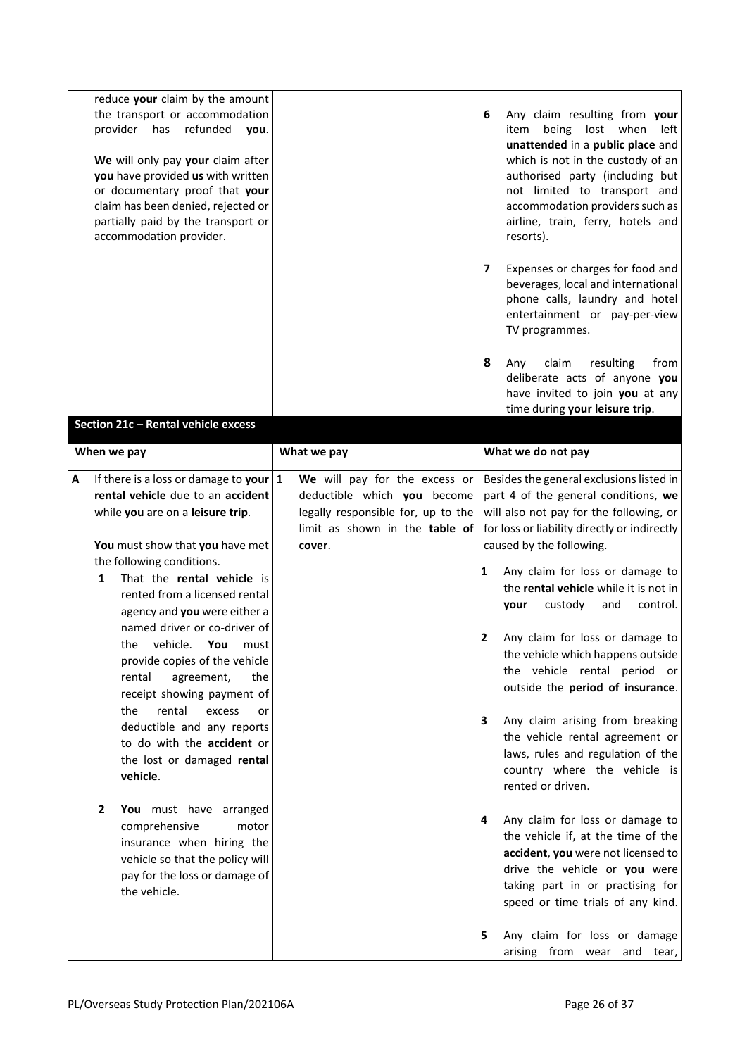| | | |
|---|---|---|
| reduce **your** claim by the amount the transport or accommodation provider has refunded **you**.<br><br>**We** will only pay **your** claim after **you** have provided **us** with written or documentary proof that **your** claim has been denied, rejected or partially paid by the transport or accommodation provider. | | **6** Any claim resulting from **your** item being lost when left **unattended** in a **public place** and which is not in the custody of an authorised party (including but not limited to transport and accommodation providers such as airline, train, ferry, hotels and resorts).<br><br>**7** Expenses or charges for food and beverages, local and international phone calls, laundry and hotel entertainment or pay-per-view TV programmes.<br><br>**8** Any claim resulting from deliberate acts of anyone **you** have invited to join **you** at any time during **your leisure trip**. |

## Section 21c – Rental vehicle excess

| When we pay | What we pay | What we do not pay |
|---|---|---|
| **A** If there is a loss or damage to **your rental vehicle** due to an **accident** while **you** are on a **leisure trip**.<br><br>**You** must show that **you** have met the following conditions.<br>**1** That the **rental vehicle** is rented from a licensed rental agency and **you** were either a named driver or co-driver of the vehicle. **You** must provide copies of the vehicle rental agreement, the receipt showing payment of the rental excess or deductible and any reports to do with the **accident** or the lost or damaged **rental vehicle**.<br><br>**2 You** must have arranged comprehensive motor insurance when hiring the vehicle so that the policy will pay for the loss or damage of the vehicle. | **1 We** will pay for the excess or deductible which **you** become legally responsible for, up to the limit as shown in the **table of cover**. | Besides the general exclusions listed in part 4 of the general conditions, **we** will also not pay for the following, or for loss or liability directly or indirectly caused by the following.<br><br>**1** Any claim for loss or damage to the **rental vehicle** while it is not in **your** custody and control.<br><br>**2** Any claim for loss or damage to the vehicle which happens outside the vehicle rental period or outside the **period of insurance**.<br><br>**3** Any claim arising from breaking the vehicle rental agreement or laws, rules and regulation of the country where the vehicle is rented or driven.<br><br>**4** Any claim for loss or damage to the vehicle if, at the time of the **accident**, **you** were not licensed to drive the vehicle or **you** were taking part in or practising for speed or time trials of any kind.<br><br>**5** Any claim for loss or damage arising from wear and tear, |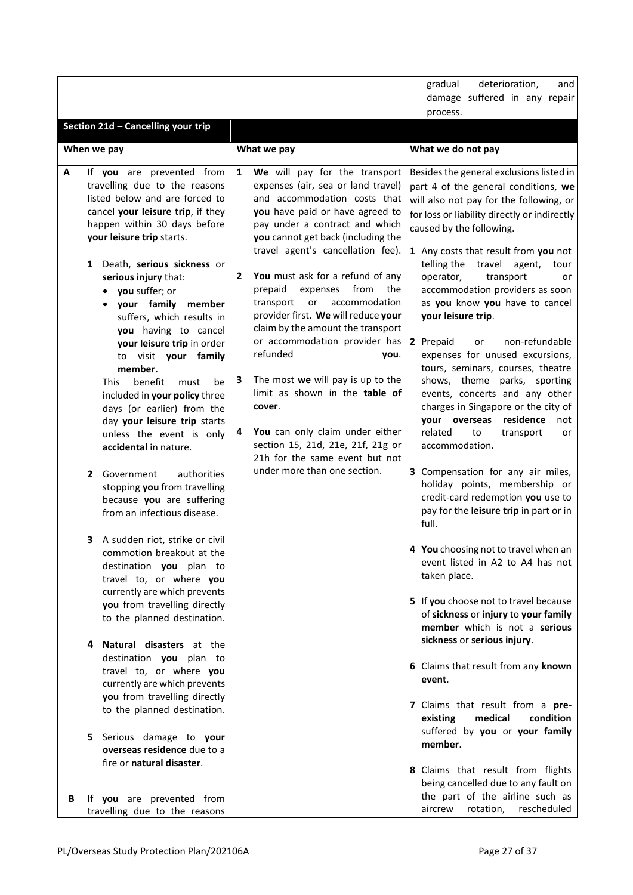| | | |
|---|---|---|
| | | gradual deterioration, and damage suffered in any repair process. |

**Section 21d – Cancelling your trip**

| When we pay | What we pay | What we do not pay |
|---|---|---|
| **A** If **you** are prevented from travelling due to the reasons listed below and are forced to cancel **your leisure trip**, if they happen within 30 days before **your leisure trip** starts.<br><br>**1** Death, **serious sickness** or **serious injury** that:<br>• **you** suffer; or<br>• **your family member** suffers, which results in **you** having to cancel **your leisure trip** in order to visit **your family member.**<br>This benefit must be included in **your policy** three days (or earlier) from the day **your leisure trip** starts unless the event is only **accidental** in nature.<br><br>**2** Government authorities stopping **you** from travelling because **you** are suffering from an infectious disease.<br><br>**3** A sudden riot, strike or civil commotion breakout at the destination **you** plan to travel to, or where **you** currently are which prevents **you** from travelling directly to the planned destination.<br><br>**4** **Natural disasters** at the destination **you** plan to travel to, or where **you** currently are which prevents **you** from travelling directly to the planned destination.<br><br>**5** Serious damage to **your overseas residence** due to a fire or **natural disaster**.<br><br>**B** If **you** are prevented from travelling due to the reasons | **1** **We** will pay for the transport expenses (air, sea or land travel) and accommodation costs that **you** have paid or have agreed to pay under a contract and which **you** cannot get back (including the travel agent's cancellation fee).<br><br>**2** **You** must ask for a refund of any prepaid expenses from the transport or accommodation provider first. **We** will reduce **your** claim by the amount the transport or accommodation provider has refunded **you**.<br><br>**3** The most **we** will pay is up to the limit as shown in the **table of cover**.<br><br>**4** **You** can only claim under either section 15, 21d, 21e, 21f, 21g or 21h for the same event but not under more than one section. | Besides the general exclusions listed in part 4 of the general conditions, **we** will also not pay for the following, or for loss or liability directly or indirectly caused by the following.<br><br>**1** Any costs that result from **you** not telling the travel agent, tour operator, transport or accommodation providers as soon as **you** know **you** have to cancel **your leisure trip**.<br><br>**2** Prepaid or non-refundable expenses for unused excursions, tours, seminars, courses, theatre shows, theme parks, sporting events, concerts and any other charges in Singapore or the city of **your overseas residence** not related to transport or accommodation.<br><br>**3** Compensation for any air miles, holiday points, membership or credit-card redemption **you** use to pay for the **leisure trip** in part or in full.<br><br>**4** **You** choosing not to travel when an event listed in A2 to A4 has not taken place.<br><br>**5** If **you** choose not to travel because of **sickness** or **injury** to **your family member** which is not a **serious sickness** or **serious injury**.<br><br>**6** Claims that result from any **known event**.<br><br>**7** Claims that result from a **pre-existing medical condition** suffered by **you** or **your family member**.<br><br>**8** Claims that result from flights being cancelled due to any fault on the part of the airline such as aircrew rotation, rescheduled |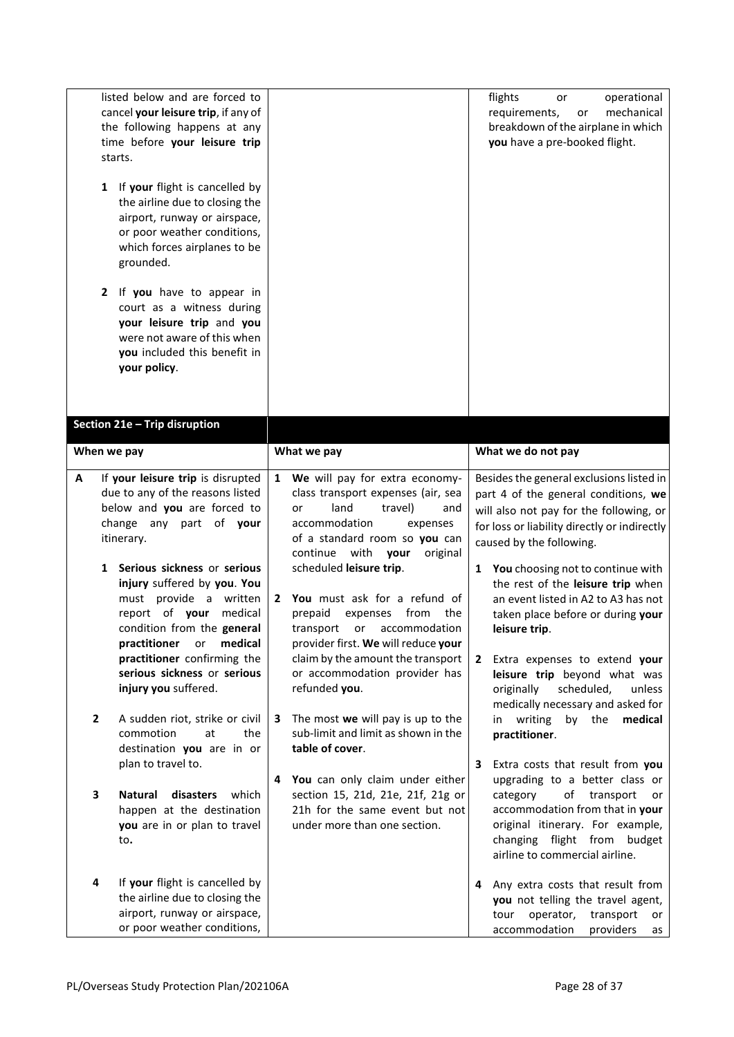| | | |
|---|---|---|
| listed below and are forced to cancel **your leisure trip**, if any of the following happens at any time before **your leisure trip** starts.<br><br>**1** If **your** flight is cancelled by the airline due to closing the airport, runway or airspace, or poor weather conditions, which forces airplanes to be grounded.<br><br>**2** If **you** have to appear in court as a witness during **your leisure trip** and **you** were not aware of this when **you** included this benefit in **your policy**. | | flights or operational requirements, or mechanical breakdown of the airplane in which **you** have a pre-booked flight. |

**Section 21e – Trip disruption**

| When we pay | What we pay | What we do not pay |
|---|---|---|
| **A** If **your leisure trip** is disrupted due to any of the reasons listed below and **you** are forced to change any part of **your** itinerary.<br><br>**1** **Serious sickness** or **serious injury** suffered by **you**. **You** must provide a written report of **your** medical condition from the **general practitioner** or **medical practitioner** confirming the **serious sickness** or **serious injury you** suffered.<br><br>**2** A sudden riot, strike or civil commotion at the destination **you** are in or plan to travel to.<br><br>**3** **Natural disasters** which happen at the destination **you** are in or plan to travel to.<br><br>**4** If **your** flight is cancelled by the airline due to closing the airport, runway or airspace, or poor weather conditions, | **1** **We** will pay for extra economy-class transport expenses (air, sea or land travel) and accommodation expenses of a standard room so **you** can continue with **your** original scheduled **leisure trip**.<br><br>**2** **You** must ask for a refund of prepaid expenses from the transport or accommodation provider first. **We** will reduce **your** claim by the amount the transport or accommodation provider has refunded **you**.<br><br>**3** The most **we** will pay is up to the sub-limit and limit as shown in the **table of cover**.<br><br>**4** **You** can only claim under either section 15, 21d, 21e, 21f, 21g or 21h for the same event but not under more than one section. | Besides the general exclusions listed in part 4 of the general conditions, **we** will also not pay for the following, or for loss or liability directly or indirectly caused by the following.<br><br>**1** **You** choosing not to continue with the rest of the **leisure trip** when an event listed in A2 to A3 has not taken place before or during **your leisure trip**.<br><br>**2** Extra expenses to extend **your leisure trip** beyond what was originally scheduled, unless medically necessary and asked for in writing by the **medical practitioner**.<br><br>**3** Extra costs that result from **you** upgrading to a better class or category of transport or accommodation from that in **your** original itinerary. For example, changing flight from budget airline to commercial airline.<br><br>**4** Any extra costs that result from **you** not telling the travel agent, tour operator, transport or accommodation providers as |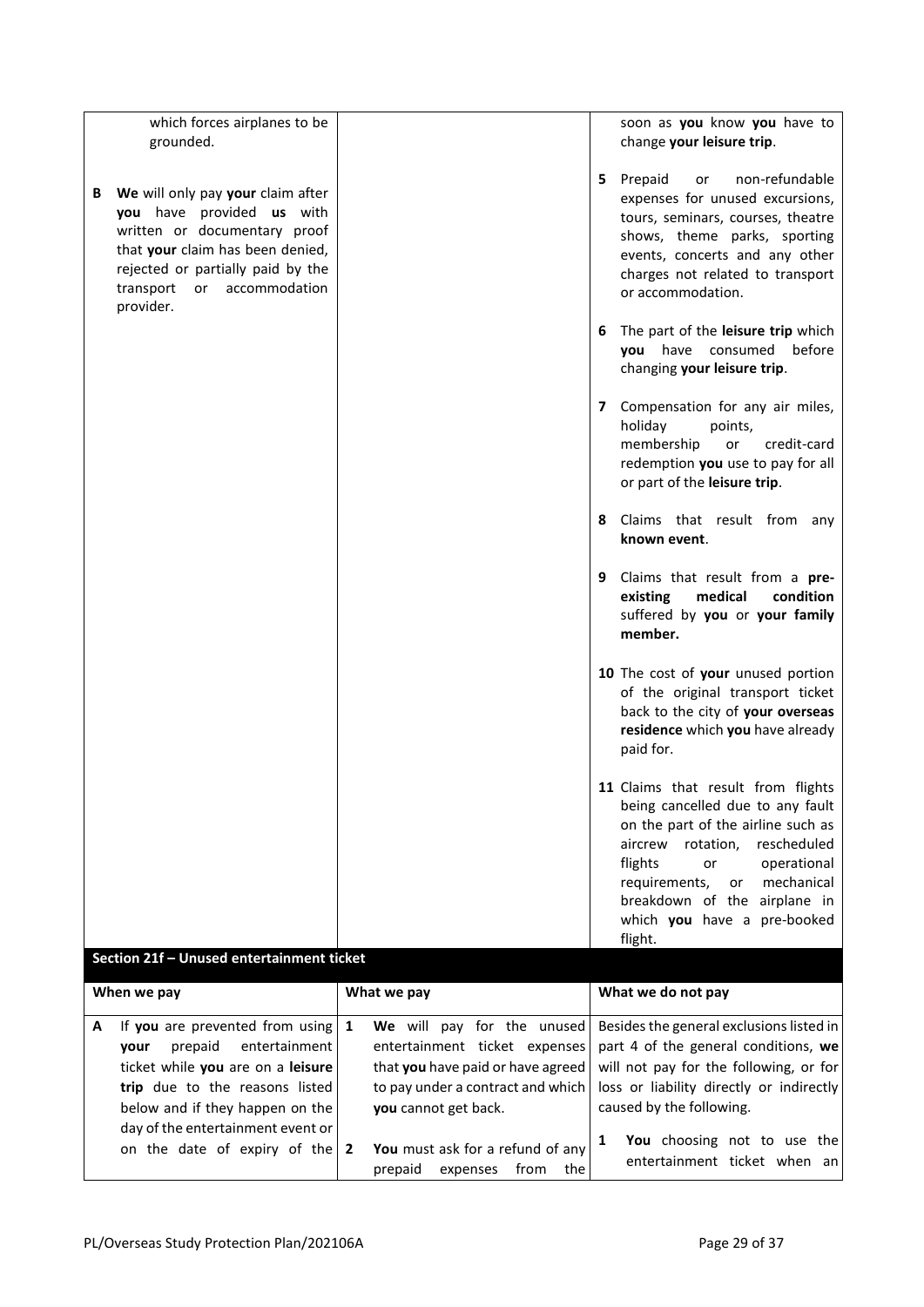| | | |
|---|---|---|
| which forces airplanes to be grounded.<br><br>**B** **We** will only pay **your** claim after **you** have provided **us** with written or documentary proof that **your** claim has been denied, rejected or partially paid by the transport or accommodation provider. | | soon as **you** know **you** have to change **your leisure trip**.<br><br>**5** Prepaid or non-refundable expenses for unused excursions, tours, seminars, courses, theatre shows, theme parks, sporting events, concerts and any other charges not related to transport or accommodation.<br><br>**6** The part of the **leisure trip** which **you** have consumed before changing **your leisure trip**.<br><br>**7** Compensation for any air miles, holiday points, membership or credit-card redemption **you** use to pay for all or part of the **leisure trip**.<br><br>**8** Claims that result from any **known event**.<br><br>**9** Claims that result from a **pre-existing medical condition** suffered by **you** or **your family member.**<br><br>**10** The cost of **your** unused portion of the original transport ticket back to the city of **your overseas residence** which **you** have already paid for.<br><br>**11** Claims that result from flights being cancelled due to any fault on the part of the airline such as aircrew rotation, rescheduled flights or operational requirements, or mechanical breakdown of the airplane in which **you** have a pre-booked flight. |

**Section 21f – Unused entertainment ticket**

| When we pay | What we pay | What we do not pay |
|---|---|---|
| **A** If **you** are prevented from using **your** prepaid entertainment ticket while **you** are on a **leisure trip** due to the reasons listed below and if they happen on the day of the entertainment event or on the date of expiry of the | **1** **We** will pay for the unused entertainment ticket expenses that **you** have paid or have agreed to pay under a contract and which **you** cannot get back.<br><br>**2** **You** must ask for a refund of any prepaid expenses from the | Besides the general exclusions listed in part 4 of the general conditions, **we** will not pay for the following, or for loss or liability directly or indirectly caused by the following.<br><br>**1** **You** choosing not to use the entertainment ticket when an |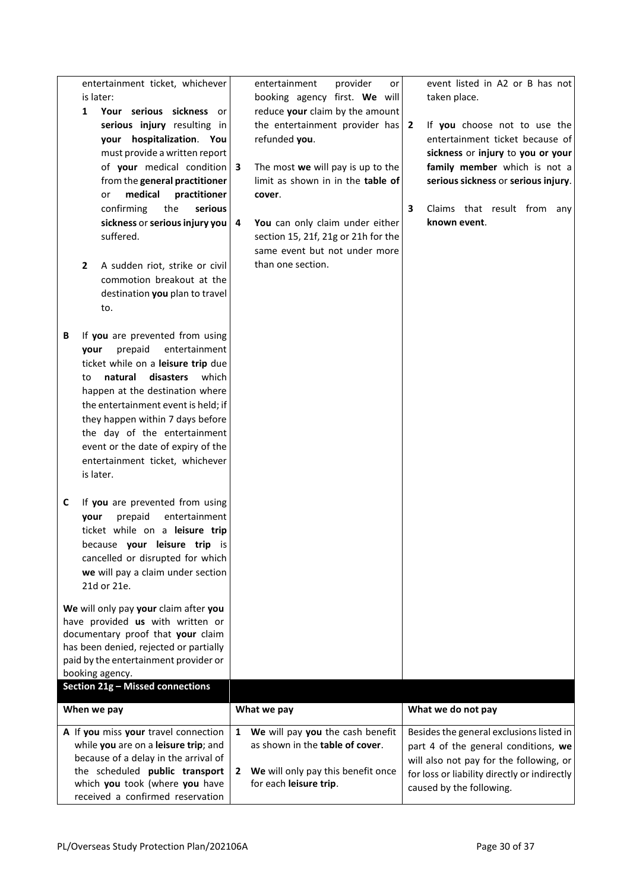| | | |
|---|---|---|
| entertainment ticket, whichever is later:<br>**1** **Your serious sickness** or **serious injury** resulting in **your hospitalization**. **You** must provide a written report of **your** medical condition from the **general practitioner** or **medical practitioner** confirming the **serious sickness** or **serious injury you** suffered.<br>**2** A sudden riot, strike or civil commotion breakout at the destination **you** plan to travel to.<br><br>**B** If **you** are prevented from using **your** prepaid entertainment ticket while on a **leisure trip** due to **natural disasters** which happen at the destination where the entertainment event is held; if they happen within 7 days before the day of the entertainment event or the date of expiry of the entertainment ticket, whichever is later.<br><br>**C** If **you** are prevented from using **your** prepaid entertainment ticket while on a **leisure trip** because **your leisure trip** is cancelled or disrupted for which **we** will pay a claim under section 21d or 21e.<br><br>**We** will only pay **your** claim after **you** have provided **us** with written or documentary proof that **your** claim has been denied, rejected or partially paid by the entertainment provider or booking agency. | entertainment provider or booking agency first. **We** will reduce **your** claim by the amount the entertainment provider has refunded **you**.<br>**3** The most **we** will pay is up to the limit as shown in in the **table of cover**.<br>**4** **You** can only claim under either section 15, 21f, 21g or 21h for the same event but not under more than one section. | event listed in A2 or B has not taken place.<br>**2** If **you** choose not to use the entertainment ticket because of **sickness** or **injury** to **you or your family member** which is not a **serious sickness** or **serious injury**.<br>**3** Claims that result from any **known event**. |

**Section 21g – Missed connections**

| When we pay | What we pay | What we do not pay |
|---|---|---|
| **A** If **you** miss **your** travel connection while **you** are on a **leisure trip**; and because of a delay in the arrival of the scheduled **public transport** which **you** took (where **you** have received a confirmed reservation | **1** **We** will pay **you** the cash benefit as shown in the **table of cover**.<br>**2** **We** will only pay this benefit once for each **leisure trip**. | Besides the general exclusions listed in part 4 of the general conditions, **we** will also not pay for the following, or for loss or liability directly or indirectly caused by the following. |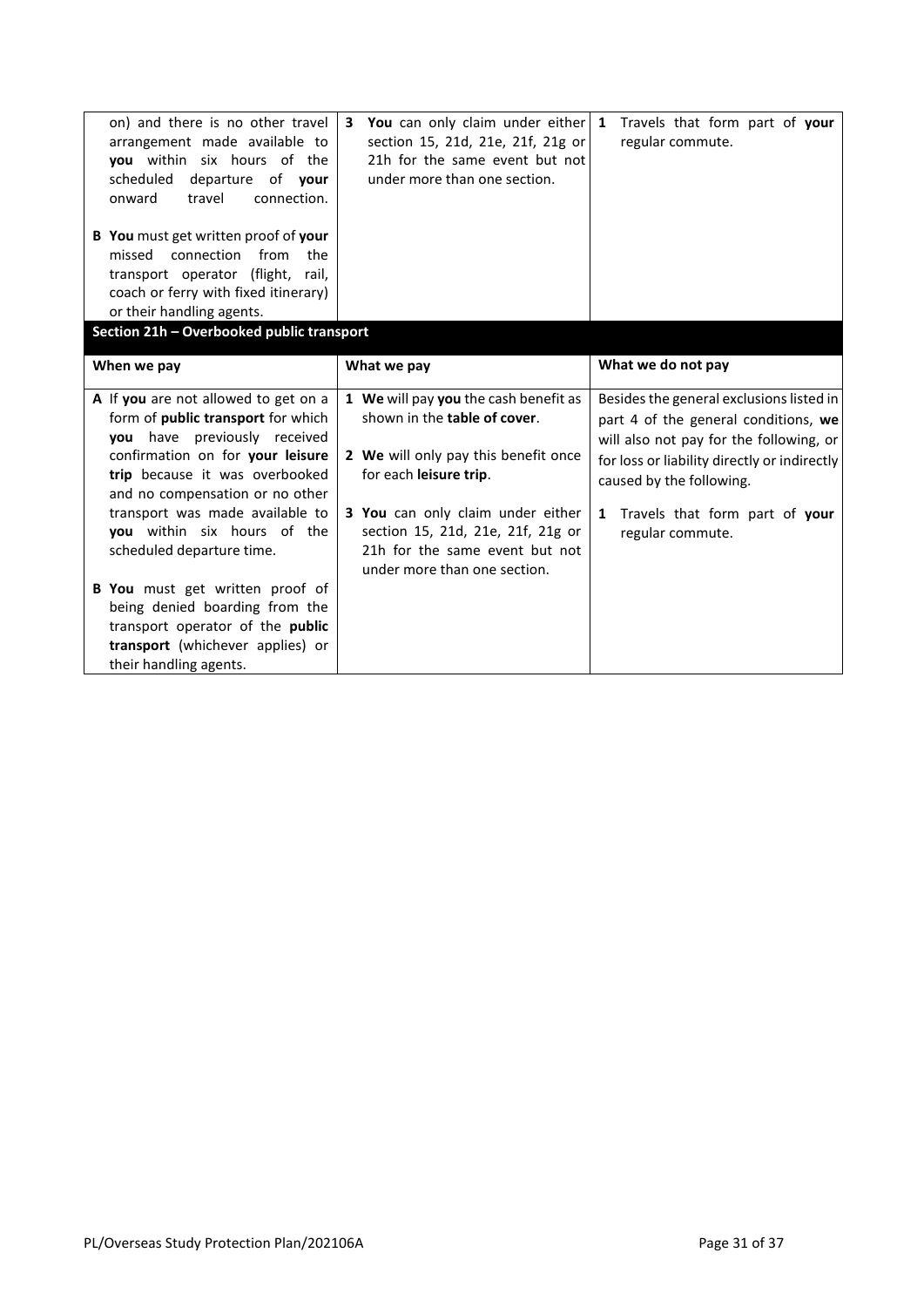| | | |
|---|---|---|
| on) and there is no other travel arrangement made available to **you** within six hours of the scheduled departure of **your** onward travel connection.<br><br>**B** **You** must get written proof of **your** missed connection from the transport operator (flight, rail, coach or ferry with fixed itinerary) or their handling agents. | **3** **You** can only claim under either section 15, 21d, 21e, 21f, 21g or 21h for the same event but not under more than one section. | **1** Travels that form part of **your** regular commute. |

## Section 21h – Overbooked public transport

| When we pay | What we pay | What we do not pay |
|---|---|---|
| **A** If **you** are not allowed to get on a form of **public transport** for which **you** have previously received confirmation on for **your leisure trip** because it was overbooked and no compensation or no other transport was made available to **you** within six hours of the scheduled departure time.<br><br>**B** **You** must get written proof of being denied boarding from the transport operator of the **public transport** (whichever applies) or their handling agents. | **1** **We** will pay **you** the cash benefit as shown in the **table of cover**.<br><br>**2** **We** will only pay this benefit once for each **leisure trip**.<br><br>**3** **You** can only claim under either section 15, 21d, 21e, 21f, 21g or 21h for the same event but not under more than one section. | Besides the general exclusions listed in part 4 of the general conditions, **we** will also not pay for the following, or for loss or liability directly or indirectly caused by the following.<br><br>**1** Travels that form part of **your** regular commute. |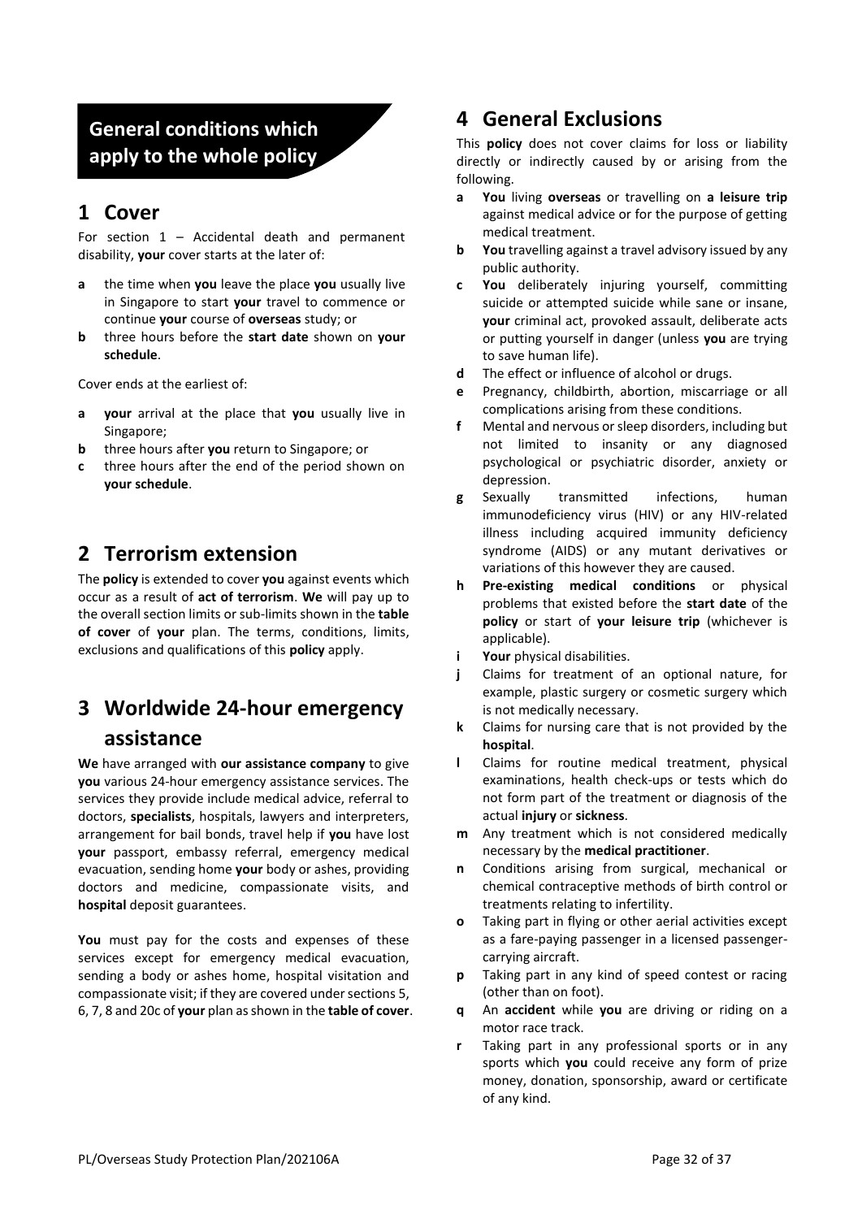## General conditions which apply to the whole policy

## 1 Cover

For section 1 – Accidental death and permanent disability, **your** cover starts at the later of:

- **a** the time when **you** leave the place **you** usually live in Singapore to start **your** travel to commence or continue **your** course of **overseas** study; or
- **b** three hours before the **start date** shown on **your schedule**.

Cover ends at the earliest of:

- **a** **your** arrival at the place that **you** usually live in Singapore;
- **b** three hours after **you** return to Singapore; or
- **c** three hours after the end of the period shown on **your schedule**.

## 2 Terrorism extension

The **policy** is extended to cover **you** against events which occur as a result of **act of terrorism**. **We** will pay up to the overall section limits or sub-limits shown in the **table of cover** of **your** plan. The terms, conditions, limits, exclusions and qualifications of this **policy** apply.

## 3 Worldwide 24-hour emergency assistance

**We** have arranged with **our assistance company** to give **you** various 24-hour emergency assistance services. The services they provide include medical advice, referral to doctors, **specialists**, hospitals, lawyers and interpreters, arrangement for bail bonds, travel help if **you** have lost **your** passport, embassy referral, emergency medical evacuation, sending home **your** body or ashes, providing doctors and medicine, compassionate visits, and **hospital** deposit guarantees.

**You** must pay for the costs and expenses of these services except for emergency medical evacuation, sending a body or ashes home, hospital visitation and compassionate visit; if they are covered under sections 5, 6, 7, 8 and 20c of **your** plan as shown in the **table of cover**.

## 4 General Exclusions

This **policy** does not cover claims for loss or liability directly or indirectly caused by or arising from the following.

- **a** **You** living **overseas** or travelling on **a leisure trip** against medical advice or for the purpose of getting medical treatment.
- **b** **You** travelling against a travel advisory issued by any public authority.
- **c** **You** deliberately injuring yourself, committing suicide or attempted suicide while sane or insane, **your** criminal act, provoked assault, deliberate acts or putting yourself in danger (unless **you** are trying to save human life).
- **d** The effect or influence of alcohol or drugs.
- **e** Pregnancy, childbirth, abortion, miscarriage or all complications arising from these conditions.
- **f** Mental and nervous or sleep disorders, including but not limited to insanity or any diagnosed psychological or psychiatric disorder, anxiety or depression.
- **g** Sexually transmitted infections, human immunodeficiency virus (HIV) or any HIV-related illness including acquired immunity deficiency syndrome (AIDS) or any mutant derivatives or variations of this however they are caused.
- **h** **Pre-existing medical conditions** or physical problems that existed before the **start date** of the **policy** or start of **your leisure trip** (whichever is applicable).
- **i** **Your** physical disabilities.
- **j** Claims for treatment of an optional nature, for example, plastic surgery or cosmetic surgery which is not medically necessary.
- **k** Claims for nursing care that is not provided by the **hospital**.
- **l** Claims for routine medical treatment, physical examinations, health check-ups or tests which do not form part of the treatment or diagnosis of the actual **injury** or **sickness**.
- **m** Any treatment which is not considered medically necessary by the **medical practitioner**.
- **n** Conditions arising from surgical, mechanical or chemical contraceptive methods of birth control or treatments relating to infertility.
- **o** Taking part in flying or other aerial activities except as a fare-paying passenger in a licensed passenger-carrying aircraft.
- **p** Taking part in any kind of speed contest or racing (other than on foot).
- **q** An **accident** while **you** are driving or riding on a motor race track.
- **r** Taking part in any professional sports or in any sports which **you** could receive any form of prize money, donation, sponsorship, award or certificate of any kind.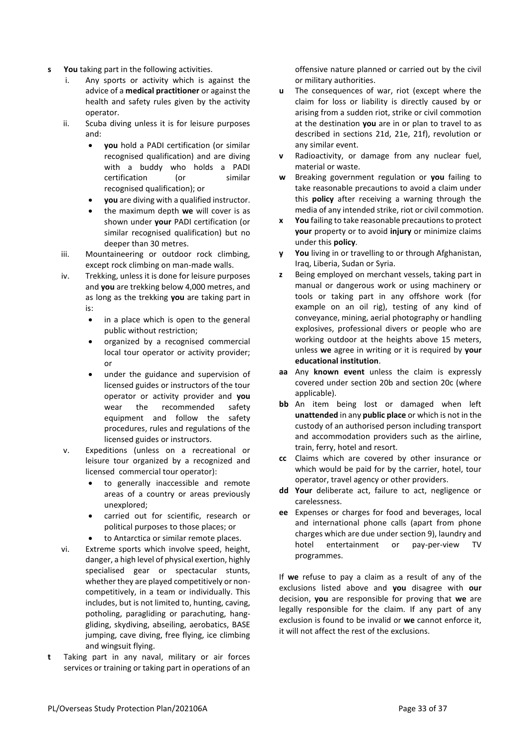- **s** **You** taking part in the following activities.
  - i. Any sports or activity which is against the advice of a **medical practitioner** or against the health and safety rules given by the activity operator.
  - ii. Scuba diving unless it is for leisure purposes and:
    - **you** hold a PADI certification (or similar recognised qualification) and are diving with a buddy who holds a PADI certification (or similar recognised qualification); or
    - **you** are diving with a qualified instructor.
    - the maximum depth **we** will cover is as shown under **your** PADI certification (or similar recognised qualification) but no deeper than 30 metres.
  - iii. Mountaineering or outdoor rock climbing, except rock climbing on man-made walls.
  - iv. Trekking, unless it is done for leisure purposes and **you** are trekking below 4,000 metres, and as long as the trekking **you** are taking part in is:
    - in a place which is open to the general public without restriction;
    - organized by a recognised commercial local tour operator or activity provider; or
    - under the guidance and supervision of licensed guides or instructors of the tour operator or activity provider and **you** wear the recommended safety equipment and follow the safety procedures, rules and regulations of the licensed guides or instructors.
  - v. Expeditions (unless on a recreational or leisure tour organized by a recognized and licensed commercial tour operator):
    - to generally inaccessible and remote areas of a country or areas previously unexplored;
    - carried out for scientific, research or political purposes to those places; or
    - to Antarctica or similar remote places.
  - vi. Extreme sports which involve speed, height, danger, a high level of physical exertion, highly specialised gear or spectacular stunts, whether they are played competitively or non-competitively, in a team or individually. This includes, but is not limited to, hunting, caving, potholing, paragliding or parachuting, hang-gliding, skydiving, abseiling, aerobatics, BASE jumping, cave diving, free flying, ice climbing and wingsuit flying.
- **t** Taking part in any naval, military or air forces services or training or taking part in operations of an offensive nature planned or carried out by the civil or military authorities.
- **u** The consequences of war, riot (except where the claim for loss or liability is directly caused by or arising from a sudden riot, strike or civil commotion at the destination **you** are in or plan to travel to as described in sections 21d, 21e, 21f), revolution or any similar event.
- **v** Radioactivity, or damage from any nuclear fuel, material or waste.
- **w** Breaking government regulation or **you** failing to take reasonable precautions to avoid a claim under this **policy** after receiving a warning through the media of any intended strike, riot or civil commotion.
- **x** **You** failing to take reasonable precautions to protect **your** property or to avoid **injury** or minimize claims under this **policy**.
- **y** **You** living in or travelling to or through Afghanistan, Iraq, Liberia, Sudan or Syria.
- **z** Being employed on merchant vessels, taking part in manual or dangerous work or using machinery or tools or taking part in any offshore work (for example on an oil rig), testing of any kind of conveyance, mining, aerial photography or handling explosives, professional divers or people who are working outdoor at the heights above 15 meters, unless **we** agree in writing or it is required by **your educational institution**.
- **aa** Any **known event** unless the claim is expressly covered under section 20b and section 20c (where applicable).
- **bb** An item being lost or damaged when left **unattended** in any **public place** or which is not in the custody of an authorised person including transport and accommodation providers such as the airline, train, ferry, hotel and resort.
- **cc** Claims which are covered by other insurance or which would be paid for by the carrier, hotel, tour operator, travel agency or other providers.
- **dd** **Your** deliberate act, failure to act, negligence or carelessness.
- **ee** Expenses or charges for food and beverages, local and international phone calls (apart from phone charges which are due under section 9), laundry and hotel entertainment or pay-per-view TV programmes.

If **we** refuse to pay a claim as a result of any of the exclusions listed above and **you** disagree with **our** decision, **you** are responsible for proving that **we** are legally responsible for the claim. If any part of any exclusion is found to be invalid or **we** cannot enforce it, it will not affect the rest of the exclusions.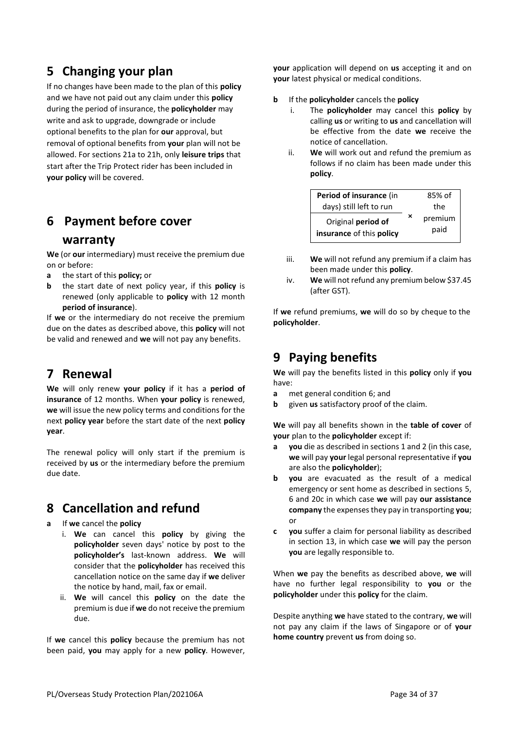## 5 Changing your plan

If no changes have been made to the plan of this **policy** and we have not paid out any claim under this **policy** during the period of insurance, the **policyholder** may write and ask to upgrade, downgrade or include optional benefits to the plan for **our** approval, but removal of optional benefits from **your** plan will not be allowed. For sections 21a to 21h, only **leisure trips** that start after the Trip Protect rider has been included in **your policy** will be covered.

## 6 Payment before cover warranty

**We** (or **our** intermediary) must receive the premium due on or before:

- **a** the start of this **policy;** or
- **b** the start date of next policy year, if this **policy** is renewed (only applicable to **policy** with 12 month **period of insurance**).

If **we** or the intermediary do not receive the premium due on the dates as described above, this **policy** will not be valid and renewed and **we** will not pay any benefits.

## 7 Renewal

**We** will only renew **your policy** if it has a **period of insurance** of 12 months. When **your policy** is renewed, **we** will issue the new policy terms and conditions for the next **policy year** before the start date of the next **policy year**.

The renewal policy will only start if the premium is received by **us** or the intermediary before the premium due date.

## 8 Cancellation and refund

- **a** If **we** cancel the **policy**
  - i. **We** can cancel this **policy** by giving the **policyholder** seven days' notice by post to the **policyholder's** last-known address. **We** will consider that the **policyholder** has received this cancellation notice on the same day if **we** deliver the notice by hand, mail, fax or email.
  - ii. **We** will cancel this **policy** on the date the premium is due if **we** do not receive the premium due.

If **we** cancel this **policy** because the premium has not been paid, **you** may apply for a new **policy**. However, **your** application will depend on **us** accepting it and on **your** latest physical or medical conditions.

- **b** If the **policyholder** cancels the **policy**
  - i. The **policyholder** may cancel this **policy** by calling **us** or writing to **us** and cancellation will be effective from the date **we** receive the notice of cancellation.
  - ii. **We** will work out and refund the premium as follows if no claim has been made under this **policy**.

| **Period of insurance** (in days) still left to run / Original **period of insurance** of this **policy** | × | 85% of the premium paid |
|---|---|---|

  - iii. **We** will not refund any premium if a claim has been made under this **policy**.
  - iv. **We** will not refund any premium below $37.45 (after GST).

If **we** refund premiums, **we** will do so by cheque to the **policyholder**.

## 9 Paying benefits

**We** will pay the benefits listed in this **policy** only if **you** have:

- **a** met general condition 6; and
- **b** given **us** satisfactory proof of the claim.

**We** will pay all benefits shown in the **table of cover** of **your** plan to the **policyholder** except if:

- **a** **you** die as described in sections 1 and 2 (in this case, **we** will pay **your** legal personal representative if **you** are also the **policyholder**);
- **b** **you** are evacuated as the result of a medical emergency or sent home as described in sections 5, 6 and 20c in which case **we** will pay **our assistance company** the expenses they pay in transporting **you**; or
- **c** **you** suffer a claim for personal liability as described in section 13, in which case **we** will pay the person **you** are legally responsible to.

When **we** pay the benefits as described above, **we** will have no further legal responsibility to **you** or the **policyholder** under this **policy** for the claim.

Despite anything **we** have stated to the contrary, **we** will not pay any claim if the laws of Singapore or of **your home country** prevent **us** from doing so.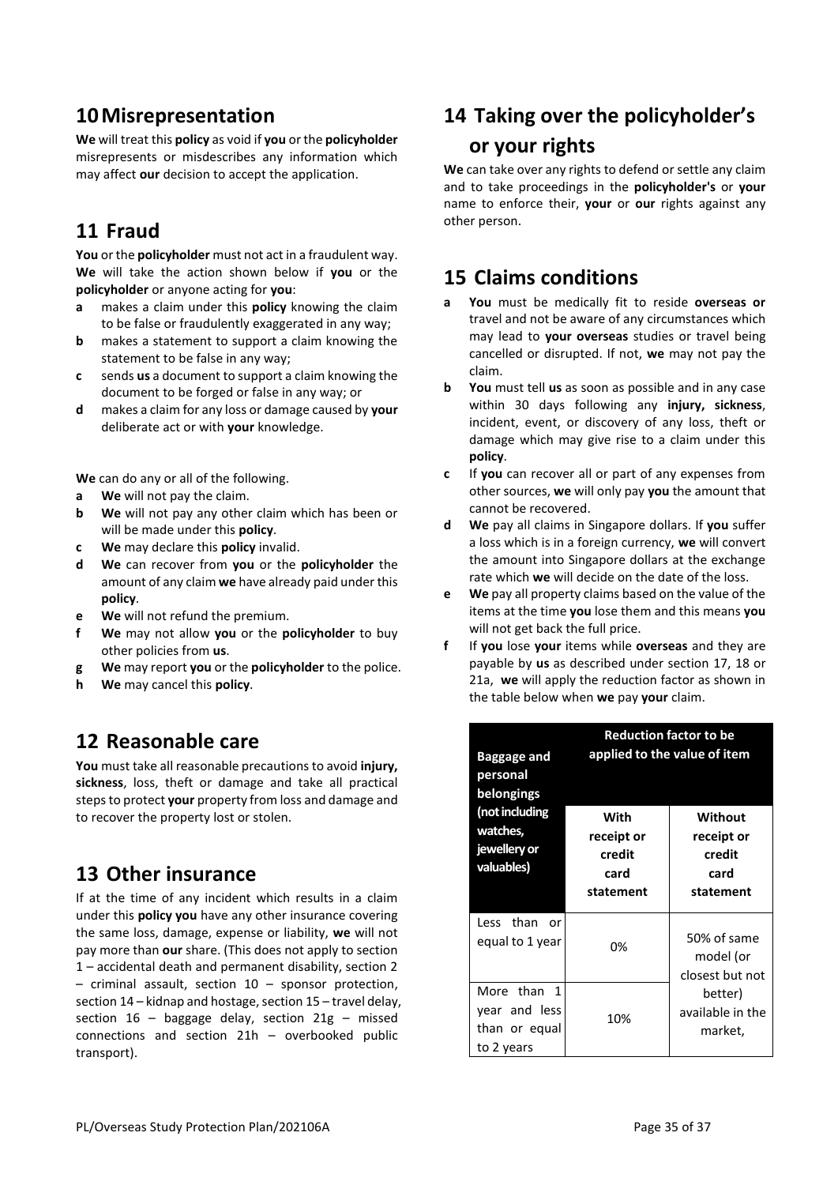## 10 Misrepresentation

**We** will treat this **policy** as void if **you** or the **policyholder** misrepresents or misdescribes any information which may affect **our** decision to accept the application.

## 11 Fraud

**You** or the **policyholder** must not act in a fraudulent way. **We** will take the action shown below if **you** or the **policyholder** or anyone acting for **you**:

- **a** makes a claim under this **policy** knowing the claim to be false or fraudulently exaggerated in any way;
- **b** makes a statement to support a claim knowing the statement to be false in any way;
- **c** sends **us** a document to support a claim knowing the document to be forged or false in any way; or
- **d** makes a claim for any loss or damage caused by **your** deliberate act or with **your** knowledge.

**We** can do any or all of the following.

- **a** **We** will not pay the claim.
- **b** **We** will not pay any other claim which has been or will be made under this **policy**.
- **c** **We** may declare this **policy** invalid.
- **d** **We** can recover from **you** or the **policyholder** the amount of any claim **we** have already paid under this **policy**.
- **e** **We** will not refund the premium.
- **f** **We** may not allow **you** or the **policyholder** to buy other policies from **us**.
- **g** **We** may report **you** or the **policyholder** to the police.
- **h** **We** may cancel this **policy**.

## 12 Reasonable care

**You** must take all reasonable precautions to avoid **injury, sickness**, loss, theft or damage and take all practical steps to protect **your** property from loss and damage and to recover the property lost or stolen.

## 13 Other insurance

If at the time of any incident which results in a claim under this **policy you** have any other insurance covering the same loss, damage, expense or liability, **we** will not pay more than **our** share. (This does not apply to section 1 – accidental death and permanent disability, section 2 – criminal assault, section 10 – sponsor protection, section 14 – kidnap and hostage, section 15 – travel delay, section 16 – baggage delay, section 21g – missed connections and section 21h – overbooked public transport).

## 14 Taking over the policyholder's or your rights

**We** can take over any rights to defend or settle any claim and to take proceedings in the **policyholder's** or **your** name to enforce their, **your** or **our** rights against any other person.

## 15 Claims conditions

- **a** **You** must be medically fit to reside **overseas or** travel and not be aware of any circumstances which may lead to **your overseas** studies or travel being cancelled or disrupted. If not, **we** may not pay the claim.
- **b** **You** must tell **us** as soon as possible and in any case within 30 days following any **injury, sickness**, incident, event, or discovery of any loss, theft or damage which may give rise to a claim under this **policy**.
- **c** If **you** can recover all or part of any expenses from other sources, **we** will only pay **you** the amount that cannot be recovered.
- **d** **We** pay all claims in Singapore dollars. If **you** suffer a loss which is in a foreign currency, **we** will convert the amount into Singapore dollars at the exchange rate which **we** will decide on the date of the loss.
- **e** **We** pay all property claims based on the value of the items at the time **you** lose them and this means **you** will not get back the full price.
- **f** If **you** lose **your** items while **overseas** and they are payable by **us** as described under section 17, 18 or 21a, **we** will apply the reduction factor as shown in the table below when **we** pay **your** claim.

| **Baggage and personal belongings (not including watches, jewellery or valuables)** | **Reduction factor to be applied to the value of item** | |
|---|---|---|
| | **With receipt or credit card statement** | **Without receipt or credit card statement** |
| Less than or equal to 1 year | 0% | 50% of same model (or closest but not better) available in the market, |
| More than 1 year and less than or equal to 2 years | 10% | |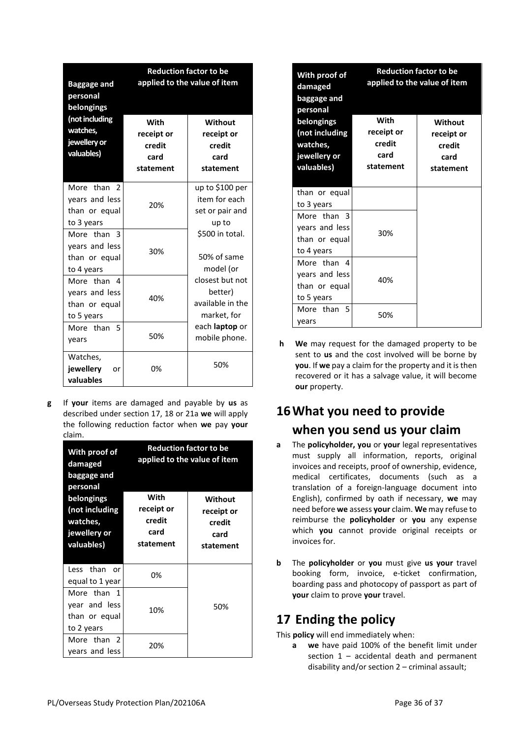| Baggage and personal belongings (not including watches, jewellery or valuables) | Reduction factor to be applied to the value of item | |
|---|---|---|
| | With receipt or credit card statement | Without receipt or credit card statement |
| More than 2 years and less than or equal to 3 years | 20% | up to $100 per item for each set or pair and up to $500 in total. 50% of same model (or closest but not better) available in the market, for each **laptop** or mobile phone. |
| More than 3 years and less than or equal to 4 years | 30% | |
| More than 4 years and less than or equal to 5 years | 40% | |
| More than 5 years | 50% | |
| Watches, **jewellery** or **valuables** | 0% | 50% |

**g** If **your** items are damaged and payable by **us** as described under section 17, 18 or 21a **we** will apply the following reduction factor when **we** pay **your** claim.

| With proof of damaged baggage and personal belongings (not including watches, jewellery or valuables) | Reduction factor to be applied to the value of item | |
|---|---|---|
| | With receipt or credit card statement | Without receipt or credit card statement |
| Less than or equal to 1 year | 0% | 50% |
| More than 1 year and less than or equal to 2 years | 10% | |
| More than 2 years and less than or equal to 3 years | 20% | |
| More than 3 years and less than or equal to 4 years | 30% | |
| More than 4 years and less than or equal to 5 years | 40% | |
| More than 5 years | 50% | |

**h** **We** may request for the damaged property to be sent to **us** and the cost involved will be borne by **you**. If **we** pay a claim for the property and it is then recovered or it has a salvage value, it will become **our** property.

# 16 What you need to provide when you send us your claim

**a** The **policyholder**, **you** or **your** legal representatives must supply all information, reports, original invoices and receipts, proof of ownership, evidence, medical certificates, documents (such as a translation of a foreign-language document into English), confirmed by oath if necessary, **we** may need before **we** assess **your** claim. **We** may refuse to reimburse the **policyholder** or **you** any expense which **you** cannot provide original receipts or invoices for.

**b** The **policyholder** or **you** must give **us** **your** travel booking form, invoice, e-ticket confirmation, boarding pass and photocopy of passport as part of **your** claim to prove **your** travel.

# 17 Ending the policy

This **policy** will end immediately when:

**a** **we** have paid 100% of the benefit limit under section 1 – accidental death and permanent disability and/or section 2 – criminal assault;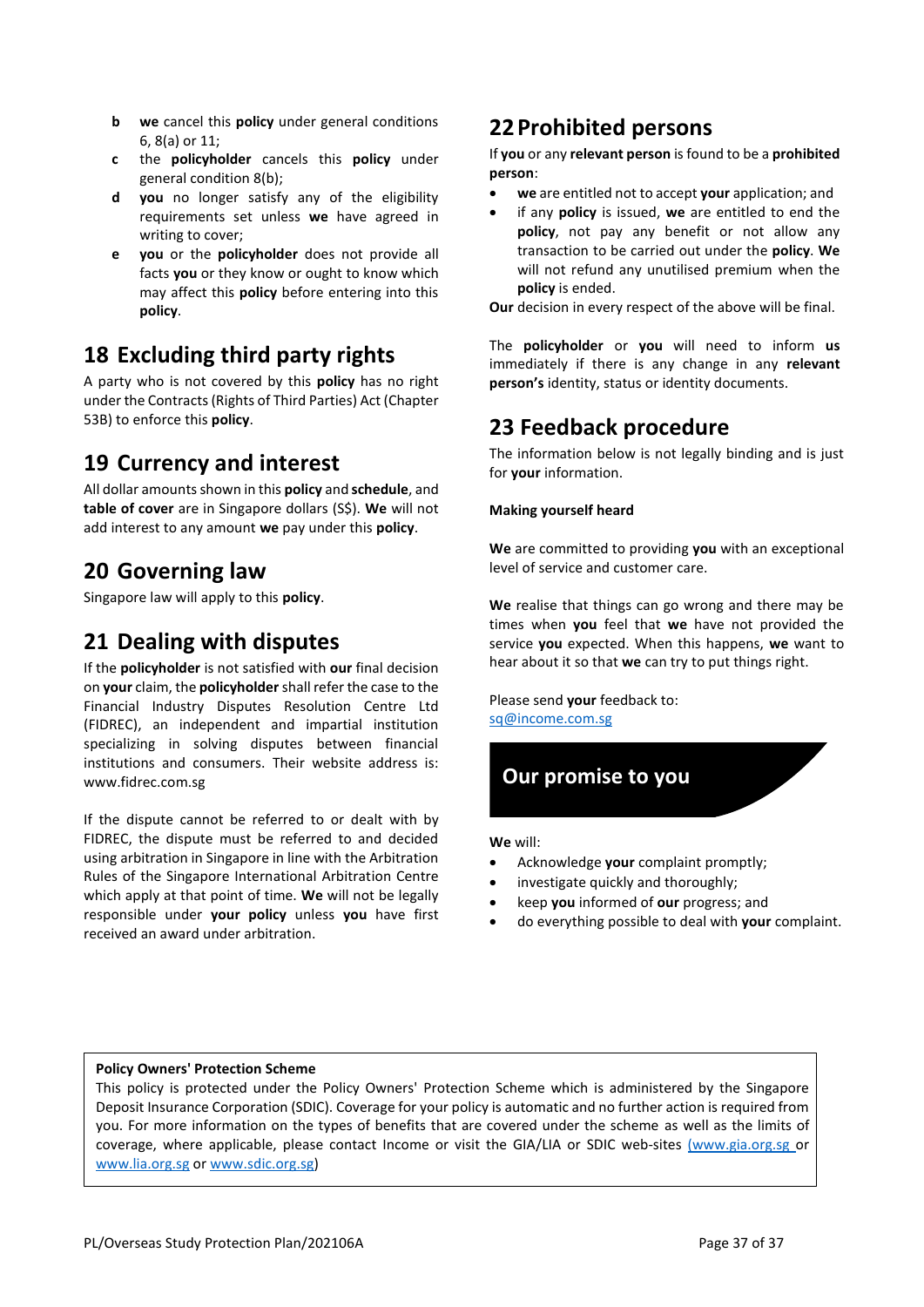- **b** **we** cancel this **policy** under general conditions 6, 8(a) or 11;
- **c** the **policyholder** cancels this **policy** under general condition 8(b);
- **d** **you** no longer satisfy any of the eligibility requirements set unless **we** have agreed in writing to cover;
- **e** **you** or the **policyholder** does not provide all facts **you** or they know or ought to know which may affect this **policy** before entering into this **policy**.

## 18 Excluding third party rights

A party who is not covered by this **policy** has no right under the Contracts (Rights of Third Parties) Act (Chapter 53B) to enforce this **policy**.

## 19 Currency and interest

All dollar amounts shown in this **policy** and **schedule**, and **table of cover** are in Singapore dollars (S$). **We** will not add interest to any amount **we** pay under this **policy**.

## 20 Governing law

Singapore law will apply to this **policy**.

## 21 Dealing with disputes

If the **policyholder** is not satisfied with **our** final decision on **your** claim, the **policyholder** shall refer the case to the Financial Industry Disputes Resolution Centre Ltd (FIDREC), an independent and impartial institution specializing in solving disputes between financial institutions and consumers. Their website address is: www.fidrec.com.sg

If the dispute cannot be referred to or dealt with by FIDREC, the dispute must be referred to and decided using arbitration in Singapore in line with the Arbitration Rules of the Singapore International Arbitration Centre which apply at that point of time. **We** will not be legally responsible under **your policy** unless **you** have first received an award under arbitration.

## 22 Prohibited persons

If **you** or any **relevant person** is found to be a **prohibited person**:

- **we** are entitled not to accept **your** application; and
- if any **policy** is issued, **we** are entitled to end the **policy**, not pay any benefit or not allow any transaction to be carried out under the **policy**. **We** will not refund any unutilised premium when the **policy** is ended.

**Our** decision in every respect of the above will be final.

The **policyholder** or **you** will need to inform **us** immediately if there is any change in any **relevant person's** identity, status or identity documents.

## 23 Feedback procedure

The information below is not legally binding and is just for **your** information.

**Making yourself heard**

**We** are committed to providing **you** with an exceptional level of service and customer care.

**We** realise that things can go wrong and there may be times when **you** feel that **we** have not provided the service **you** expected. When this happens, **we** want to hear about it so that **we** can try to put things right.

Please send **your** feedback to:
sq@income.com.sg

## Our promise to you

**We** will:

- Acknowledge **your** complaint promptly;
- investigate quickly and thoroughly;
- keep **you** informed of **our** progress; and
- do everything possible to deal with **your** complaint.

**Policy Owners' Protection Scheme**
This policy is protected under the Policy Owners' Protection Scheme which is administered by the Singapore Deposit Insurance Corporation (SDIC). Coverage for your policy is automatic and no further action is required from you. For more information on the types of benefits that are covered under the scheme as well as the limits of coverage, where applicable, please contact Income or visit the GIA/LIA or SDIC web-sites (www.gia.org.sg or www.lia.org.sg or www.sdic.org.sg)

PL/Overseas Study Protection Plan/202106A